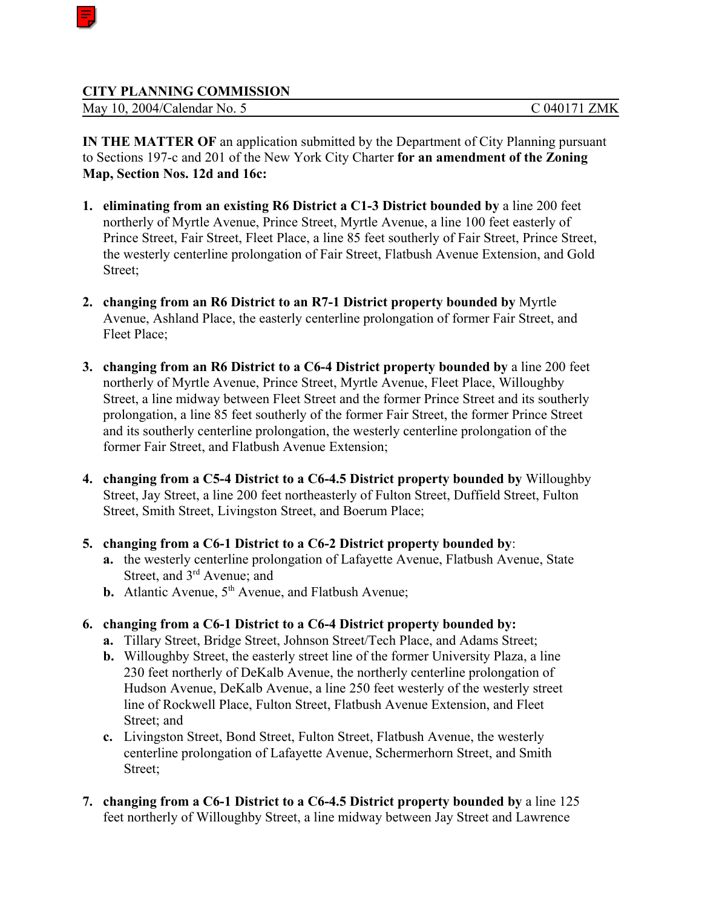**CITY PLANNING COMMISSION**

May 10, 2004/Calendar No. 5 C 040171 ZMK

**IN THE MATTER OF** an application submitted by the Department of City Planning pursuant to Sections 197-c and 201 of the New York City Charter **for an amendment of the Zoning Map, Section Nos. 12d and 16c:**

1. **eliminating from an existing R6 District a C1-3 District bounded by** a line 200 feet northerly of Myrtle Avenue, Prince Street, Myrtle Avenue, a line 100 feet easterly of Prince Street, Fair Street, Fleet Place, a line 85 feet southerly of Fair Street, Prince Street, the westerly centerline prolongation of Fair Street, Flatbush Avenue Extension, and Gold Street;

2. **changing from an R6 District to an R7-1 District property bounded by** Myrtle Avenue, Ashland Place, the easterly centerline prolongation of former Fair Street, and Fleet Place;

3. **changing from an R6 District to a C6-4 District property bounded by** a line 200 feet northerly of Myrtle Avenue, Prince Street, Myrtle Avenue, Fleet Place, Willoughby Street, a line midway between Fleet Street and the former Prince Street and its southerly prolongation, a line 85 feet southerly of the former Fair Street, the former Prince Street and its southerly centerline prolongation, the westerly centerline prolongation of the former Fair Street, and Flatbush Avenue Extension;

4. **changing from a C5-4 District to a C6-4.5 District property bounded by** Willoughby Street, Jay Street, a line 200 feet northeasterly of Fulton Street, Duffield Street, Fulton Street, Smith Street, Livingston Street, and Boerum Place;

5. **changing from a C6-1 District to a C6-2 District property bounded by**:
   a. the westerly centerline prolongation of Lafayette Avenue, Flatbush Avenue, State Street, and 3rd Avenue; and
   b. Atlantic Avenue, 5th Avenue, and Flatbush Avenue;

6. **changing from a C6-1 District to a C6-4 District property bounded by:**
   a. Tillary Street, Bridge Street, Johnson Street/Tech Place, and Adams Street;
   b. Willoughby Street, the easterly street line of the former University Plaza, a line 230 feet northerly of DeKalb Avenue, the northerly centerline prolongation of Hudson Avenue, DeKalb Avenue, a line 250 feet westerly of the westerly street line of Rockwell Place, Fulton Street, Flatbush Avenue Extension, and Fleet Street; and
   c. Livingston Street, Bond Street, Fulton Street, Flatbush Avenue, the westerly centerline prolongation of Lafayette Avenue, Schermerhorn Street, and Smith Street;

7. **changing from a C6-1 District to a C6-4.5 District property bounded by** a line 125 feet northerly of Willoughby Street, a line midway between Jay Street and Lawrence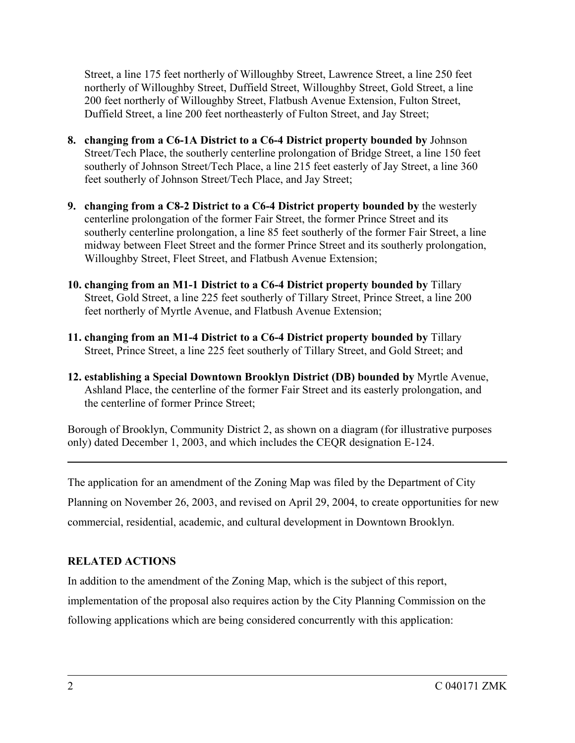Street, a line 175 feet northerly of Willoughby Street, Lawrence Street, a line 250 feet northerly of Willoughby Street, Duffield Street, Willoughby Street, Gold Street, a line 200 feet northerly of Willoughby Street, Flatbush Avenue Extension, Fulton Street, Duffield Street, a line 200 feet northeasterly of Fulton Street, and Jay Street;

8. **changing from a C6-1A District to a C6-4 District property bounded by** Johnson Street/Tech Place, the southerly centerline prolongation of Bridge Street, a line 150 feet southerly of Johnson Street/Tech Place, a line 215 feet easterly of Jay Street, a line 360 feet southerly of Johnson Street/Tech Place, and Jay Street;

9. **changing from a C8-2 District to a C6-4 District property bounded by** the westerly centerline prolongation of the former Fair Street, the former Prince Street and its southerly centerline prolongation, a line 85 feet southerly of the former Fair Street, a line midway between Fleet Street and the former Prince Street and its southerly prolongation, Willoughby Street, Fleet Street, and Flatbush Avenue Extension;

10. **changing from an M1-1 District to a C6-4 District property bounded by** Tillary Street, Gold Street, a line 225 feet southerly of Tillary Street, Prince Street, a line 200 feet northerly of Myrtle Avenue, and Flatbush Avenue Extension;

11. **changing from an M1-4 District to a C6-4 District property bounded by** Tillary Street, Prince Street, a line 225 feet southerly of Tillary Street, and Gold Street; and

12. **establishing a Special Downtown Brooklyn District (DB) bounded by** Myrtle Avenue, Ashland Place, the centerline of the former Fair Street and its easterly prolongation, and the centerline of former Prince Street;

Borough of Brooklyn, Community District 2, as shown on a diagram (for illustrative purposes only) dated December 1, 2003, and which includes the CEQR designation E-124.

---

The application for an amendment of the Zoning Map was filed by the Department of City Planning on November 26, 2003, and revised on April 29, 2004, to create opportunities for new commercial, residential, academic, and cultural development in Downtown Brooklyn.

**RELATED ACTIONS**

In addition to the amendment of the Zoning Map, which is the subject of this report, implementation of the proposal also requires action by the City Planning Commission on the following applications which are being considered concurrently with this application: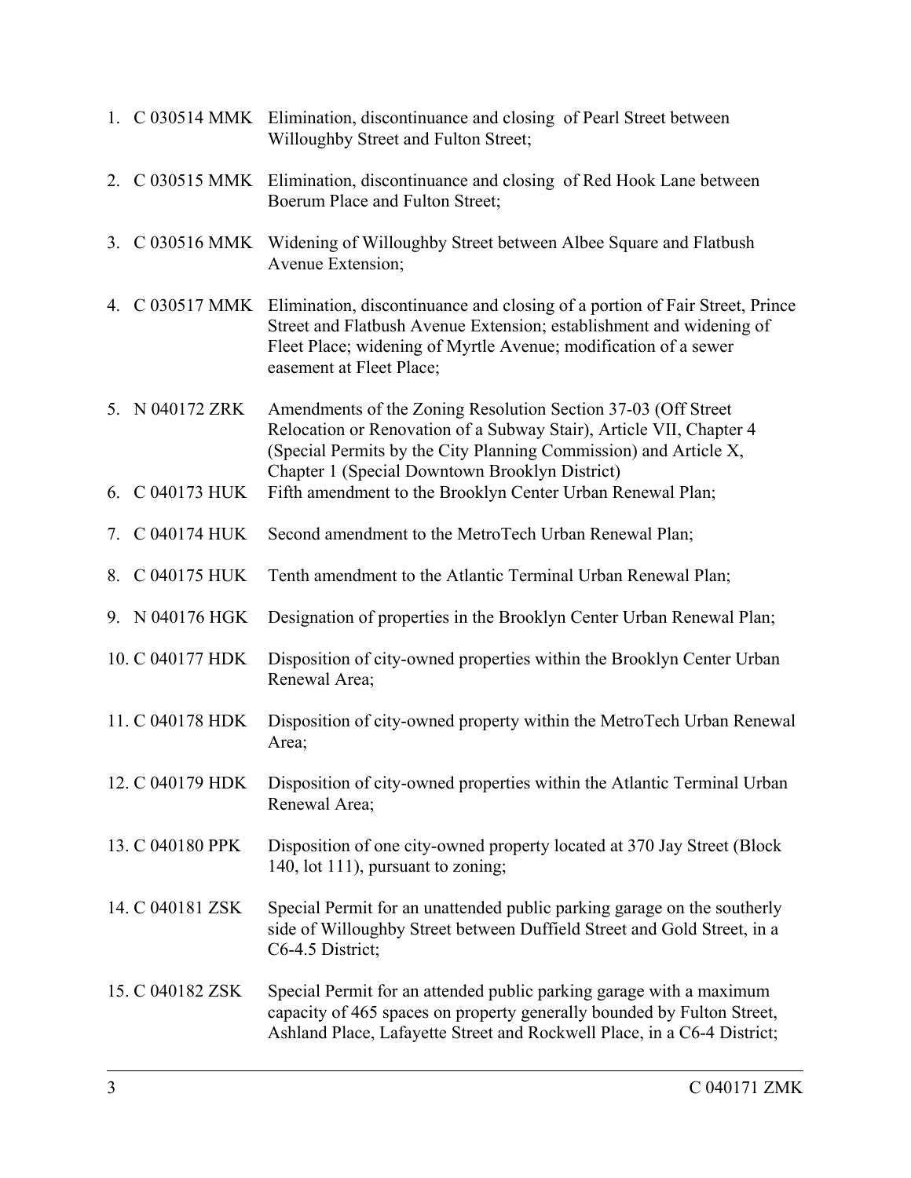1. C 030514 MMK Elimination, discontinuance and closing of Pearl Street between Willoughby Street and Fulton Street;

2. C 030515 MMK Elimination, discontinuance and closing of Red Hook Lane between Boerum Place and Fulton Street;

3. C 030516 MMK Widening of Willoughby Street between Albee Square and Flatbush Avenue Extension;

4. C 030517 MMK Elimination, discontinuance and closing of a portion of Fair Street, Prince Street and Flatbush Avenue Extension; establishment and widening of Fleet Place; widening of Myrtle Avenue; modification of a sewer easement at Fleet Place;

5. N 040172 ZRK Amendments of the Zoning Resolution Section 37-03 (Off Street Relocation or Renovation of a Subway Stair), Article VII, Chapter 4 (Special Permits by the City Planning Commission) and Article X, Chapter 1 (Special Downtown Brooklyn District)

6. C 040173 HUK Fifth amendment to the Brooklyn Center Urban Renewal Plan;

7. C 040174 HUK Second amendment to the MetroTech Urban Renewal Plan;

8. C 040175 HUK Tenth amendment to the Atlantic Terminal Urban Renewal Plan;

9. N 040176 HGK Designation of properties in the Brooklyn Center Urban Renewal Plan;

10. C 040177 HDK Disposition of city-owned properties within the Brooklyn Center Urban Renewal Area;

11. C 040178 HDK Disposition of city-owned property within the MetroTech Urban Renewal Area;

12. C 040179 HDK Disposition of city-owned properties within the Atlantic Terminal Urban Renewal Area;

13. C 040180 PPK Disposition of one city-owned property located at 370 Jay Street (Block 140, lot 111), pursuant to zoning;

14. C 040181 ZSK Special Permit for an unattended public parking garage on the southerly side of Willoughby Street between Duffield Street and Gold Street, in a C6-4.5 District;

15. C 040182 ZSK Special Permit for an attended public parking garage with a maximum capacity of 465 spaces on property generally bounded by Fulton Street, Ashland Place, Lafayette Street and Rockwell Place, in a C6-4 District;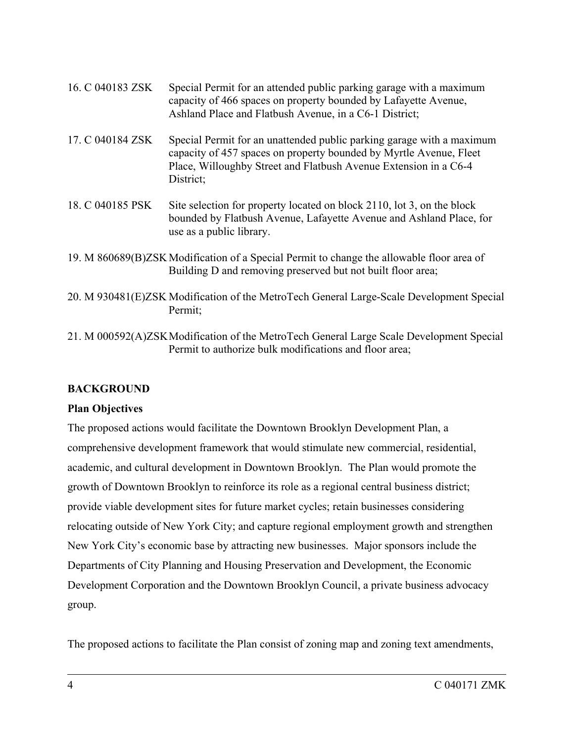16. C 040183 ZSK Special Permit for an attended public parking garage with a maximum capacity of 466 spaces on property bounded by Lafayette Avenue, Ashland Place and Flatbush Avenue, in a C6-1 District;

17. C 040184 ZSK Special Permit for an unattended public parking garage with a maximum capacity of 457 spaces on property bounded by Myrtle Avenue, Fleet Place, Willoughby Street and Flatbush Avenue Extension in a C6-4 District;

18. C 040185 PSK Site selection for property located on block 2110, lot 3, on the block bounded by Flatbush Avenue, Lafayette Avenue and Ashland Place, for use as a public library.

19. M 860689(B)ZSK Modification of a Special Permit to change the allowable floor area of Building D and removing preserved but not built floor area;

20. M 930481(E)ZSK Modification of the MetroTech General Large-Scale Development Special Permit;

21. M 000592(A)ZSK Modification of the MetroTech General Large Scale Development Special Permit to authorize bulk modifications and floor area;

**BACKGROUND**

**Plan Objectives**

The proposed actions would facilitate the Downtown Brooklyn Development Plan, a comprehensive development framework that would stimulate new commercial, residential, academic, and cultural development in Downtown Brooklyn. The Plan would promote the growth of Downtown Brooklyn to reinforce its role as a regional central business district; provide viable development sites for future market cycles; retain businesses considering relocating outside of New York City; and capture regional employment growth and strengthen New York City's economic base by attracting new businesses. Major sponsors include the Departments of City Planning and Housing Preservation and Development, the Economic Development Corporation and the Downtown Brooklyn Council, a private business advocacy group.

The proposed actions to facilitate the Plan consist of zoning map and zoning text amendments,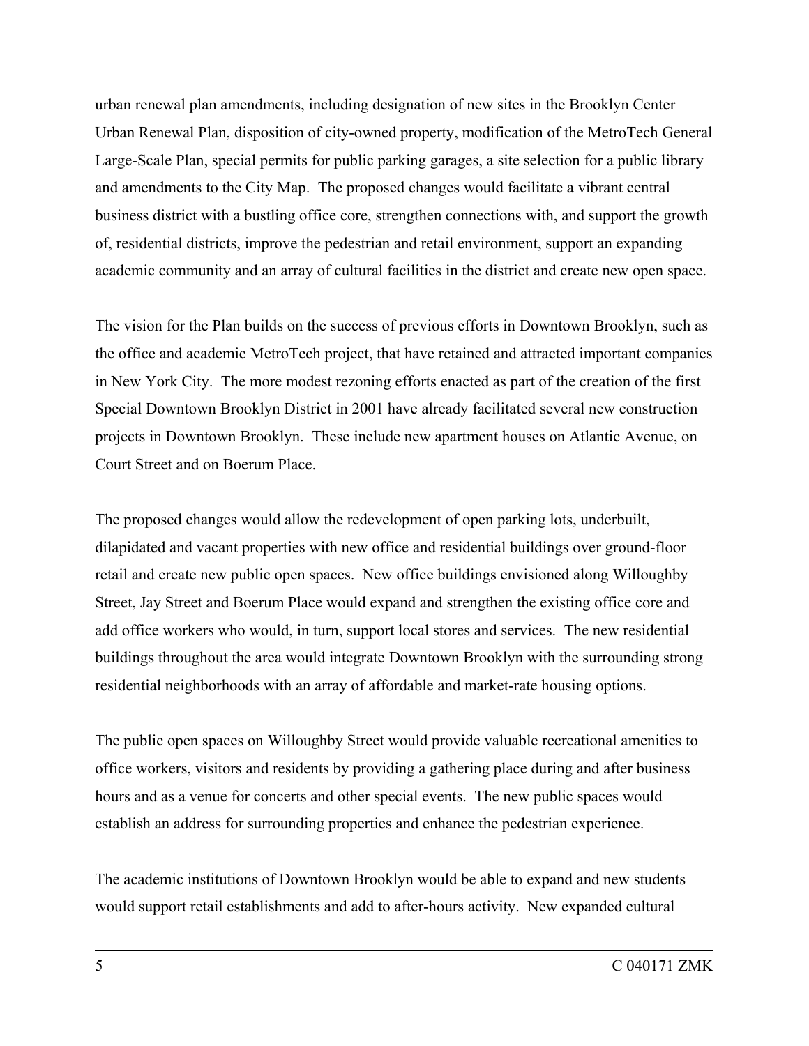urban renewal plan amendments, including designation of new sites in the Brooklyn Center Urban Renewal Plan, disposition of city-owned property, modification of the MetroTech General Large-Scale Plan, special permits for public parking garages, a site selection for a public library and amendments to the City Map. The proposed changes would facilitate a vibrant central business district with a bustling office core, strengthen connections with, and support the growth of, residential districts, improve the pedestrian and retail environment, support an expanding academic community and an array of cultural facilities in the district and create new open space.

The vision for the Plan builds on the success of previous efforts in Downtown Brooklyn, such as the office and academic MetroTech project, that have retained and attracted important companies in New York City. The more modest rezoning efforts enacted as part of the creation of the first Special Downtown Brooklyn District in 2001 have already facilitated several new construction projects in Downtown Brooklyn. These include new apartment houses on Atlantic Avenue, on Court Street and on Boerum Place.

The proposed changes would allow the redevelopment of open parking lots, underbuilt, dilapidated and vacant properties with new office and residential buildings over ground-floor retail and create new public open spaces. New office buildings envisioned along Willoughby Street, Jay Street and Boerum Place would expand and strengthen the existing office core and add office workers who would, in turn, support local stores and services. The new residential buildings throughout the area would integrate Downtown Brooklyn with the surrounding strong residential neighborhoods with an array of affordable and market-rate housing options.

The public open spaces on Willoughby Street would provide valuable recreational amenities to office workers, visitors and residents by providing a gathering place during and after business hours and as a venue for concerts and other special events. The new public spaces would establish an address for surrounding properties and enhance the pedestrian experience.

The academic institutions of Downtown Brooklyn would be able to expand and new students would support retail establishments and add to after-hours activity. New expanded cultural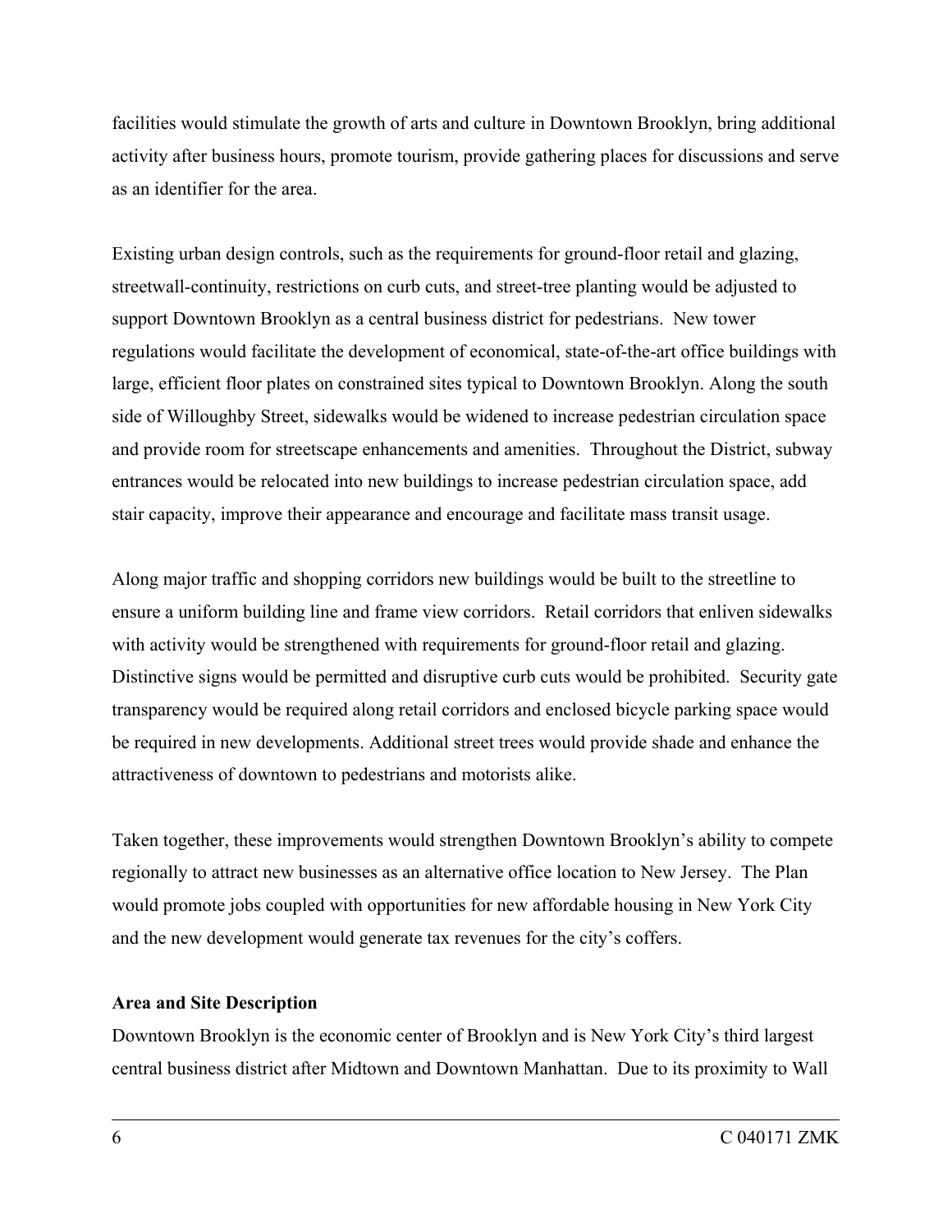facilities would stimulate the growth of arts and culture in Downtown Brooklyn, bring additional activity after business hours, promote tourism, provide gathering places for discussions and serve as an identifier for the area.

Existing urban design controls, such as the requirements for ground-floor retail and glazing, streetwall-continuity, restrictions on curb cuts, and street-tree planting would be adjusted to support Downtown Brooklyn as a central business district for pedestrians. New tower regulations would facilitate the development of economical, state-of-the-art office buildings with large, efficient floor plates on constrained sites typical to Downtown Brooklyn. Along the south side of Willoughby Street, sidewalks would be widened to increase pedestrian circulation space and provide room for streetscape enhancements and amenities. Throughout the District, subway entrances would be relocated into new buildings to increase pedestrian circulation space, add stair capacity, improve their appearance and encourage and facilitate mass transit usage.

Along major traffic and shopping corridors new buildings would be built to the streetline to ensure a uniform building line and frame view corridors. Retail corridors that enliven sidewalks with activity would be strengthened with requirements for ground-floor retail and glazing. Distinctive signs would be permitted and disruptive curb cuts would be prohibited. Security gate transparency would be required along retail corridors and enclosed bicycle parking space would be required in new developments. Additional street trees would provide shade and enhance the attractiveness of downtown to pedestrians and motorists alike.

Taken together, these improvements would strengthen Downtown Brooklyn's ability to compete regionally to attract new businesses as an alternative office location to New Jersey. The Plan would promote jobs coupled with opportunities for new affordable housing in New York City and the new development would generate tax revenues for the city's coffers.

**Area and Site Description**

Downtown Brooklyn is the economic center of Brooklyn and is New York City's third largest central business district after Midtown and Downtown Manhattan. Due to its proximity to Wall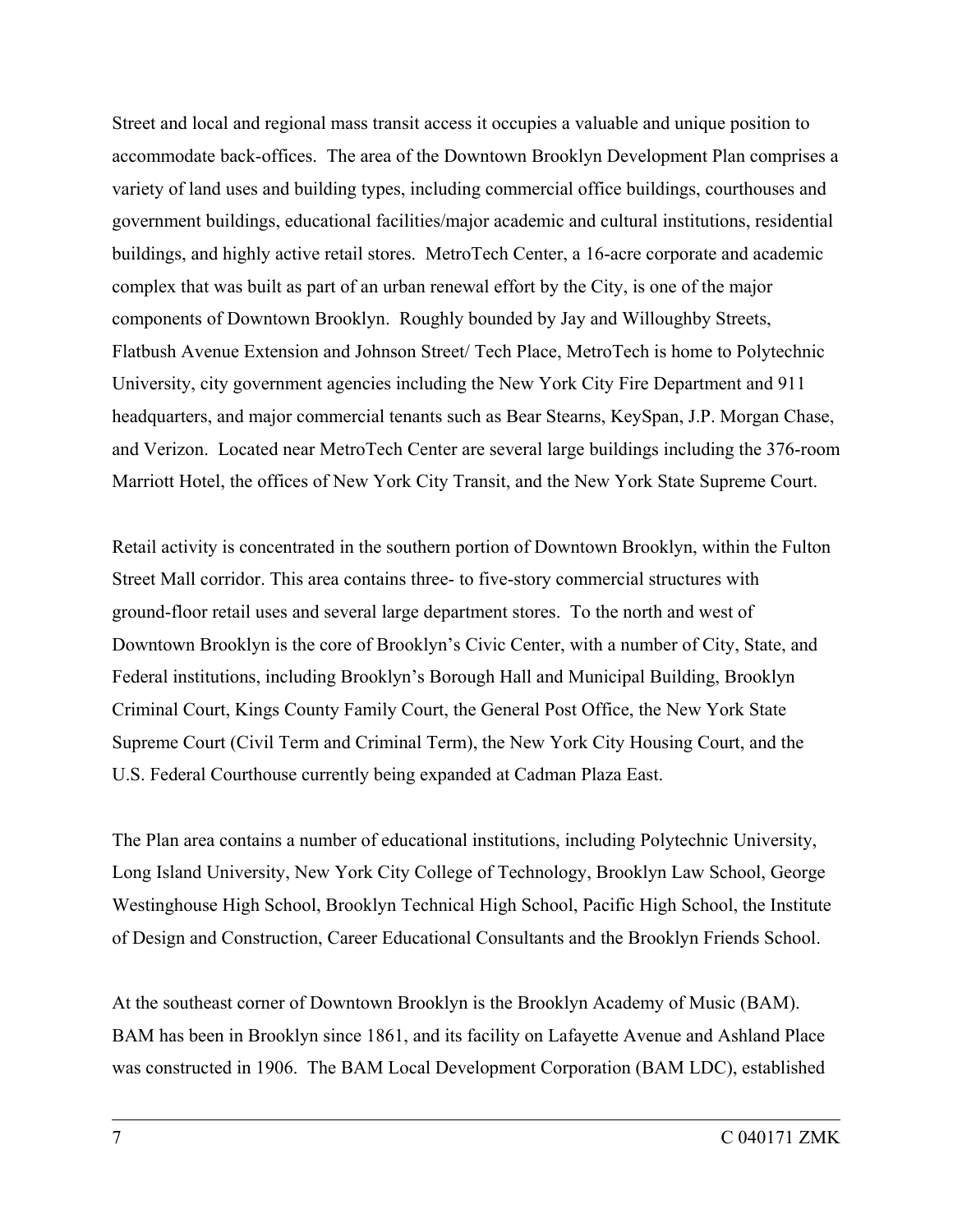Street and local and regional mass transit access it occupies a valuable and unique position to accommodate back-offices. The area of the Downtown Brooklyn Development Plan comprises a variety of land uses and building types, including commercial office buildings, courthouses and government buildings, educational facilities/major academic and cultural institutions, residential buildings, and highly active retail stores. MetroTech Center, a 16-acre corporate and academic complex that was built as part of an urban renewal effort by the City, is one of the major components of Downtown Brooklyn. Roughly bounded by Jay and Willoughby Streets, Flatbush Avenue Extension and Johnson Street/ Tech Place, MetroTech is home to Polytechnic University, city government agencies including the New York City Fire Department and 911 headquarters, and major commercial tenants such as Bear Stearns, KeySpan, J.P. Morgan Chase, and Verizon. Located near MetroTech Center are several large buildings including the 376-room Marriott Hotel, the offices of New York City Transit, and the New York State Supreme Court.

Retail activity is concentrated in the southern portion of Downtown Brooklyn, within the Fulton Street Mall corridor. This area contains three- to five-story commercial structures with ground-floor retail uses and several large department stores. To the north and west of Downtown Brooklyn is the core of Brooklyn's Civic Center, with a number of City, State, and Federal institutions, including Brooklyn's Borough Hall and Municipal Building, Brooklyn Criminal Court, Kings County Family Court, the General Post Office, the New York State Supreme Court (Civil Term and Criminal Term), the New York City Housing Court, and the U.S. Federal Courthouse currently being expanded at Cadman Plaza East.

The Plan area contains a number of educational institutions, including Polytechnic University, Long Island University, New York City College of Technology, Brooklyn Law School, George Westinghouse High School, Brooklyn Technical High School, Pacific High School, the Institute of Design and Construction, Career Educational Consultants and the Brooklyn Friends School.

At the southeast corner of Downtown Brooklyn is the Brooklyn Academy of Music (BAM). BAM has been in Brooklyn since 1861, and its facility on Lafayette Avenue and Ashland Place was constructed in 1906. The BAM Local Development Corporation (BAM LDC), established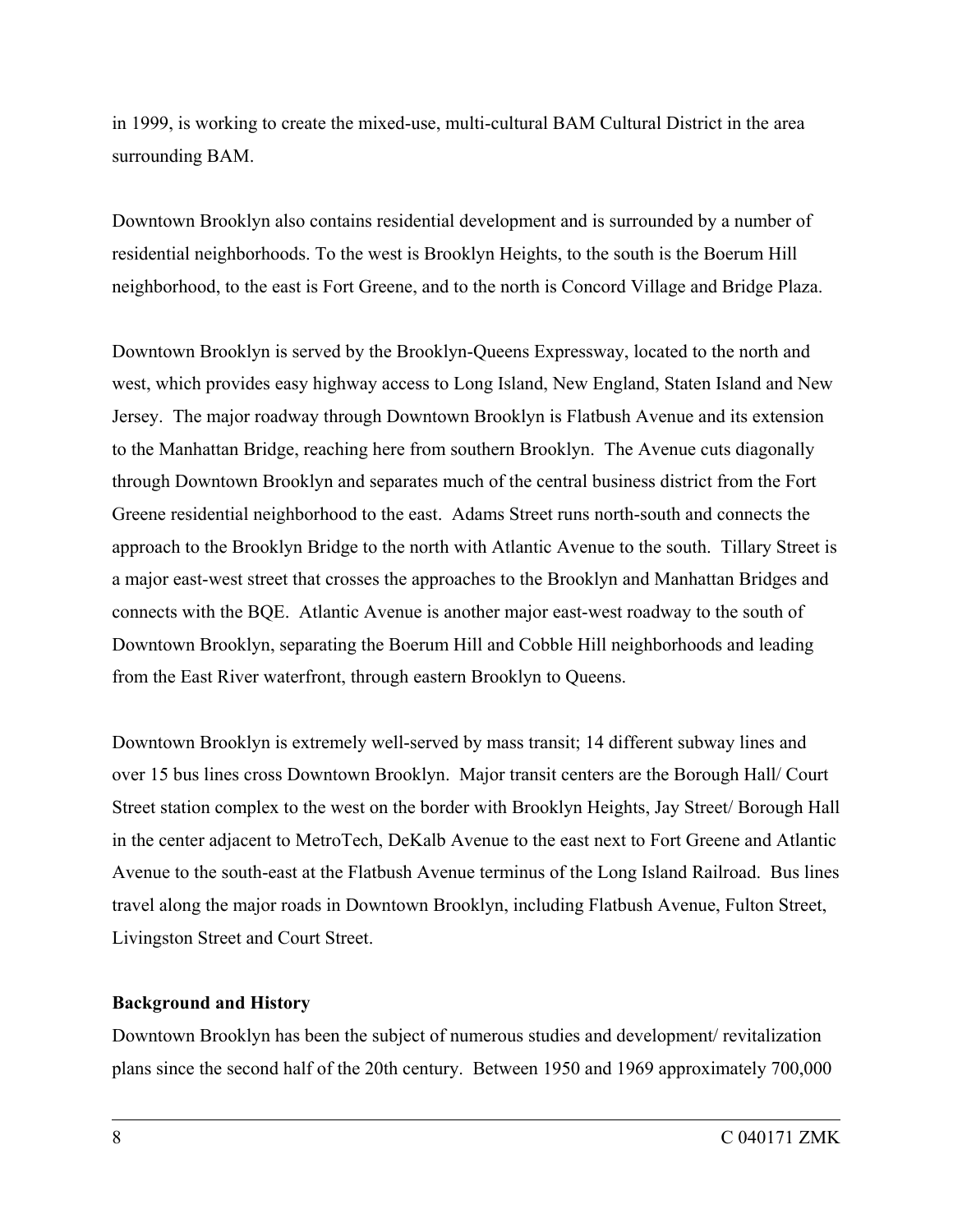in 1999, is working to create the mixed-use, multi-cultural BAM Cultural District in the area surrounding BAM.

Downtown Brooklyn also contains residential development and is surrounded by a number of residential neighborhoods. To the west is Brooklyn Heights, to the south is the Boerum Hill neighborhood, to the east is Fort Greene, and to the north is Concord Village and Bridge Plaza.

Downtown Brooklyn is served by the Brooklyn-Queens Expressway, located to the north and west, which provides easy highway access to Long Island, New England, Staten Island and New Jersey. The major roadway through Downtown Brooklyn is Flatbush Avenue and its extension to the Manhattan Bridge, reaching here from southern Brooklyn. The Avenue cuts diagonally through Downtown Brooklyn and separates much of the central business district from the Fort Greene residential neighborhood to the east. Adams Street runs north-south and connects the approach to the Brooklyn Bridge to the north with Atlantic Avenue to the south. Tillary Street is a major east-west street that crosses the approaches to the Brooklyn and Manhattan Bridges and connects with the BQE. Atlantic Avenue is another major east-west roadway to the south of Downtown Brooklyn, separating the Boerum Hill and Cobble Hill neighborhoods and leading from the East River waterfront, through eastern Brooklyn to Queens.

Downtown Brooklyn is extremely well-served by mass transit; 14 different subway lines and over 15 bus lines cross Downtown Brooklyn. Major transit centers are the Borough Hall/ Court Street station complex to the west on the border with Brooklyn Heights, Jay Street/ Borough Hall in the center adjacent to MetroTech, DeKalb Avenue to the east next to Fort Greene and Atlantic Avenue to the south-east at the Flatbush Avenue terminus of the Long Island Railroad. Bus lines travel along the major roads in Downtown Brooklyn, including Flatbush Avenue, Fulton Street, Livingston Street and Court Street.

**Background and History**

Downtown Brooklyn has been the subject of numerous studies and development/ revitalization plans since the second half of the 20th century. Between 1950 and 1969 approximately 700,000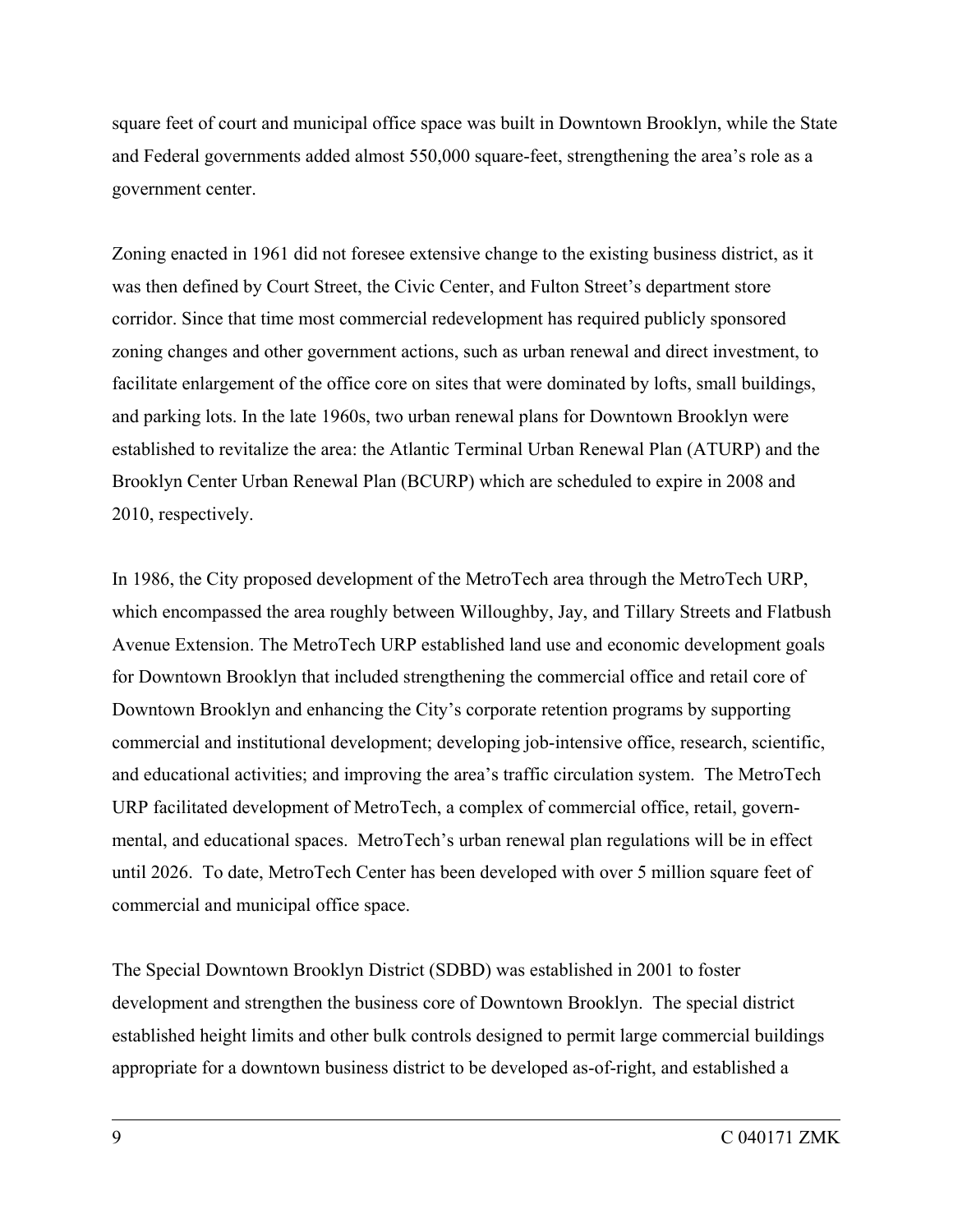square feet of court and municipal office space was built in Downtown Brooklyn, while the State and Federal governments added almost 550,000 square-feet, strengthening the area's role as a government center.

Zoning enacted in 1961 did not foresee extensive change to the existing business district, as it was then defined by Court Street, the Civic Center, and Fulton Street's department store corridor. Since that time most commercial redevelopment has required publicly sponsored zoning changes and other government actions, such as urban renewal and direct investment, to facilitate enlargement of the office core on sites that were dominated by lofts, small buildings, and parking lots. In the late 1960s, two urban renewal plans for Downtown Brooklyn were established to revitalize the area: the Atlantic Terminal Urban Renewal Plan (ATURP) and the Brooklyn Center Urban Renewal Plan (BCURP) which are scheduled to expire in 2008 and 2010, respectively.

In 1986, the City proposed development of the MetroTech area through the MetroTech URP, which encompassed the area roughly between Willoughby, Jay, and Tillary Streets and Flatbush Avenue Extension. The MetroTech URP established land use and economic development goals for Downtown Brooklyn that included strengthening the commercial office and retail core of Downtown Brooklyn and enhancing the City's corporate retention programs by supporting commercial and institutional development; developing job-intensive office, research, scientific, and educational activities; and improving the area's traffic circulation system. The MetroTech URP facilitated development of MetroTech, a complex of commercial office, retail, governmental, and educational spaces. MetroTech's urban renewal plan regulations will be in effect until 2026. To date, MetroTech Center has been developed with over 5 million square feet of commercial and municipal office space.

The Special Downtown Brooklyn District (SDBD) was established in 2001 to foster development and strengthen the business core of Downtown Brooklyn. The special district established height limits and other bulk controls designed to permit large commercial buildings appropriate for a downtown business district to be developed as-of-right, and established a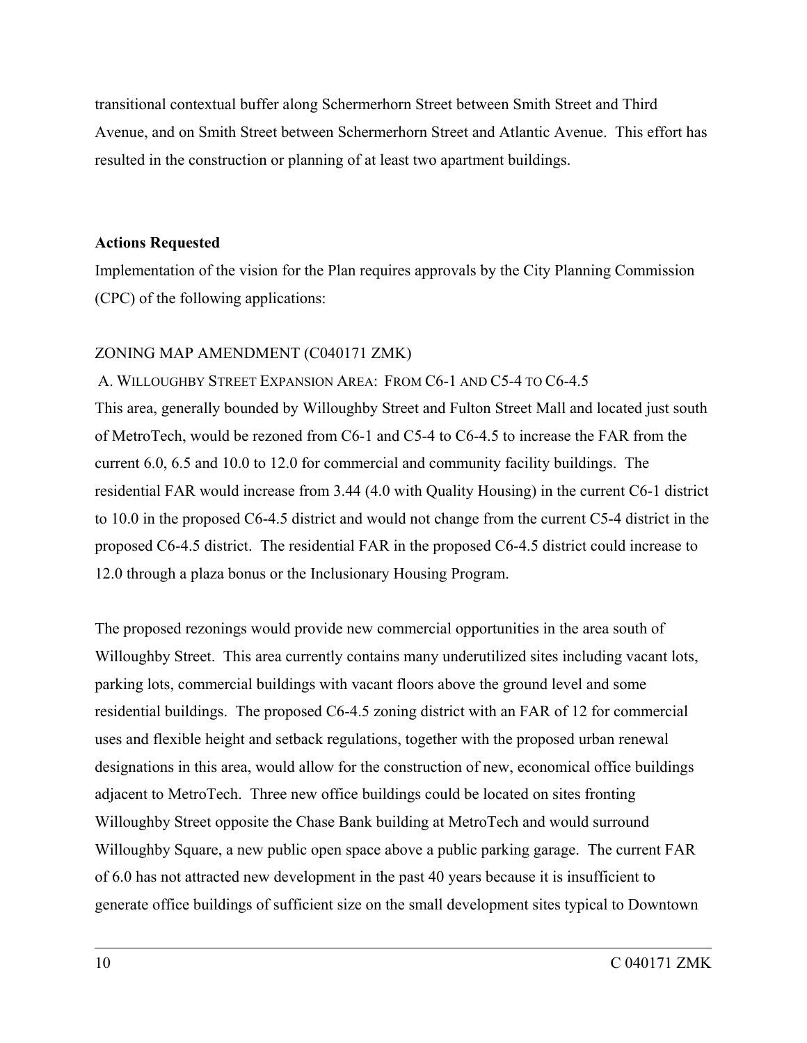transitional contextual buffer along Schermerhorn Street between Smith Street and Third Avenue, and on Smith Street between Schermerhorn Street and Atlantic Avenue. This effort has resulted in the construction or planning of at least two apartment buildings.

**Actions Requested**

Implementation of the vision for the Plan requires approvals by the City Planning Commission (CPC) of the following applications:

ZONING MAP AMENDMENT (C040171 ZMK)

A. WILLOUGHBY STREET EXPANSION AREA: FROM C6-1 AND C5-4 TO C6-4.5

This area, generally bounded by Willoughby Street and Fulton Street Mall and located just south of MetroTech, would be rezoned from C6-1 and C5-4 to C6-4.5 to increase the FAR from the current 6.0, 6.5 and 10.0 to 12.0 for commercial and community facility buildings. The residential FAR would increase from 3.44 (4.0 with Quality Housing) in the current C6-1 district to 10.0 in the proposed C6-4.5 district and would not change from the current C5-4 district in the proposed C6-4.5 district. The residential FAR in the proposed C6-4.5 district could increase to 12.0 through a plaza bonus or the Inclusionary Housing Program.

The proposed rezonings would provide new commercial opportunities in the area south of Willoughby Street. This area currently contains many underutilized sites including vacant lots, parking lots, commercial buildings with vacant floors above the ground level and some residential buildings. The proposed C6-4.5 zoning district with an FAR of 12 for commercial uses and flexible height and setback regulations, together with the proposed urban renewal designations in this area, would allow for the construction of new, economical office buildings adjacent to MetroTech. Three new office buildings could be located on sites fronting Willoughby Street opposite the Chase Bank building at MetroTech and would surround Willoughby Square, a new public open space above a public parking garage. The current FAR of 6.0 has not attracted new development in the past 40 years because it is insufficient to generate office buildings of sufficient size on the small development sites typical to Downtown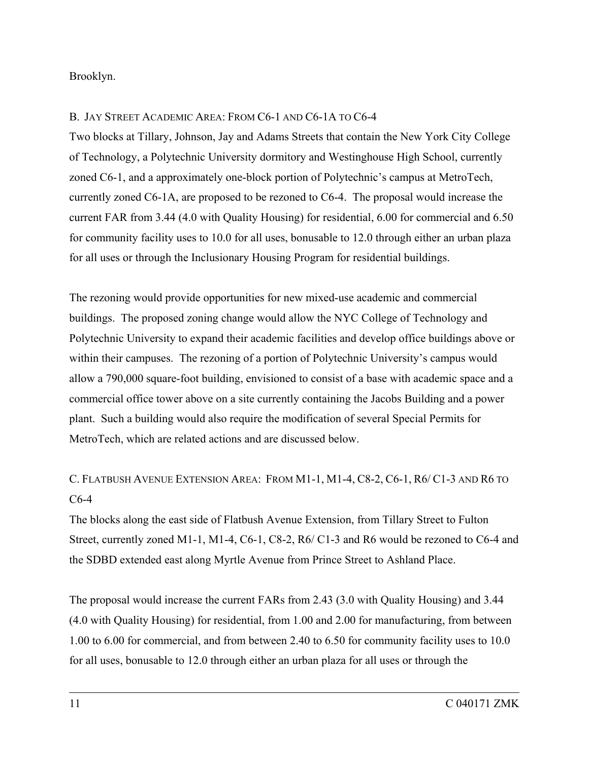Brooklyn.

B. JAY STREET ACADEMIC AREA: FROM C6-1 AND C6-1A TO C6-4

Two blocks at Tillary, Johnson, Jay and Adams Streets that contain the New York City College of Technology, a Polytechnic University dormitory and Westinghouse High School, currently zoned C6-1, and a approximately one-block portion of Polytechnic's campus at MetroTech, currently zoned C6-1A, are proposed to be rezoned to C6-4. The proposal would increase the current FAR from 3.44 (4.0 with Quality Housing) for residential, 6.00 for commercial and 6.50 for community facility uses to 10.0 for all uses, bonusable to 12.0 through either an urban plaza for all uses or through the Inclusionary Housing Program for residential buildings.

The rezoning would provide opportunities for new mixed-use academic and commercial buildings. The proposed zoning change would allow the NYC College of Technology and Polytechnic University to expand their academic facilities and develop office buildings above or within their campuses. The rezoning of a portion of Polytechnic University's campus would allow a 790,000 square-foot building, envisioned to consist of a base with academic space and a commercial office tower above on a site currently containing the Jacobs Building and a power plant. Such a building would also require the modification of several Special Permits for MetroTech, which are related actions and are discussed below.

C. FLATBUSH AVENUE EXTENSION AREA: FROM M1-1, M1-4, C8-2, C6-1, R6/ C1-3 AND R6 TO C6-4

The blocks along the east side of Flatbush Avenue Extension, from Tillary Street to Fulton Street, currently zoned M1-1, M1-4, C6-1, C8-2, R6/ C1-3 and R6 would be rezoned to C6-4 and the SDBD extended east along Myrtle Avenue from Prince Street to Ashland Place.

The proposal would increase the current FARs from 2.43 (3.0 with Quality Housing) and 3.44 (4.0 with Quality Housing) for residential, from 1.00 and 2.00 for manufacturing, from between 1.00 to 6.00 for commercial, and from between 2.40 to 6.50 for community facility uses to 10.0 for all uses, bonusable to 12.0 through either an urban plaza for all uses or through the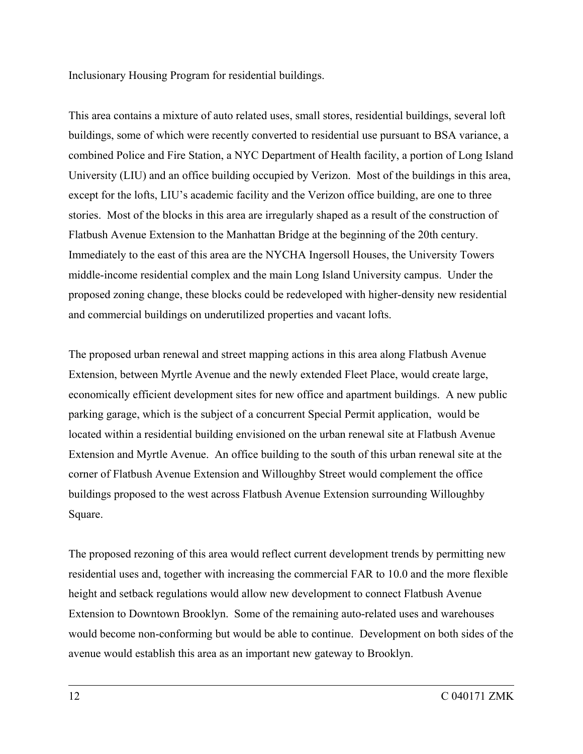Inclusionary Housing Program for residential buildings.

This area contains a mixture of auto related uses, small stores, residential buildings, several loft buildings, some of which were recently converted to residential use pursuant to BSA variance, a combined Police and Fire Station, a NYC Department of Health facility, a portion of Long Island University (LIU) and an office building occupied by Verizon. Most of the buildings in this area, except for the lofts, LIU's academic facility and the Verizon office building, are one to three stories. Most of the blocks in this area are irregularly shaped as a result of the construction of Flatbush Avenue Extension to the Manhattan Bridge at the beginning of the 20th century. Immediately to the east of this area are the NYCHA Ingersoll Houses, the University Towers middle-income residential complex and the main Long Island University campus. Under the proposed zoning change, these blocks could be redeveloped with higher-density new residential and commercial buildings on underutilized properties and vacant lofts.

The proposed urban renewal and street mapping actions in this area along Flatbush Avenue Extension, between Myrtle Avenue and the newly extended Fleet Place, would create large, economically efficient development sites for new office and apartment buildings. A new public parking garage, which is the subject of a concurrent Special Permit application, would be located within a residential building envisioned on the urban renewal site at Flatbush Avenue Extension and Myrtle Avenue. An office building to the south of this urban renewal site at the corner of Flatbush Avenue Extension and Willoughby Street would complement the office buildings proposed to the west across Flatbush Avenue Extension surrounding Willoughby Square.

The proposed rezoning of this area would reflect current development trends by permitting new residential uses and, together with increasing the commercial FAR to 10.0 and the more flexible height and setback regulations would allow new development to connect Flatbush Avenue Extension to Downtown Brooklyn. Some of the remaining auto-related uses and warehouses would become non-conforming but would be able to continue. Development on both sides of the avenue would establish this area as an important new gateway to Brooklyn.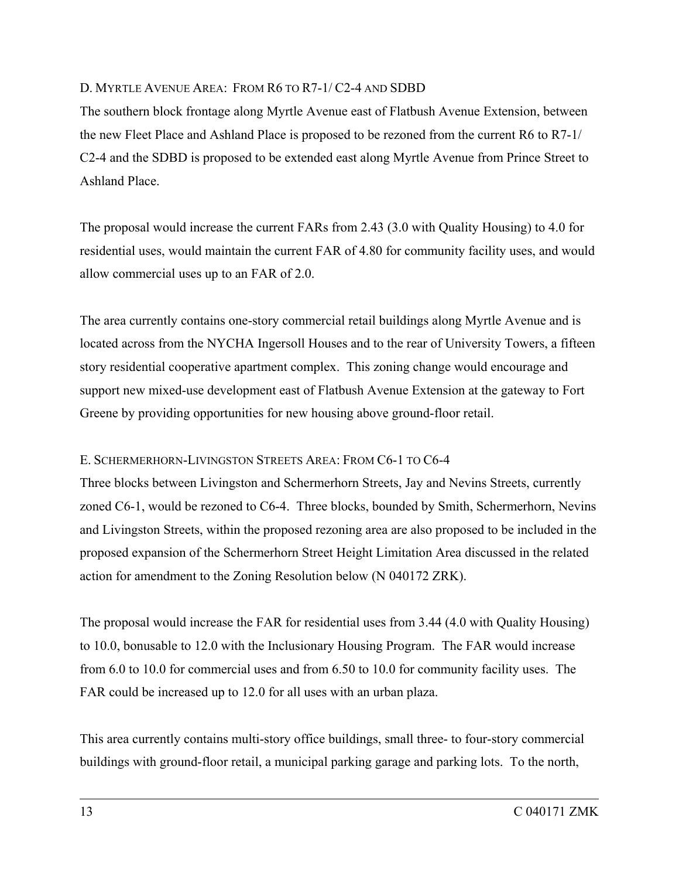D. MYRTLE AVENUE AREA: FROM R6 TO R7-1/ C2-4 AND SDBD

The southern block frontage along Myrtle Avenue east of Flatbush Avenue Extension, between the new Fleet Place and Ashland Place is proposed to be rezoned from the current R6 to R7-1/ C2-4 and the SDBD is proposed to be extended east along Myrtle Avenue from Prince Street to Ashland Place.

The proposal would increase the current FARs from 2.43 (3.0 with Quality Housing) to 4.0 for residential uses, would maintain the current FAR of 4.80 for community facility uses, and would allow commercial uses up to an FAR of 2.0.

The area currently contains one-story commercial retail buildings along Myrtle Avenue and is located across from the NYCHA Ingersoll Houses and to the rear of University Towers, a fifteen story residential cooperative apartment complex. This zoning change would encourage and support new mixed-use development east of Flatbush Avenue Extension at the gateway to Fort Greene by providing opportunities for new housing above ground-floor retail.

E. SCHERMERHORN-LIVINGSTON STREETS AREA: FROM C6-1 TO C6-4

Three blocks between Livingston and Schermerhorn Streets, Jay and Nevins Streets, currently zoned C6-1, would be rezoned to C6-4. Three blocks, bounded by Smith, Schermerhorn, Nevins and Livingston Streets, within the proposed rezoning area are also proposed to be included in the proposed expansion of the Schermerhorn Street Height Limitation Area discussed in the related action for amendment to the Zoning Resolution below (N 040172 ZRK).

The proposal would increase the FAR for residential uses from 3.44 (4.0 with Quality Housing) to 10.0, bonusable to 12.0 with the Inclusionary Housing Program. The FAR would increase from 6.0 to 10.0 for commercial uses and from 6.50 to 10.0 for community facility uses. The FAR could be increased up to 12.0 for all uses with an urban plaza.

This area currently contains multi-story office buildings, small three- to four-story commercial buildings with ground-floor retail, a municipal parking garage and parking lots. To the north,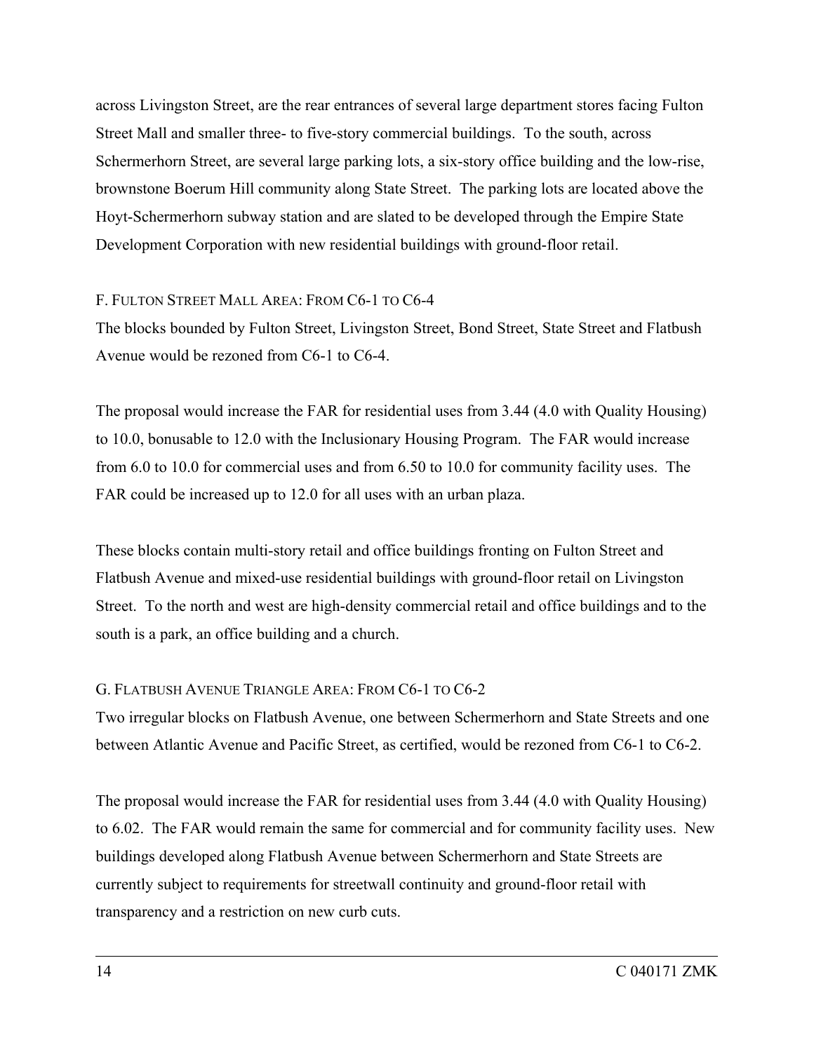across Livingston Street, are the rear entrances of several large department stores facing Fulton Street Mall and smaller three- to five-story commercial buildings. To the south, across Schermerhorn Street, are several large parking lots, a six-story office building and the low-rise, brownstone Boerum Hill community along State Street. The parking lots are located above the Hoyt-Schermerhorn subway station and are slated to be developed through the Empire State Development Corporation with new residential buildings with ground-floor retail.

### F. Fulton Street Mall Area: From C6-1 to C6-4

The blocks bounded by Fulton Street, Livingston Street, Bond Street, State Street and Flatbush Avenue would be rezoned from C6-1 to C6-4.

The proposal would increase the FAR for residential uses from 3.44 (4.0 with Quality Housing) to 10.0, bonusable to 12.0 with the Inclusionary Housing Program. The FAR would increase from 6.0 to 10.0 for commercial uses and from 6.50 to 10.0 for community facility uses. The FAR could be increased up to 12.0 for all uses with an urban plaza.

These blocks contain multi-story retail and office buildings fronting on Fulton Street and Flatbush Avenue and mixed-use residential buildings with ground-floor retail on Livingston Street. To the north and west are high-density commercial retail and office buildings and to the south is a park, an office building and a church.

### G. Flatbush Avenue Triangle Area: From C6-1 to C6-2

Two irregular blocks on Flatbush Avenue, one between Schermerhorn and State Streets and one between Atlantic Avenue and Pacific Street, as certified, would be rezoned from C6-1 to C6-2.

The proposal would increase the FAR for residential uses from 3.44 (4.0 with Quality Housing) to 6.02. The FAR would remain the same for commercial and for community facility uses. New buildings developed along Flatbush Avenue between Schermerhorn and State Streets are currently subject to requirements for streetwall continuity and ground-floor retail with transparency and a restriction on new curb cuts.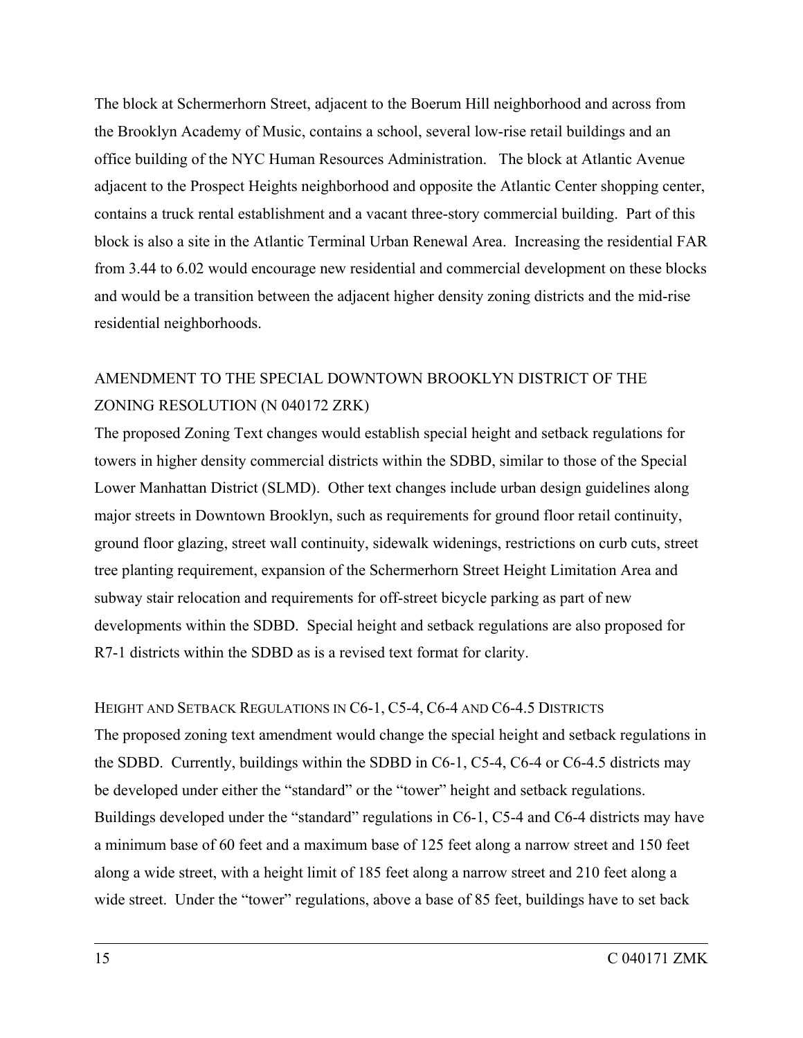The block at Schermerhorn Street, adjacent to the Boerum Hill neighborhood and across from the Brooklyn Academy of Music, contains a school, several low-rise retail buildings and an office building of the NYC Human Resources Administration. The block at Atlantic Avenue adjacent to the Prospect Heights neighborhood and opposite the Atlantic Center shopping center, contains a truck rental establishment and a vacant three-story commercial building. Part of this block is also a site in the Atlantic Terminal Urban Renewal Area. Increasing the residential FAR from 3.44 to 6.02 would encourage new residential and commercial development on these blocks and would be a transition between the adjacent higher density zoning districts and the mid-rise residential neighborhoods.

## AMENDMENT TO THE SPECIAL DOWNTOWN BROOKLYN DISTRICT OF THE ZONING RESOLUTION (N 040172 ZRK)

The proposed Zoning Text changes would establish special height and setback regulations for towers in higher density commercial districts within the SDBD, similar to those of the Special Lower Manhattan District (SLMD). Other text changes include urban design guidelines along major streets in Downtown Brooklyn, such as requirements for ground floor retail continuity, ground floor glazing, street wall continuity, sidewalk widenings, restrictions on curb cuts, street tree planting requirement, expansion of the Schermerhorn Street Height Limitation Area and subway stair relocation and requirements for off-street bicycle parking as part of new developments within the SDBD. Special height and setback regulations are also proposed for R7-1 districts within the SDBD as is a revised text format for clarity.

### HEIGHT AND SETBACK REGULATIONS IN C6-1, C5-4, C6-4 AND C6-4.5 DISTRICTS

The proposed zoning text amendment would change the special height and setback regulations in the SDBD. Currently, buildings within the SDBD in C6-1, C5-4, C6-4 or C6-4.5 districts may be developed under either the "standard" or the "tower" height and setback regulations. Buildings developed under the "standard" regulations in C6-1, C5-4 and C6-4 districts may have a minimum base of 60 feet and a maximum base of 125 feet along a narrow street and 150 feet along a wide street, with a height limit of 185 feet along a narrow street and 210 feet along a wide street. Under the "tower" regulations, above a base of 85 feet, buildings have to set back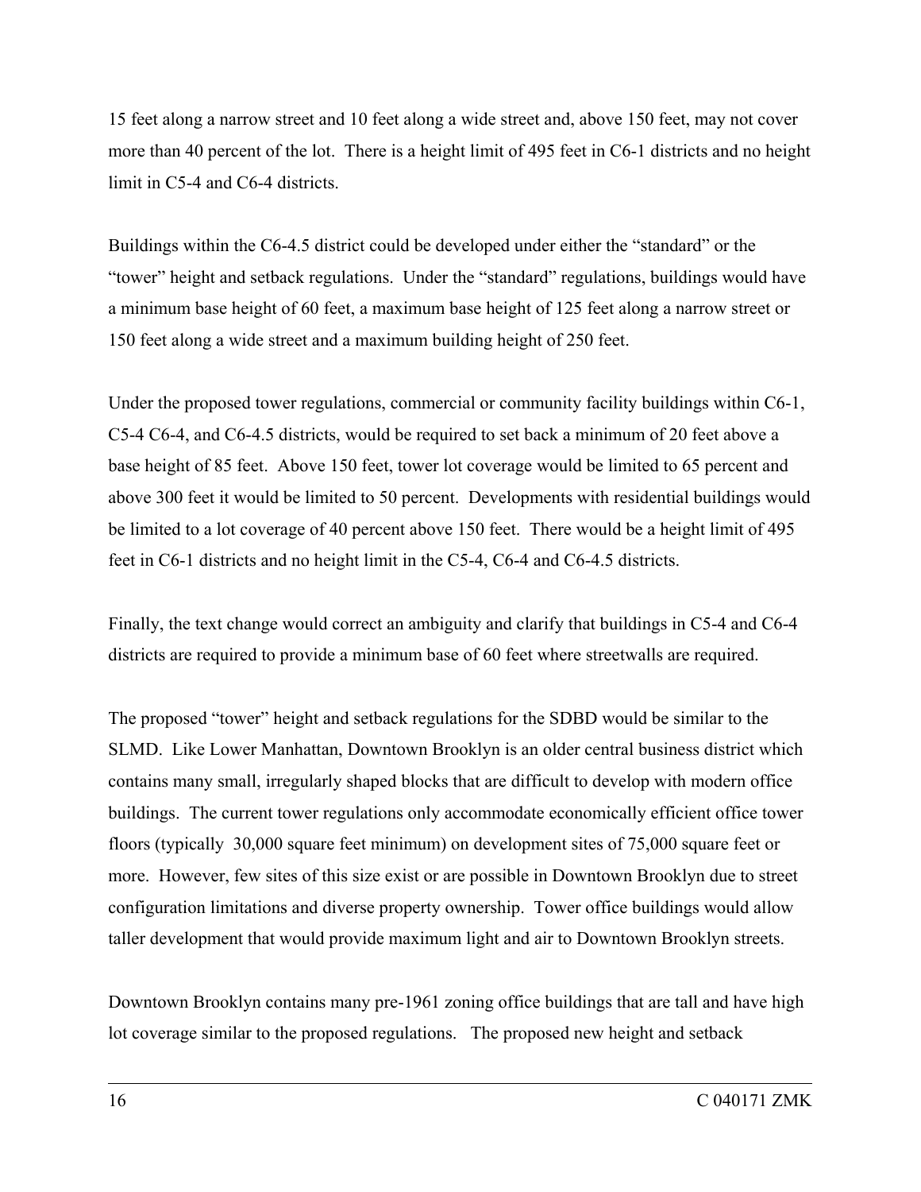15 feet along a narrow street and 10 feet along a wide street and, above 150 feet, may not cover more than 40 percent of the lot. There is a height limit of 495 feet in C6-1 districts and no height limit in C5-4 and C6-4 districts.

Buildings within the C6-4.5 district could be developed under either the "standard" or the "tower" height and setback regulations. Under the "standard" regulations, buildings would have a minimum base height of 60 feet, a maximum base height of 125 feet along a narrow street or 150 feet along a wide street and a maximum building height of 250 feet.

Under the proposed tower regulations, commercial or community facility buildings within C6-1, C5-4 C6-4, and C6-4.5 districts, would be required to set back a minimum of 20 feet above a base height of 85 feet. Above 150 feet, tower lot coverage would be limited to 65 percent and above 300 feet it would be limited to 50 percent. Developments with residential buildings would be limited to a lot coverage of 40 percent above 150 feet. There would be a height limit of 495 feet in C6-1 districts and no height limit in the C5-4, C6-4 and C6-4.5 districts.

Finally, the text change would correct an ambiguity and clarify that buildings in C5-4 and C6-4 districts are required to provide a minimum base of 60 feet where streetwalls are required.

The proposed "tower" height and setback regulations for the SDBD would be similar to the SLMD. Like Lower Manhattan, Downtown Brooklyn is an older central business district which contains many small, irregularly shaped blocks that are difficult to develop with modern office buildings. The current tower regulations only accommodate economically efficient office tower floors (typically 30,000 square feet minimum) on development sites of 75,000 square feet or more. However, few sites of this size exist or are possible in Downtown Brooklyn due to street configuration limitations and diverse property ownership. Tower office buildings would allow taller development that would provide maximum light and air to Downtown Brooklyn streets.

Downtown Brooklyn contains many pre-1961 zoning office buildings that are tall and have high lot coverage similar to the proposed regulations. The proposed new height and setback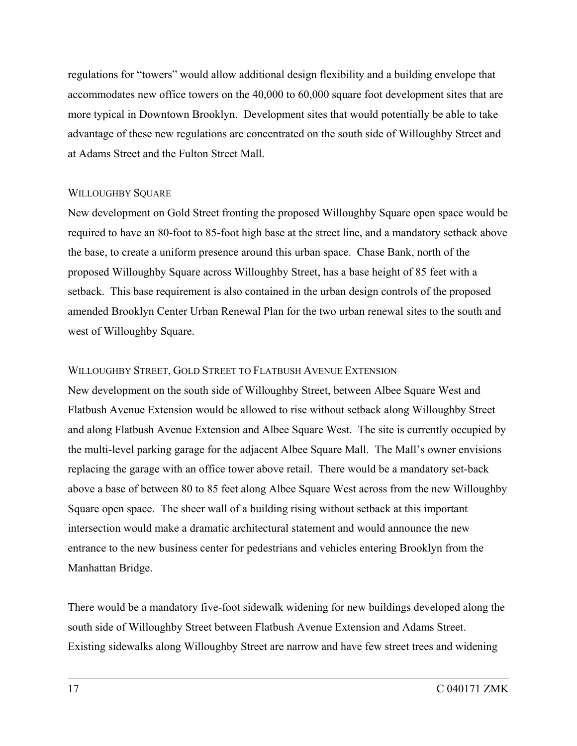regulations for "towers" would allow additional design flexibility and a building envelope that accommodates new office towers on the 40,000 to 60,000 square foot development sites that are more typical in Downtown Brooklyn. Development sites that would potentially be able to take advantage of these new regulations are concentrated on the south side of Willoughby Street and at Adams Street and the Fulton Street Mall.

### WILLOUGHBY SQUARE

New development on Gold Street fronting the proposed Willoughby Square open space would be required to have an 80-foot to 85-foot high base at the street line, and a mandatory setback above the base, to create a uniform presence around this urban space. Chase Bank, north of the proposed Willoughby Square across Willoughby Street, has a base height of 85 feet with a setback. This base requirement is also contained in the urban design controls of the proposed amended Brooklyn Center Urban Renewal Plan for the two urban renewal sites to the south and west of Willoughby Square.

### WILLOUGHBY STREET, GOLD STREET TO FLATBUSH AVENUE EXTENSION

New development on the south side of Willoughby Street, between Albee Square West and Flatbush Avenue Extension would be allowed to rise without setback along Willoughby Street and along Flatbush Avenue Extension and Albee Square West. The site is currently occupied by the multi-level parking garage for the adjacent Albee Square Mall. The Mall's owner envisions replacing the garage with an office tower above retail. There would be a mandatory set-back above a base of between 80 to 85 feet along Albee Square West across from the new Willoughby Square open space. The sheer wall of a building rising without setback at this important intersection would make a dramatic architectural statement and would announce the new entrance to the new business center for pedestrians and vehicles entering Brooklyn from the Manhattan Bridge.

There would be a mandatory five-foot sidewalk widening for new buildings developed along the south side of Willoughby Street between Flatbush Avenue Extension and Adams Street. Existing sidewalks along Willoughby Street are narrow and have few street trees and widening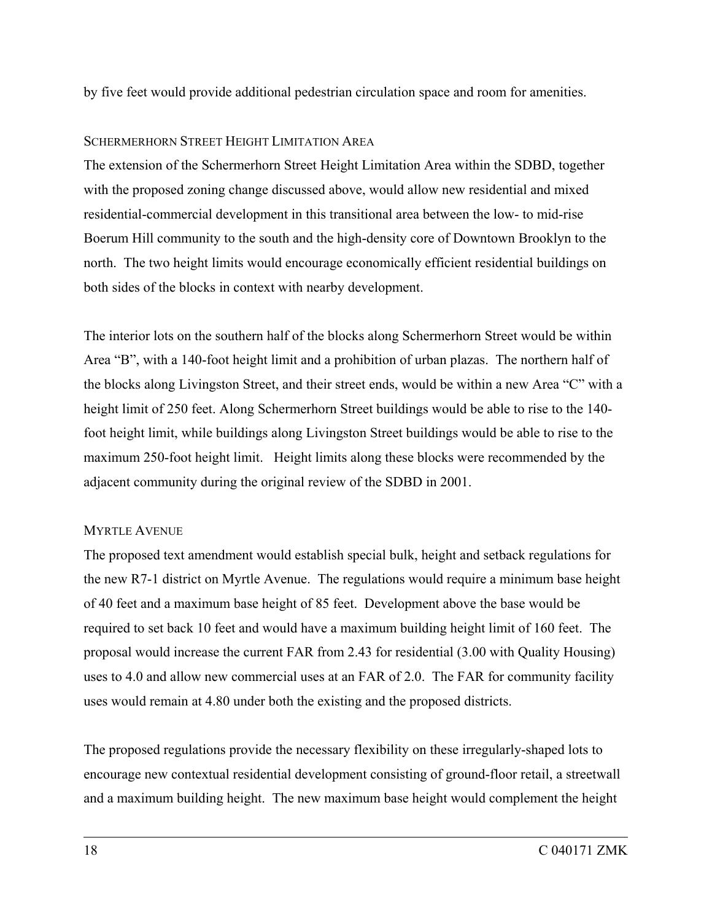by five feet would provide additional pedestrian circulation space and room for amenities.

### SCHERMERHORN STREET HEIGHT LIMITATION AREA

The extension of the Schermerhorn Street Height Limitation Area within the SDBD, together with the proposed zoning change discussed above, would allow new residential and mixed residential-commercial development in this transitional area between the low- to mid-rise Boerum Hill community to the south and the high-density core of Downtown Brooklyn to the north. The two height limits would encourage economically efficient residential buildings on both sides of the blocks in context with nearby development.

The interior lots on the southern half of the blocks along Schermerhorn Street would be within Area "B", with a 140-foot height limit and a prohibition of urban plazas. The northern half of the blocks along Livingston Street, and their street ends, would be within a new Area "C" with a height limit of 250 feet. Along Schermerhorn Street buildings would be able to rise to the 140-foot height limit, while buildings along Livingston Street buildings would be able to rise to the maximum 250-foot height limit. Height limits along these blocks were recommended by the adjacent community during the original review of the SDBD in 2001.

### MYRTLE AVENUE

The proposed text amendment would establish special bulk, height and setback regulations for the new R7-1 district on Myrtle Avenue. The regulations would require a minimum base height of 40 feet and a maximum base height of 85 feet. Development above the base would be required to set back 10 feet and would have a maximum building height limit of 160 feet. The proposal would increase the current FAR from 2.43 for residential (3.00 with Quality Housing) uses to 4.0 and allow new commercial uses at an FAR of 2.0. The FAR for community facility uses would remain at 4.80 under both the existing and the proposed districts.

The proposed regulations provide the necessary flexibility on these irregularly-shaped lots to encourage new contextual residential development consisting of ground-floor retail, a streetwall and a maximum building height. The new maximum base height would complement the height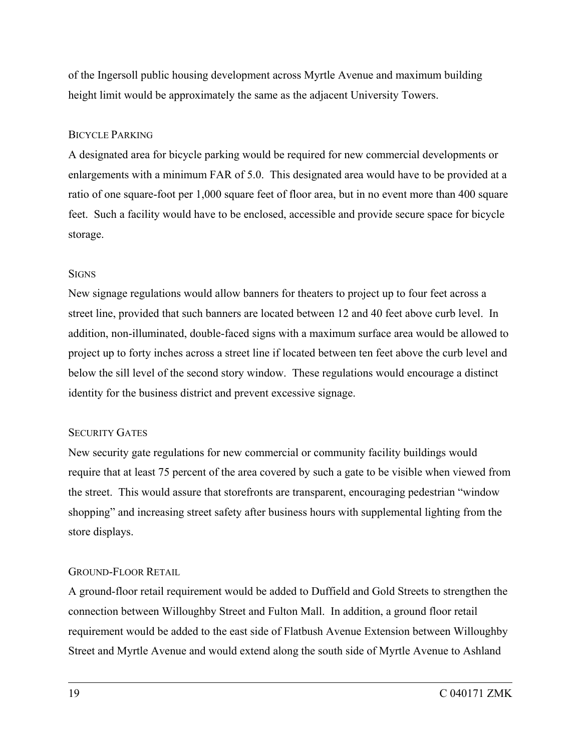of the Ingersoll public housing development across Myrtle Avenue and maximum building height limit would be approximately the same as the adjacent University Towers.

### BICYCLE PARKING

A designated area for bicycle parking would be required for new commercial developments or enlargements with a minimum FAR of 5.0. This designated area would have to be provided at a ratio of one square-foot per 1,000 square feet of floor area, but in no event more than 400 square feet. Such a facility would have to be enclosed, accessible and provide secure space for bicycle storage.

### SIGNS

New signage regulations would allow banners for theaters to project up to four feet across a street line, provided that such banners are located between 12 and 40 feet above curb level. In addition, non-illuminated, double-faced signs with a maximum surface area would be allowed to project up to forty inches across a street line if located between ten feet above the curb level and below the sill level of the second story window. These regulations would encourage a distinct identity for the business district and prevent excessive signage.

### SECURITY GATES

New security gate regulations for new commercial or community facility buildings would require that at least 75 percent of the area covered by such a gate to be visible when viewed from the street. This would assure that storefronts are transparent, encouraging pedestrian "window shopping" and increasing street safety after business hours with supplemental lighting from the store displays.

### GROUND-FLOOR RETAIL

A ground-floor retail requirement would be added to Duffield and Gold Streets to strengthen the connection between Willoughby Street and Fulton Mall. In addition, a ground floor retail requirement would be added to the east side of Flatbush Avenue Extension between Willoughby Street and Myrtle Avenue and would extend along the south side of Myrtle Avenue to Ashland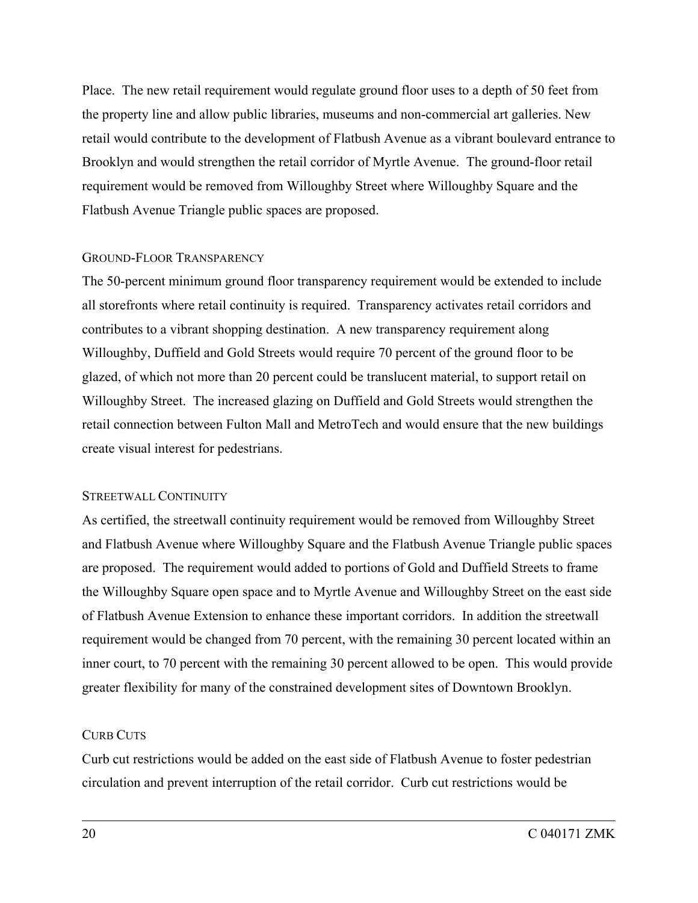Place. The new retail requirement would regulate ground floor uses to a depth of 50 feet from the property line and allow public libraries, museums and non-commercial art galleries. New retail would contribute to the development of Flatbush Avenue as a vibrant boulevard entrance to Brooklyn and would strengthen the retail corridor of Myrtle Avenue. The ground-floor retail requirement would be removed from Willoughby Street where Willoughby Square and the Flatbush Avenue Triangle public spaces are proposed.

### Ground-Floor Transparency

The 50-percent minimum ground floor transparency requirement would be extended to include all storefronts where retail continuity is required. Transparency activates retail corridors and contributes to a vibrant shopping destination. A new transparency requirement along Willoughby, Duffield and Gold Streets would require 70 percent of the ground floor to be glazed, of which not more than 20 percent could be translucent material, to support retail on Willoughby Street. The increased glazing on Duffield and Gold Streets would strengthen the retail connection between Fulton Mall and MetroTech and would ensure that the new buildings create visual interest for pedestrians.

### Streetwall Continuity

As certified, the streetwall continuity requirement would be removed from Willoughby Street and Flatbush Avenue where Willoughby Square and the Flatbush Avenue Triangle public spaces are proposed. The requirement would added to portions of Gold and Duffield Streets to frame the Willoughby Square open space and to Myrtle Avenue and Willoughby Street on the east side of Flatbush Avenue Extension to enhance these important corridors. In addition the streetwall requirement would be changed from 70 percent, with the remaining 30 percent located within an inner court, to 70 percent with the remaining 30 percent allowed to be open. This would provide greater flexibility for many of the constrained development sites of Downtown Brooklyn.

### Curb Cuts

Curb cut restrictions would be added on the east side of Flatbush Avenue to foster pedestrian circulation and prevent interruption of the retail corridor. Curb cut restrictions would be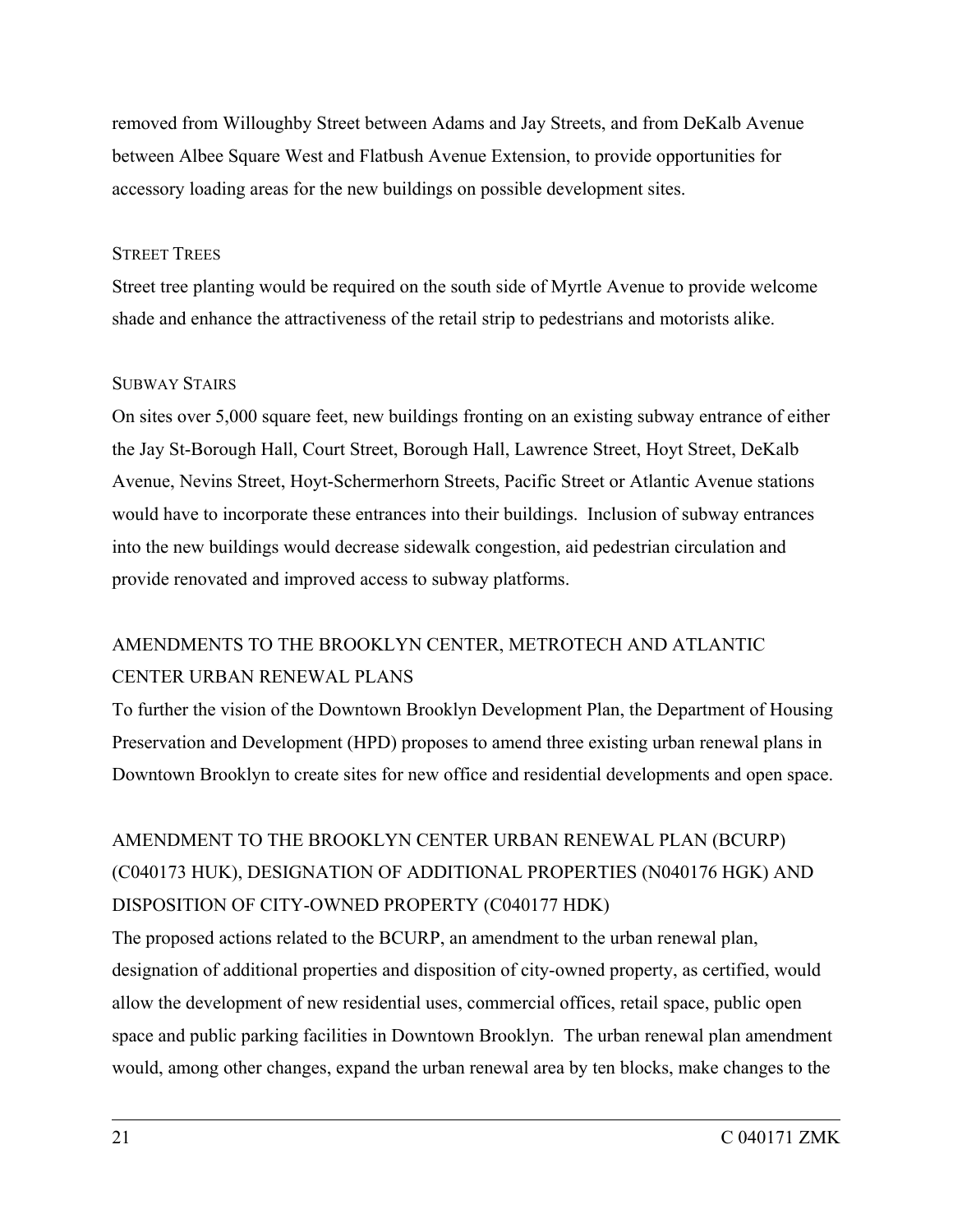removed from Willoughby Street between Adams and Jay Streets, and from DeKalb Avenue between Albee Square West and Flatbush Avenue Extension, to provide opportunities for accessory loading areas for the new buildings on possible development sites.

### STREET TREES

Street tree planting would be required on the south side of Myrtle Avenue to provide welcome shade and enhance the attractiveness of the retail strip to pedestrians and motorists alike.

### SUBWAY STAIRS

On sites over 5,000 square feet, new buildings fronting on an existing subway entrance of either the Jay St-Borough Hall, Court Street, Borough Hall, Lawrence Street, Hoyt Street, DeKalb Avenue, Nevins Street, Hoyt-Schermerhorn Streets, Pacific Street or Atlantic Avenue stations would have to incorporate these entrances into their buildings. Inclusion of subway entrances into the new buildings would decrease sidewalk congestion, aid pedestrian circulation and provide renovated and improved access to subway platforms.

## AMENDMENTS TO THE BROOKLYN CENTER, METROTECH AND ATLANTIC CENTER URBAN RENEWAL PLANS

To further the vision of the Downtown Brooklyn Development Plan, the Department of Housing Preservation and Development (HPD) proposes to amend three existing urban renewal plans in Downtown Brooklyn to create sites for new office and residential developments and open space.

## AMENDMENT TO THE BROOKLYN CENTER URBAN RENEWAL PLAN (BCURP) (C040173 HUK), DESIGNATION OF ADDITIONAL PROPERTIES (N040176 HGK) AND DISPOSITION OF CITY-OWNED PROPERTY (C040177 HDK)

The proposed actions related to the BCURP, an amendment to the urban renewal plan, designation of additional properties and disposition of city-owned property, as certified, would allow the development of new residential uses, commercial offices, retail space, public open space and public parking facilities in Downtown Brooklyn. The urban renewal plan amendment would, among other changes, expand the urban renewal area by ten blocks, make changes to the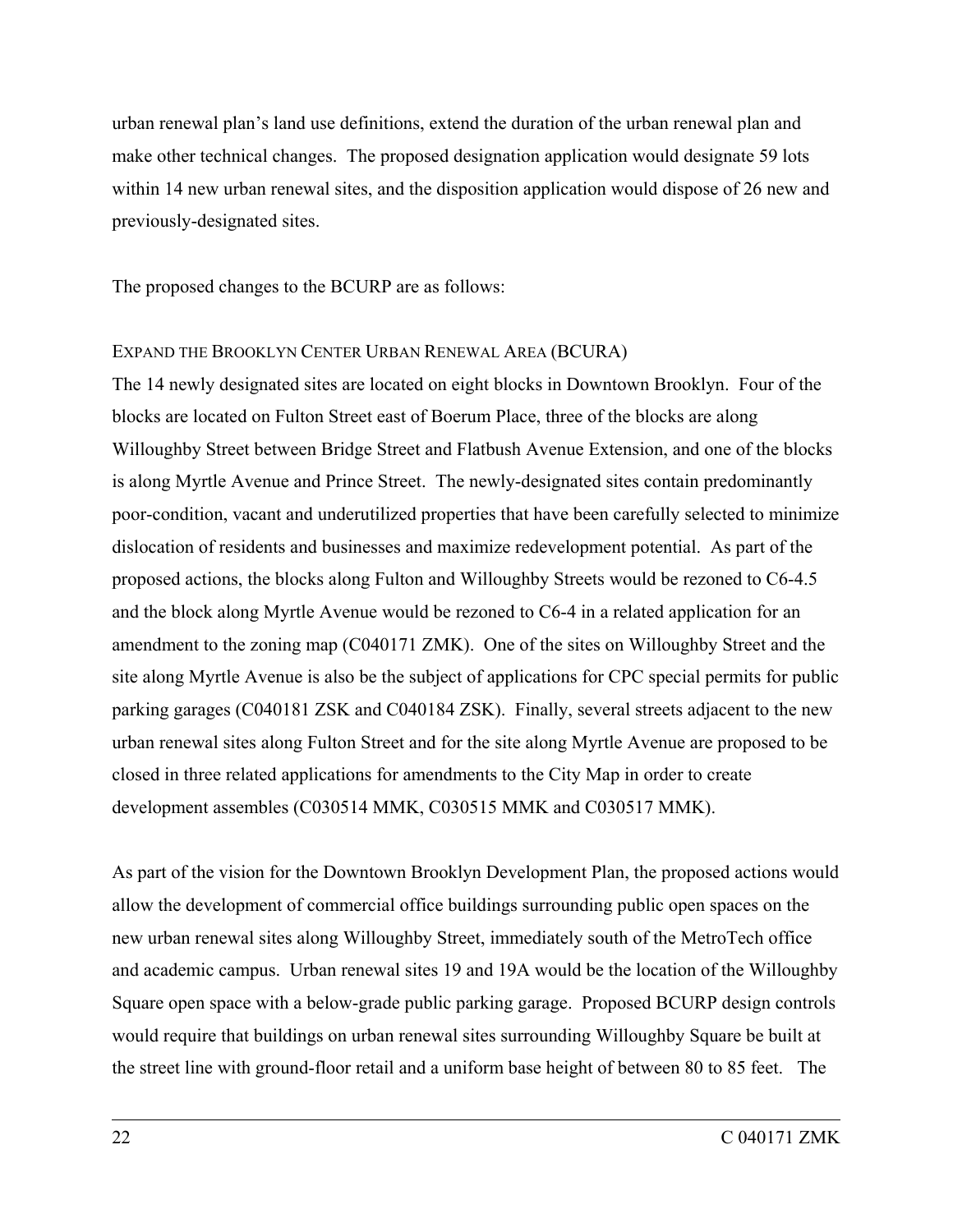urban renewal plan's land use definitions, extend the duration of the urban renewal plan and make other technical changes. The proposed designation application would designate 59 lots within 14 new urban renewal sites, and the disposition application would dispose of 26 new and previously-designated sites.

The proposed changes to the BCURP are as follows:

EXPAND THE BROOKLYN CENTER URBAN RENEWAL AREA (BCURA)

The 14 newly designated sites are located on eight blocks in Downtown Brooklyn. Four of the blocks are located on Fulton Street east of Boerum Place, three of the blocks are along Willoughby Street between Bridge Street and Flatbush Avenue Extension, and one of the blocks is along Myrtle Avenue and Prince Street. The newly-designated sites contain predominantly poor-condition, vacant and underutilized properties that have been carefully selected to minimize dislocation of residents and businesses and maximize redevelopment potential. As part of the proposed actions, the blocks along Fulton and Willoughby Streets would be rezoned to C6-4.5 and the block along Myrtle Avenue would be rezoned to C6-4 in a related application for an amendment to the zoning map (C040171 ZMK). One of the sites on Willoughby Street and the site along Myrtle Avenue is also be the subject of applications for CPC special permits for public parking garages (C040181 ZSK and C040184 ZSK). Finally, several streets adjacent to the new urban renewal sites along Fulton Street and for the site along Myrtle Avenue are proposed to be closed in three related applications for amendments to the City Map in order to create development assembles (C030514 MMK, C030515 MMK and C030517 MMK).

As part of the vision for the Downtown Brooklyn Development Plan, the proposed actions would allow the development of commercial office buildings surrounding public open spaces on the new urban renewal sites along Willoughby Street, immediately south of the MetroTech office and academic campus. Urban renewal sites 19 and 19A would be the location of the Willoughby Square open space with a below-grade public parking garage. Proposed BCURP design controls would require that buildings on urban renewal sites surrounding Willoughby Square be built at the street line with ground-floor retail and a uniform base height of between 80 to 85 feet. The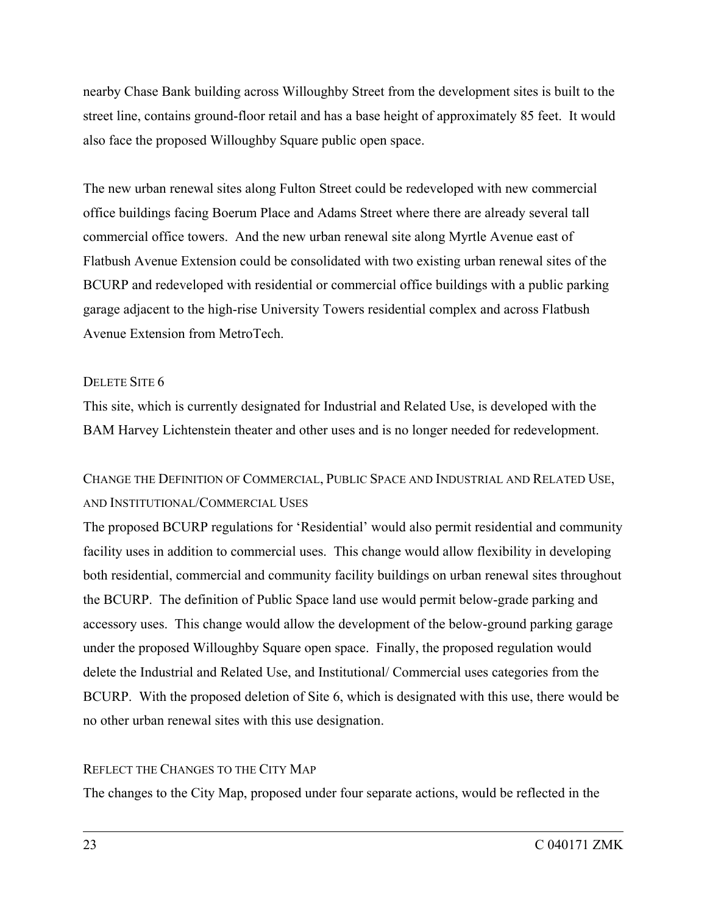nearby Chase Bank building across Willoughby Street from the development sites is built to the street line, contains ground-floor retail and has a base height of approximately 85 feet. It would also face the proposed Willoughby Square public open space.

The new urban renewal sites along Fulton Street could be redeveloped with new commercial office buildings facing Boerum Place and Adams Street where there are already several tall commercial office towers. And the new urban renewal site along Myrtle Avenue east of Flatbush Avenue Extension could be consolidated with two existing urban renewal sites of the BCURP and redeveloped with residential or commercial office buildings with a public parking garage adjacent to the high-rise University Towers residential complex and across Flatbush Avenue Extension from MetroTech.

#### DELETE SITE 6

This site, which is currently designated for Industrial and Related Use, is developed with the BAM Harvey Lichtenstein theater and other uses and is no longer needed for redevelopment.

#### CHANGE THE DEFINITION OF COMMERCIAL, PUBLIC SPACE AND INDUSTRIAL AND RELATED USE, AND INSTITUTIONAL/COMMERCIAL USES

The proposed BCURP regulations for 'Residential' would also permit residential and community facility uses in addition to commercial uses. This change would allow flexibility in developing both residential, commercial and community facility buildings on urban renewal sites throughout the BCURP. The definition of Public Space land use would permit below-grade parking and accessory uses. This change would allow the development of the below-ground parking garage under the proposed Willoughby Square open space. Finally, the proposed regulation would delete the Industrial and Related Use, and Institutional/ Commercial uses categories from the BCURP. With the proposed deletion of Site 6, which is designated with this use, there would be no other urban renewal sites with this use designation.

#### REFLECT THE CHANGES TO THE CITY MAP

The changes to the City Map, proposed under four separate actions, would be reflected in the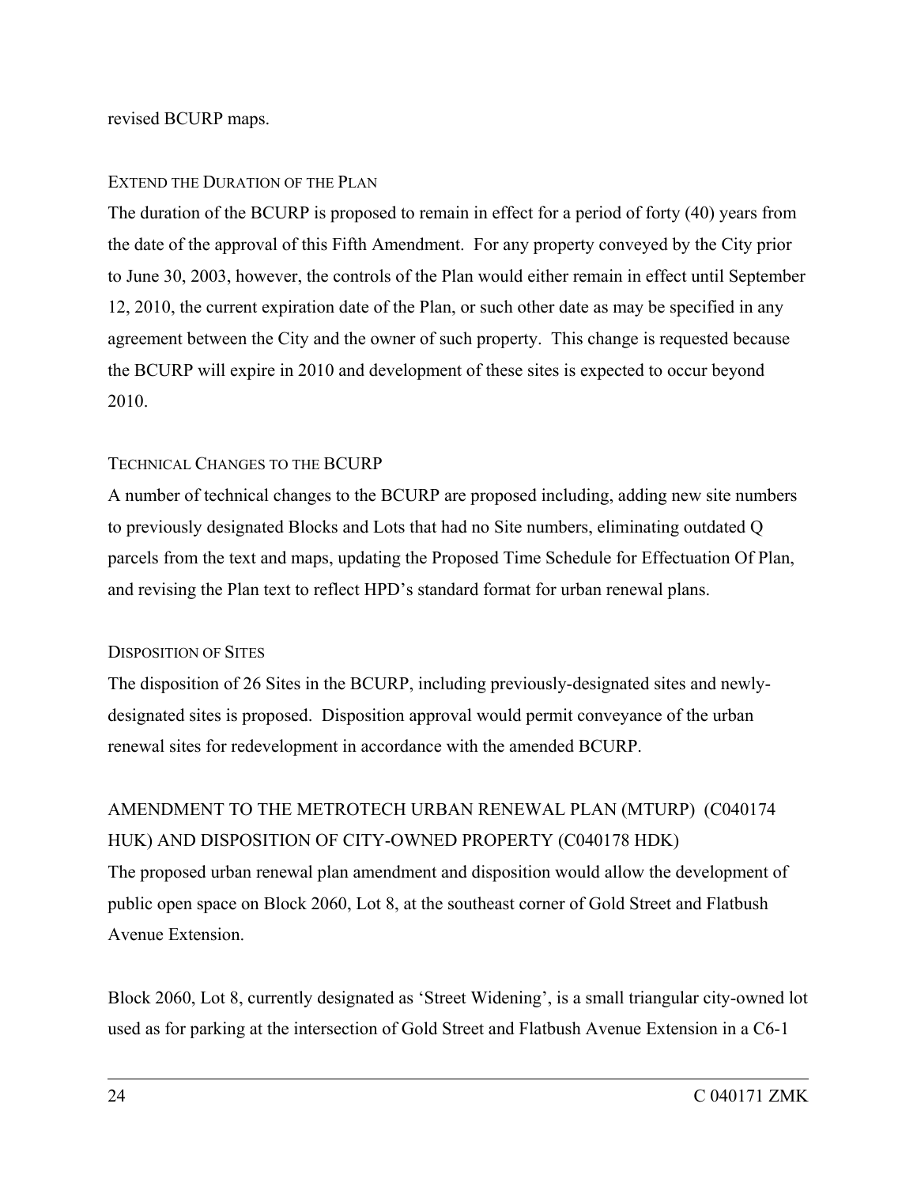revised BCURP maps.

### EXTEND THE DURATION OF THE PLAN

The duration of the BCURP is proposed to remain in effect for a period of forty (40) years from the date of the approval of this Fifth Amendment. For any property conveyed by the City prior to June 30, 2003, however, the controls of the Plan would either remain in effect until September 12, 2010, the current expiration date of the Plan, or such other date as may be specified in any agreement between the City and the owner of such property. This change is requested because the BCURP will expire in 2010 and development of these sites is expected to occur beyond 2010.

### TECHNICAL CHANGES TO THE BCURP

A number of technical changes to the BCURP are proposed including, adding new site numbers to previously designated Blocks and Lots that had no Site numbers, eliminating outdated Q parcels from the text and maps, updating the Proposed Time Schedule for Effectuation Of Plan, and revising the Plan text to reflect HPD's standard format for urban renewal plans.

### DISPOSITION OF SITES

The disposition of 26 Sites in the BCURP, including previously-designated sites and newly-designated sites is proposed. Disposition approval would permit conveyance of the urban renewal sites for redevelopment in accordance with the amended BCURP.

## AMENDMENT TO THE METROTECH URBAN RENEWAL PLAN (MTURP) (C040174 HUK) AND DISPOSITION OF CITY-OWNED PROPERTY (C040178 HDK)

The proposed urban renewal plan amendment and disposition would allow the development of public open space on Block 2060, Lot 8, at the southeast corner of Gold Street and Flatbush Avenue Extension.

Block 2060, Lot 8, currently designated as 'Street Widening', is a small triangular city-owned lot used as for parking at the intersection of Gold Street and Flatbush Avenue Extension in a C6-1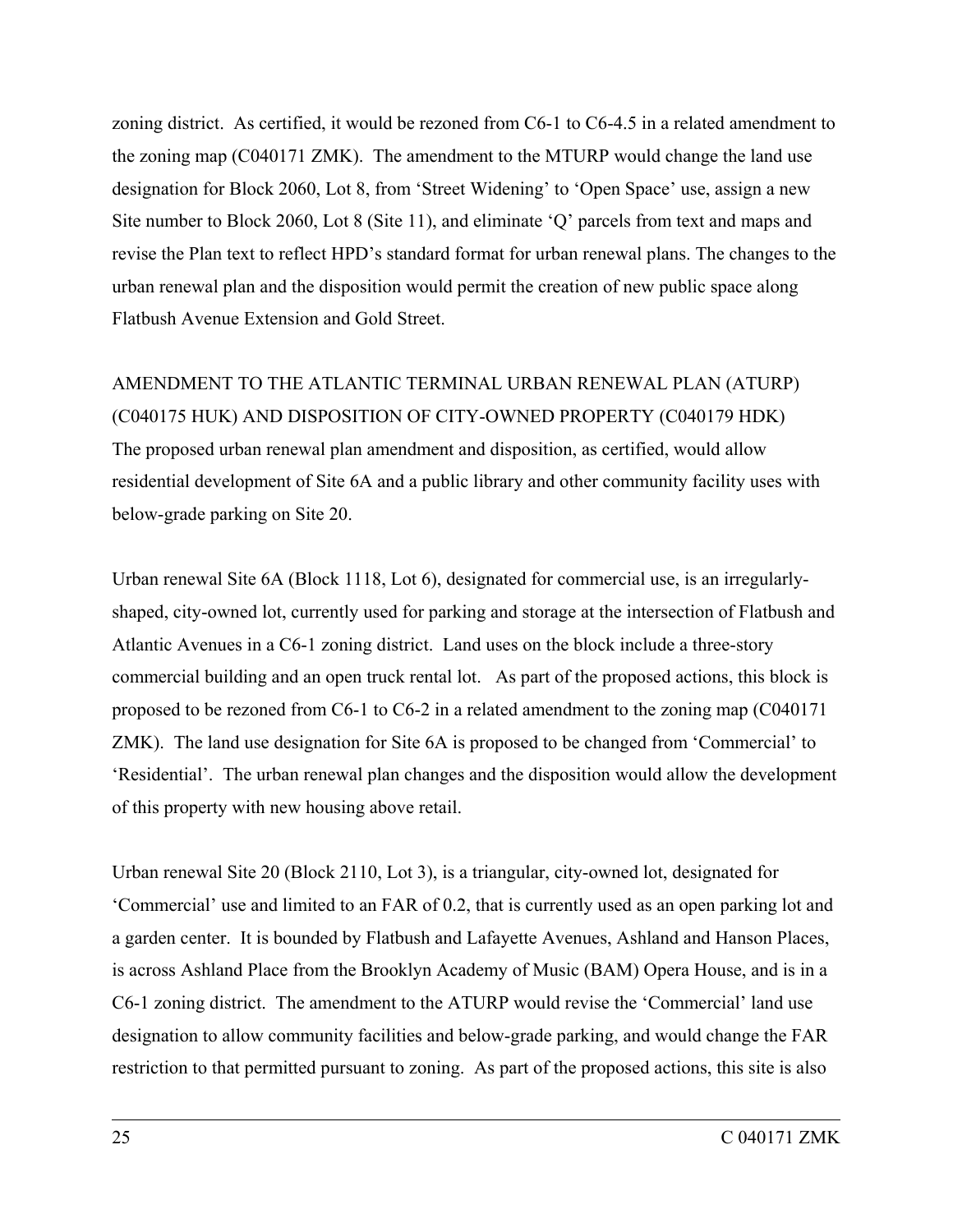zoning district. As certified, it would be rezoned from C6-1 to C6-4.5 in a related amendment to the zoning map (C040171 ZMK). The amendment to the MTURP would change the land use designation for Block 2060, Lot 8, from 'Street Widening' to 'Open Space' use, assign a new Site number to Block 2060, Lot 8 (Site 11), and eliminate 'Q' parcels from text and maps and revise the Plan text to reflect HPD's standard format for urban renewal plans. The changes to the urban renewal plan and the disposition would permit the creation of new public space along Flatbush Avenue Extension and Gold Street.

AMENDMENT TO THE ATLANTIC TERMINAL URBAN RENEWAL PLAN (ATURP) (C040175 HUK) AND DISPOSITION OF CITY-OWNED PROPERTY (C040179 HDK)

The proposed urban renewal plan amendment and disposition, as certified, would allow residential development of Site 6A and a public library and other community facility uses with below-grade parking on Site 20.

Urban renewal Site 6A (Block 1118, Lot 6), designated for commercial use, is an irregularly-shaped, city-owned lot, currently used for parking and storage at the intersection of Flatbush and Atlantic Avenues in a C6-1 zoning district. Land uses on the block include a three-story commercial building and an open truck rental lot. As part of the proposed actions, this block is proposed to be rezoned from C6-1 to C6-2 in a related amendment to the zoning map (C040171 ZMK). The land use designation for Site 6A is proposed to be changed from 'Commercial' to 'Residential'. The urban renewal plan changes and the disposition would allow the development of this property with new housing above retail.

Urban renewal Site 20 (Block 2110, Lot 3), is a triangular, city-owned lot, designated for 'Commercial' use and limited to an FAR of 0.2, that is currently used as an open parking lot and a garden center. It is bounded by Flatbush and Lafayette Avenues, Ashland and Hanson Places, is across Ashland Place from the Brooklyn Academy of Music (BAM) Opera House, and is in a C6-1 zoning district. The amendment to the ATURP would revise the 'Commercial' land use designation to allow community facilities and below-grade parking, and would change the FAR restriction to that permitted pursuant to zoning. As part of the proposed actions, this site is also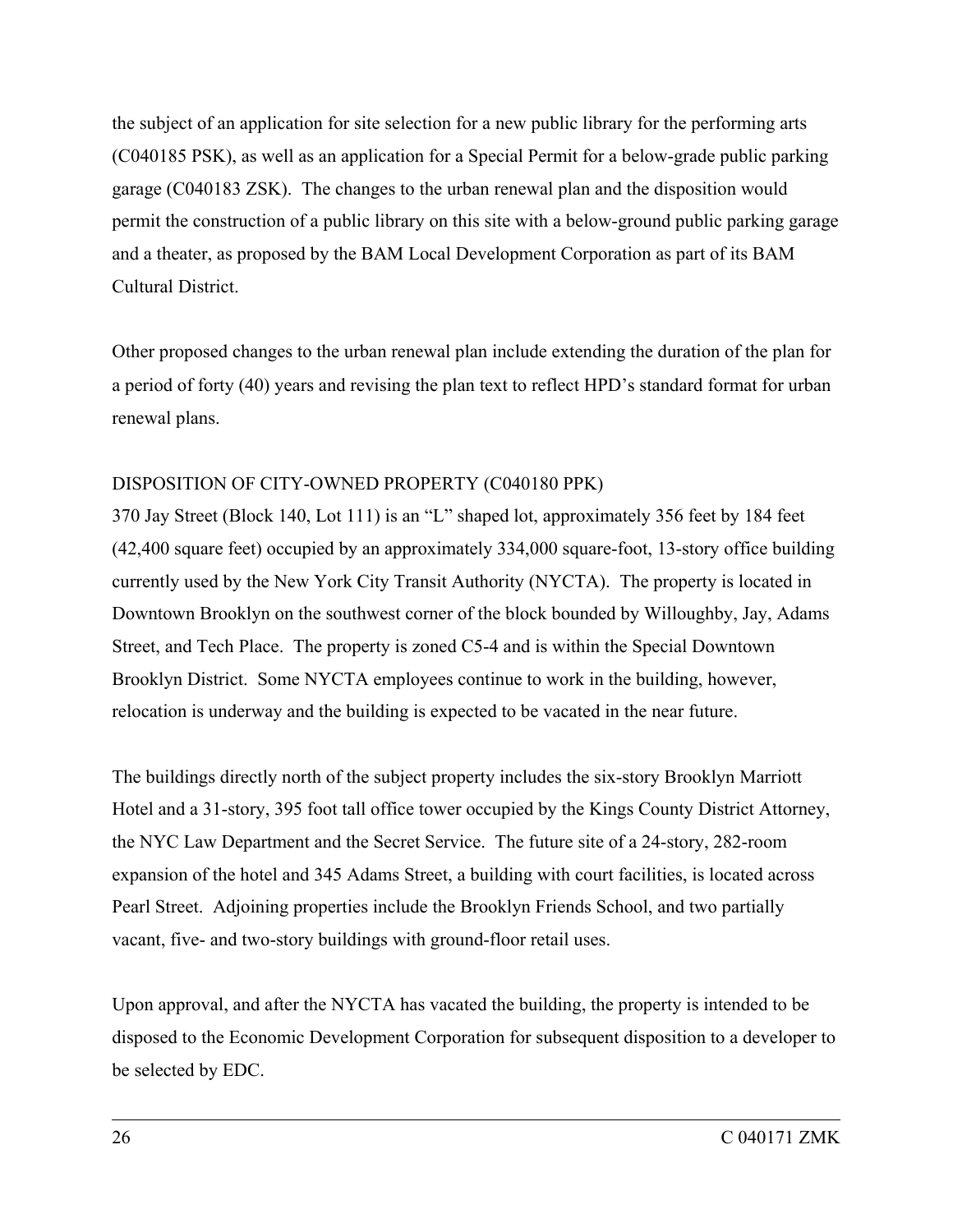the subject of an application for site selection for a new public library for the performing arts (C040185 PSK), as well as an application for a Special Permit for a below-grade public parking garage (C040183 ZSK). The changes to the urban renewal plan and the disposition would permit the construction of a public library on this site with a below-ground public parking garage and a theater, as proposed by the BAM Local Development Corporation as part of its BAM Cultural District.

Other proposed changes to the urban renewal plan include extending the duration of the plan for a period of forty (40) years and revising the plan text to reflect HPD's standard format for urban renewal plans.

DISPOSITION OF CITY-OWNED PROPERTY (C040180 PPK)

370 Jay Street (Block 140, Lot 111) is an "L" shaped lot, approximately 356 feet by 184 feet (42,400 square feet) occupied by an approximately 334,000 square-foot, 13-story office building currently used by the New York City Transit Authority (NYCTA). The property is located in Downtown Brooklyn on the southwest corner of the block bounded by Willoughby, Jay, Adams Street, and Tech Place. The property is zoned C5-4 and is within the Special Downtown Brooklyn District. Some NYCTA employees continue to work in the building, however, relocation is underway and the building is expected to be vacated in the near future.

The buildings directly north of the subject property includes the six-story Brooklyn Marriott Hotel and a 31-story, 395 foot tall office tower occupied by the Kings County District Attorney, the NYC Law Department and the Secret Service. The future site of a 24-story, 282-room expansion of the hotel and 345 Adams Street, a building with court facilities, is located across Pearl Street. Adjoining properties include the Brooklyn Friends School, and two partially vacant, five- and two-story buildings with ground-floor retail uses.

Upon approval, and after the NYCTA has vacated the building, the property is intended to be disposed to the Economic Development Corporation for subsequent disposition to a developer to be selected by EDC.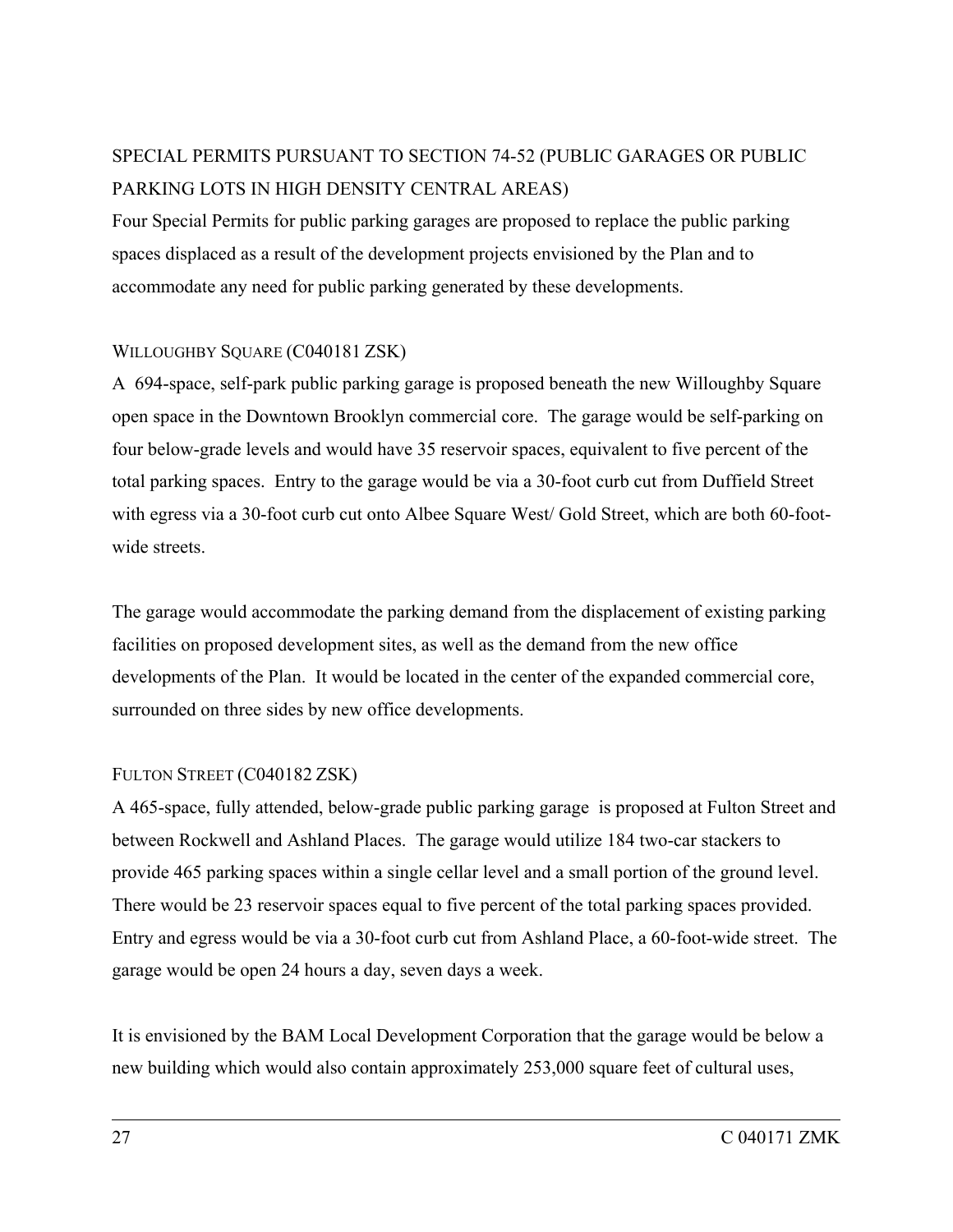## SPECIAL PERMITS PURSUANT TO SECTION 74-52 (PUBLIC GARAGES OR PUBLIC PARKING LOTS IN HIGH DENSITY CENTRAL AREAS)

Four Special Permits for public parking garages are proposed to replace the public parking spaces displaced as a result of the development projects envisioned by the Plan and to accommodate any need for public parking generated by these developments.

### WILLOUGHBY SQUARE (C040181 ZSK)

A 694-space, self-park public parking garage is proposed beneath the new Willoughby Square open space in the Downtown Brooklyn commercial core. The garage would be self-parking on four below-grade levels and would have 35 reservoir spaces, equivalent to five percent of the total parking spaces. Entry to the garage would be via a 30-foot curb cut from Duffield Street with egress via a 30-foot curb cut onto Albee Square West/ Gold Street, which are both 60-foot-wide streets.

The garage would accommodate the parking demand from the displacement of existing parking facilities on proposed development sites, as well as the demand from the new office developments of the Plan. It would be located in the center of the expanded commercial core, surrounded on three sides by new office developments.

### FULTON STREET (C040182 ZSK)

A 465-space, fully attended, below-grade public parking garage is proposed at Fulton Street and between Rockwell and Ashland Places. The garage would utilize 184 two-car stackers to provide 465 parking spaces within a single cellar level and a small portion of the ground level. There would be 23 reservoir spaces equal to five percent of the total parking spaces provided. Entry and egress would be via a 30-foot curb cut from Ashland Place, a 60-foot-wide street. The garage would be open 24 hours a day, seven days a week.

It is envisioned by the BAM Local Development Corporation that the garage would be below a new building which would also contain approximately 253,000 square feet of cultural uses,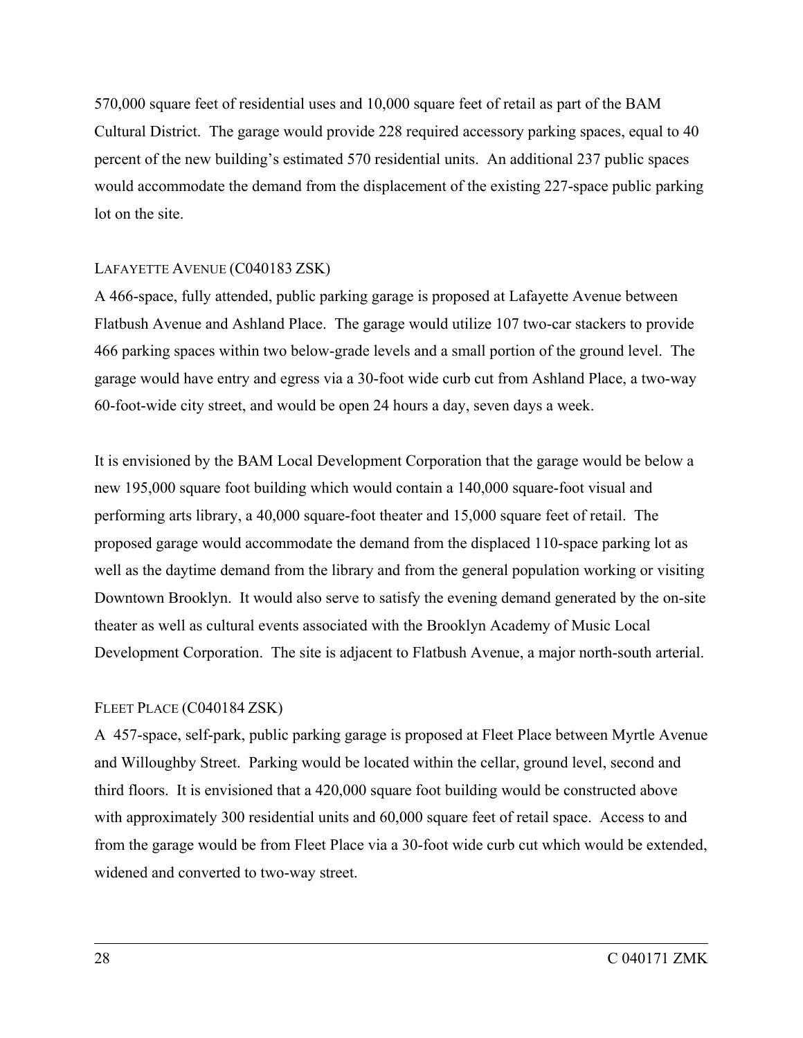570,000 square feet of residential uses and 10,000 square feet of retail as part of the BAM Cultural District. The garage would provide 228 required accessory parking spaces, equal to 40 percent of the new building's estimated 570 residential units. An additional 237 public spaces would accommodate the demand from the displacement of the existing 227-space public parking lot on the site.

LAFAYETTE AVENUE (C040183 ZSK)

A 466-space, fully attended, public parking garage is proposed at Lafayette Avenue between Flatbush Avenue and Ashland Place. The garage would utilize 107 two-car stackers to provide 466 parking spaces within two below-grade levels and a small portion of the ground level. The garage would have entry and egress via a 30-foot wide curb cut from Ashland Place, a two-way 60-foot-wide city street, and would be open 24 hours a day, seven days a week.

It is envisioned by the BAM Local Development Corporation that the garage would be below a new 195,000 square foot building which would contain a 140,000 square-foot visual and performing arts library, a 40,000 square-foot theater and 15,000 square feet of retail. The proposed garage would accommodate the demand from the displaced 110-space parking lot as well as the daytime demand from the library and from the general population working or visiting Downtown Brooklyn. It would also serve to satisfy the evening demand generated by the on-site theater as well as cultural events associated with the Brooklyn Academy of Music Local Development Corporation. The site is adjacent to Flatbush Avenue, a major north-south arterial.

FLEET PLACE (C040184 ZSK)

A 457-space, self-park, public parking garage is proposed at Fleet Place between Myrtle Avenue and Willoughby Street. Parking would be located within the cellar, ground level, second and third floors. It is envisioned that a 420,000 square foot building would be constructed above with approximately 300 residential units and 60,000 square feet of retail space. Access to and from the garage would be from Fleet Place via a 30-foot wide curb cut which would be extended, widened and converted to two-way street.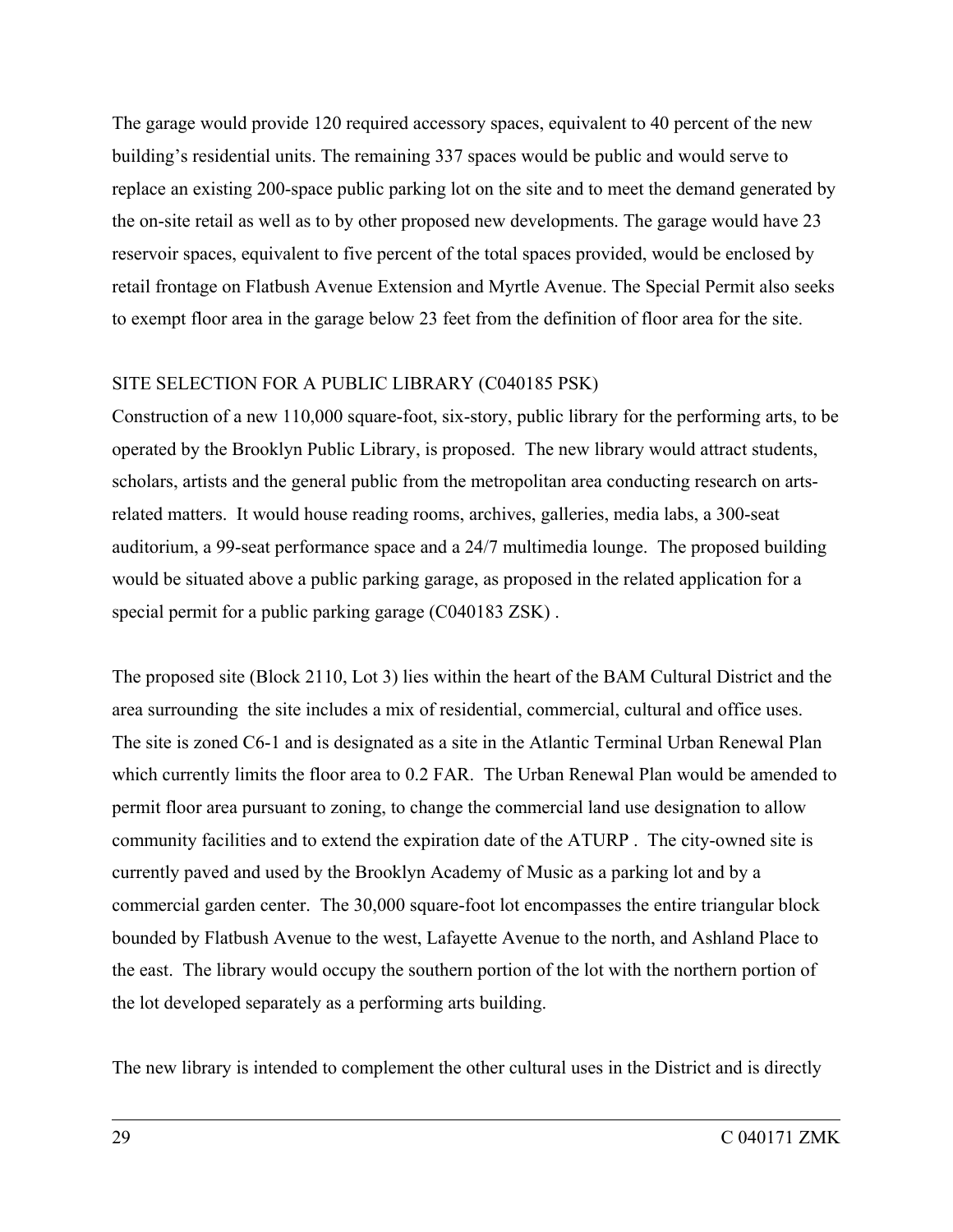The garage would provide 120 required accessory spaces, equivalent to 40 percent of the new building's residential units. The remaining 337 spaces would be public and would serve to replace an existing 200-space public parking lot on the site and to meet the demand generated by the on-site retail as well as to by other proposed new developments. The garage would have 23 reservoir spaces, equivalent to five percent of the total spaces provided, would be enclosed by retail frontage on Flatbush Avenue Extension and Myrtle Avenue. The Special Permit also seeks to exempt floor area in the garage below 23 feet from the definition of floor area for the site.

SITE SELECTION FOR A PUBLIC LIBRARY (C040185 PSK)

Construction of a new 110,000 square-foot, six-story, public library for the performing arts, to be operated by the Brooklyn Public Library, is proposed. The new library would attract students, scholars, artists and the general public from the metropolitan area conducting research on arts-related matters. It would house reading rooms, archives, galleries, media labs, a 300-seat auditorium, a 99-seat performance space and a 24/7 multimedia lounge. The proposed building would be situated above a public parking garage, as proposed in the related application for a special permit for a public parking garage (C040183 ZSK) .

The proposed site (Block 2110, Lot 3) lies within the heart of the BAM Cultural District and the area surrounding the site includes a mix of residential, commercial, cultural and office uses. The site is zoned C6-1 and is designated as a site in the Atlantic Terminal Urban Renewal Plan which currently limits the floor area to 0.2 FAR. The Urban Renewal Plan would be amended to permit floor area pursuant to zoning, to change the commercial land use designation to allow community facilities and to extend the expiration date of the ATURP . The city-owned site is currently paved and used by the Brooklyn Academy of Music as a parking lot and by a commercial garden center. The 30,000 square-foot lot encompasses the entire triangular block bounded by Flatbush Avenue to the west, Lafayette Avenue to the north, and Ashland Place to the east. The library would occupy the southern portion of the lot with the northern portion of the lot developed separately as a performing arts building.

The new library is intended to complement the other cultural uses in the District and is directly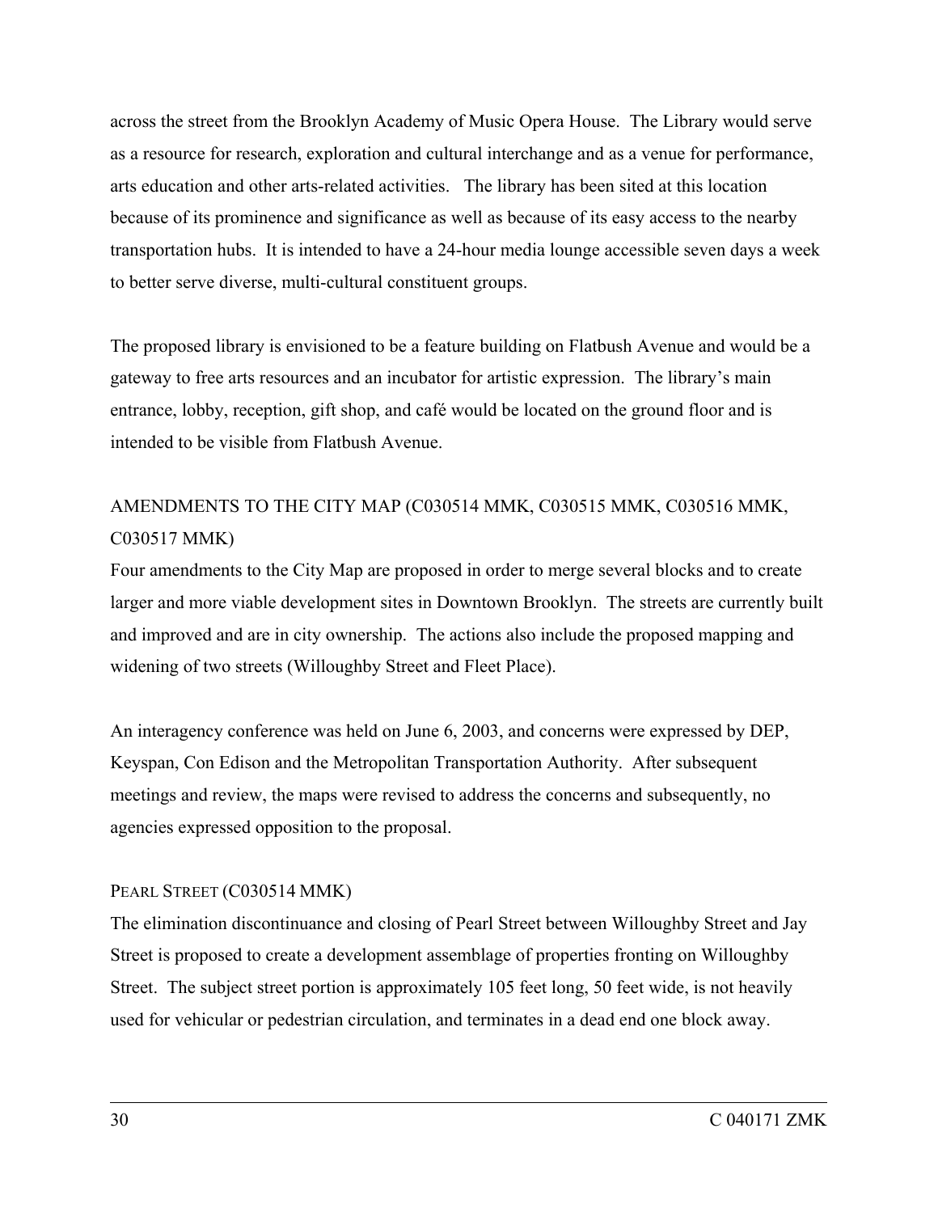across the street from the Brooklyn Academy of Music Opera House. The Library would serve as a resource for research, exploration and cultural interchange and as a venue for performance, arts education and other arts-related activities. The library has been sited at this location because of its prominence and significance as well as because of its easy access to the nearby transportation hubs. It is intended to have a 24-hour media lounge accessible seven days a week to better serve diverse, multi-cultural constituent groups.

The proposed library is envisioned to be a feature building on Flatbush Avenue and would be a gateway to free arts resources and an incubator for artistic expression. The library's main entrance, lobby, reception, gift shop, and café would be located on the ground floor and is intended to be visible from Flatbush Avenue.

AMENDMENTS TO THE CITY MAP (C030514 MMK, C030515 MMK, C030516 MMK, C030517 MMK)

Four amendments to the City Map are proposed in order to merge several blocks and to create larger and more viable development sites in Downtown Brooklyn. The streets are currently built and improved and are in city ownership. The actions also include the proposed mapping and widening of two streets (Willoughby Street and Fleet Place).

An interagency conference was held on June 6, 2003, and concerns were expressed by DEP, Keyspan, Con Edison and the Metropolitan Transportation Authority. After subsequent meetings and review, the maps were revised to address the concerns and subsequently, no agencies expressed opposition to the proposal.

PEARL STREET (C030514 MMK)

The elimination discontinuance and closing of Pearl Street between Willoughby Street and Jay Street is proposed to create a development assemblage of properties fronting on Willoughby Street. The subject street portion is approximately 105 feet long, 50 feet wide, is not heavily used for vehicular or pedestrian circulation, and terminates in a dead end one block away.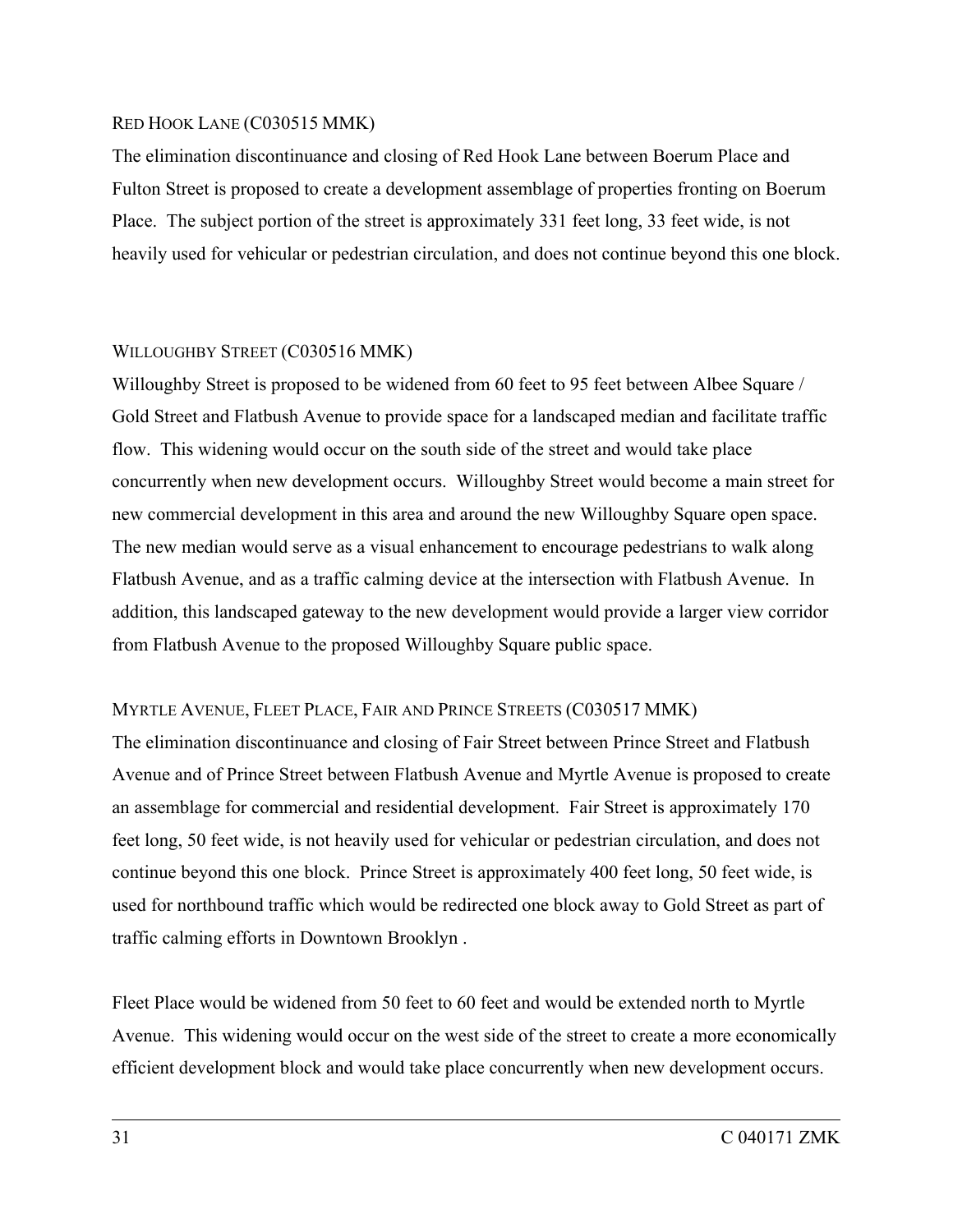#### RED HOOK LANE (C030515 MMK)

The elimination discontinuance and closing of Red Hook Lane between Boerum Place and Fulton Street is proposed to create a development assemblage of properties fronting on Boerum Place. The subject portion of the street is approximately 331 feet long, 33 feet wide, is not heavily used for vehicular or pedestrian circulation, and does not continue beyond this one block.

#### WILLOUGHBY STREET (C030516 MMK)

Willoughby Street is proposed to be widened from 60 feet to 95 feet between Albee Square / Gold Street and Flatbush Avenue to provide space for a landscaped median and facilitate traffic flow. This widening would occur on the south side of the street and would take place concurrently when new development occurs. Willoughby Street would become a main street for new commercial development in this area and around the new Willoughby Square open space. The new median would serve as a visual enhancement to encourage pedestrians to walk along Flatbush Avenue, and as a traffic calming device at the intersection with Flatbush Avenue. In addition, this landscaped gateway to the new development would provide a larger view corridor from Flatbush Avenue to the proposed Willoughby Square public space.

#### MYRTLE AVENUE, FLEET PLACE, FAIR AND PRINCE STREETS (C030517 MMK)

The elimination discontinuance and closing of Fair Street between Prince Street and Flatbush Avenue and of Prince Street between Flatbush Avenue and Myrtle Avenue is proposed to create an assemblage for commercial and residential development. Fair Street is approximately 170 feet long, 50 feet wide, is not heavily used for vehicular or pedestrian circulation, and does not continue beyond this one block. Prince Street is approximately 400 feet long, 50 feet wide, is used for northbound traffic which would be redirected one block away to Gold Street as part of traffic calming efforts in Downtown Brooklyn .

Fleet Place would be widened from 50 feet to 60 feet and would be extended north to Myrtle Avenue. This widening would occur on the west side of the street to create a more economically efficient development block and would take place concurrently when new development occurs.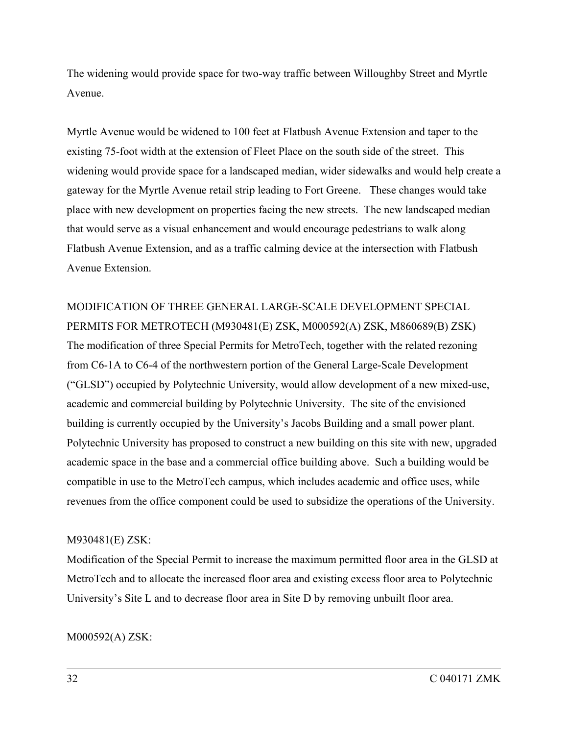The widening would provide space for two-way traffic between Willoughby Street and Myrtle Avenue.

Myrtle Avenue would be widened to 100 feet at Flatbush Avenue Extension and taper to the existing 75-foot width at the extension of Fleet Place on the south side of the street. This widening would provide space for a landscaped median, wider sidewalks and would help create a gateway for the Myrtle Avenue retail strip leading to Fort Greene. These changes would take place with new development on properties facing the new streets. The new landscaped median that would serve as a visual enhancement and would encourage pedestrians to walk along Flatbush Avenue Extension, and as a traffic calming device at the intersection with Flatbush Avenue Extension.

MODIFICATION OF THREE GENERAL LARGE-SCALE DEVELOPMENT SPECIAL PERMITS FOR METROTECH (M930481(E) ZSK, M000592(A) ZSK, M860689(B) ZSK)

The modification of three Special Permits for MetroTech, together with the related rezoning from C6-1A to C6-4 of the northwestern portion of the General Large-Scale Development ("GLSD") occupied by Polytechnic University, would allow development of a new mixed-use, academic and commercial building by Polytechnic University. The site of the envisioned building is currently occupied by the University's Jacobs Building and a small power plant. Polytechnic University has proposed to construct a new building on this site with new, upgraded academic space in the base and a commercial office building above. Such a building would be compatible in use to the MetroTech campus, which includes academic and office uses, while revenues from the office component could be used to subsidize the operations of the University.

M930481(E) ZSK:

Modification of the Special Permit to increase the maximum permitted floor area in the GLSD at MetroTech and to allocate the increased floor area and existing excess floor area to Polytechnic University's Site L and to decrease floor area in Site D by removing unbuilt floor area.

M000592(A) ZSK: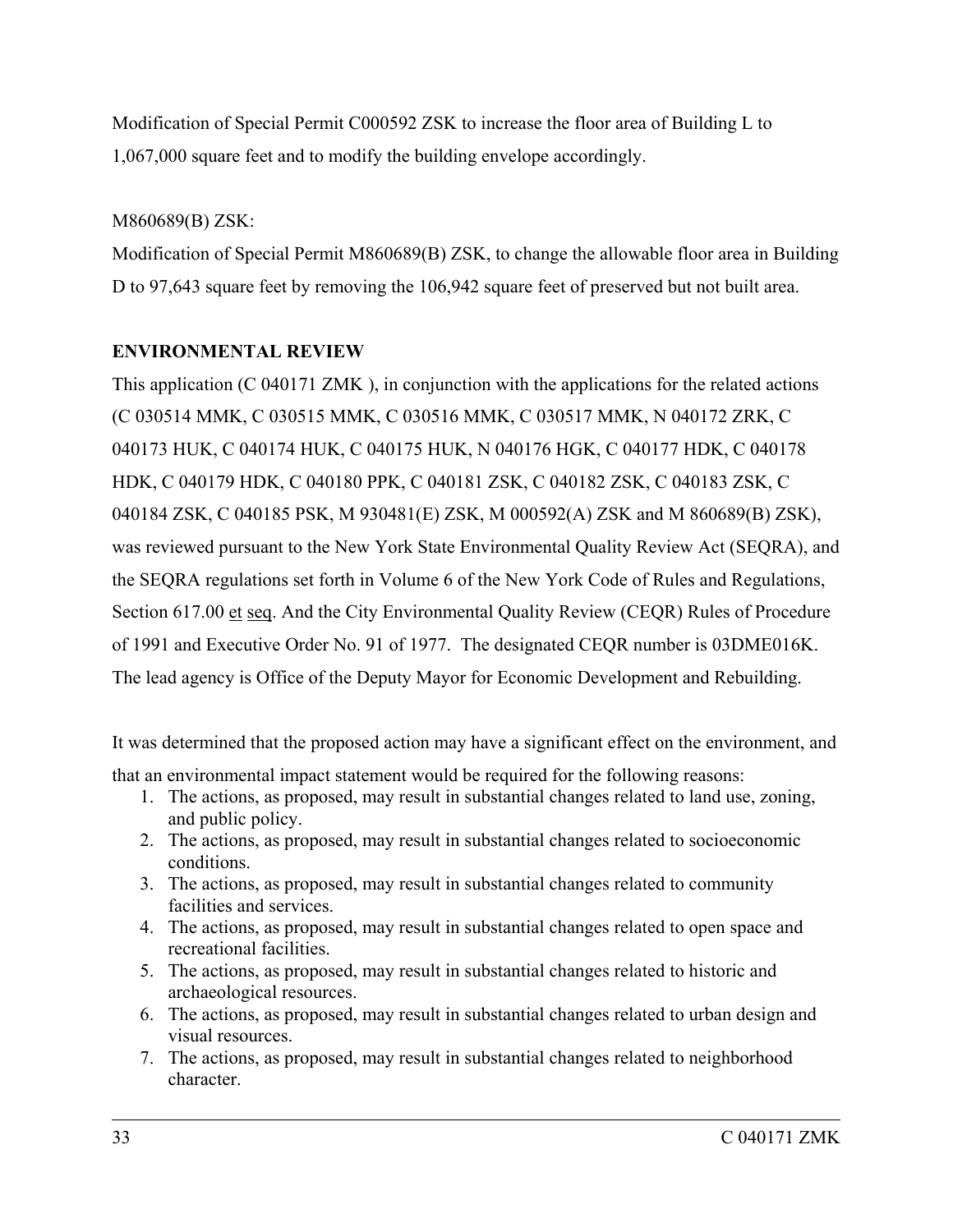Modification of Special Permit C000592 ZSK to increase the floor area of Building L to 1,067,000 square feet and to modify the building envelope accordingly.

M860689(B) ZSK:
Modification of Special Permit M860689(B) ZSK, to change the allowable floor area in Building D to 97,643 square feet by removing the 106,942 square feet of preserved but not built area.

**ENVIRONMENTAL REVIEW**

This application (C 040171 ZMK ), in conjunction with the applications for the related actions (C 030514 MMK, C 030515 MMK, C 030516 MMK, C 030517 MMK, N 040172 ZRK, C 040173 HUK, C 040174 HUK, C 040175 HUK, N 040176 HGK, C 040177 HDK, C 040178 HDK, C 040179 HDK, C 040180 PPK, C 040181 ZSK, C 040182 ZSK, C 040183 ZSK, C 040184 ZSK, C 040185 PSK, M 930481(E) ZSK, M 000592(A) ZSK and M 860689(B) ZSK), was reviewed pursuant to the New York State Environmental Quality Review Act (SEQRA), and the SEQRA regulations set forth in Volume 6 of the New York Code of Rules and Regulations, Section 617.00 et seq. And the City Environmental Quality Review (CEQR) Rules of Procedure of 1991 and Executive Order No. 91 of 1977. The designated CEQR number is 03DME016K. The lead agency is Office of the Deputy Mayor for Economic Development and Rebuilding.

It was determined that the proposed action may have a significant effect on the environment, and that an environmental impact statement would be required for the following reasons:

1. The actions, as proposed, may result in substantial changes related to land use, zoning, and public policy.
2. The actions, as proposed, may result in substantial changes related to socioeconomic conditions.
3. The actions, as proposed, may result in substantial changes related to community facilities and services.
4. The actions, as proposed, may result in substantial changes related to open space and recreational facilities.
5. The actions, as proposed, may result in substantial changes related to historic and archaeological resources.
6. The actions, as proposed, may result in substantial changes related to urban design and visual resources.
7. The actions, as proposed, may result in substantial changes related to neighborhood character.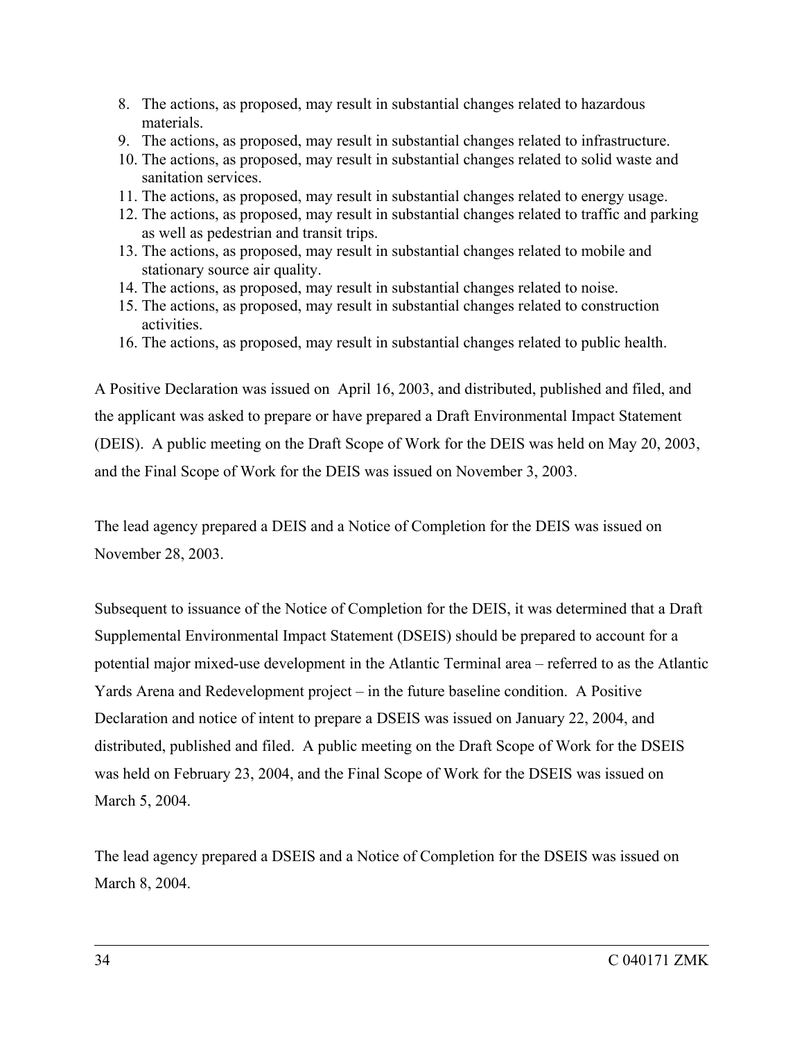8. The actions, as proposed, may result in substantial changes related to hazardous materials.
9. The actions, as proposed, may result in substantial changes related to infrastructure.
10. The actions, as proposed, may result in substantial changes related to solid waste and sanitation services.
11. The actions, as proposed, may result in substantial changes related to energy usage.
12. The actions, as proposed, may result in substantial changes related to traffic and parking as well as pedestrian and transit trips.
13. The actions, as proposed, may result in substantial changes related to mobile and stationary source air quality.
14. The actions, as proposed, may result in substantial changes related to noise.
15. The actions, as proposed, may result in substantial changes related to construction activities.
16. The actions, as proposed, may result in substantial changes related to public health.

A Positive Declaration was issued on April 16, 2003, and distributed, published and filed, and the applicant was asked to prepare or have prepared a Draft Environmental Impact Statement (DEIS). A public meeting on the Draft Scope of Work for the DEIS was held on May 20, 2003, and the Final Scope of Work for the DEIS was issued on November 3, 2003.

The lead agency prepared a DEIS and a Notice of Completion for the DEIS was issued on November 28, 2003.

Subsequent to issuance of the Notice of Completion for the DEIS, it was determined that a Draft Supplemental Environmental Impact Statement (DSEIS) should be prepared to account for a potential major mixed-use development in the Atlantic Terminal area – referred to as the Atlantic Yards Arena and Redevelopment project – in the future baseline condition. A Positive Declaration and notice of intent to prepare a DSEIS was issued on January 22, 2004, and distributed, published and filed. A public meeting on the Draft Scope of Work for the DSEIS was held on February 23, 2004, and the Final Scope of Work for the DSEIS was issued on March 5, 2004.

The lead agency prepared a DSEIS and a Notice of Completion for the DSEIS was issued on March 8, 2004.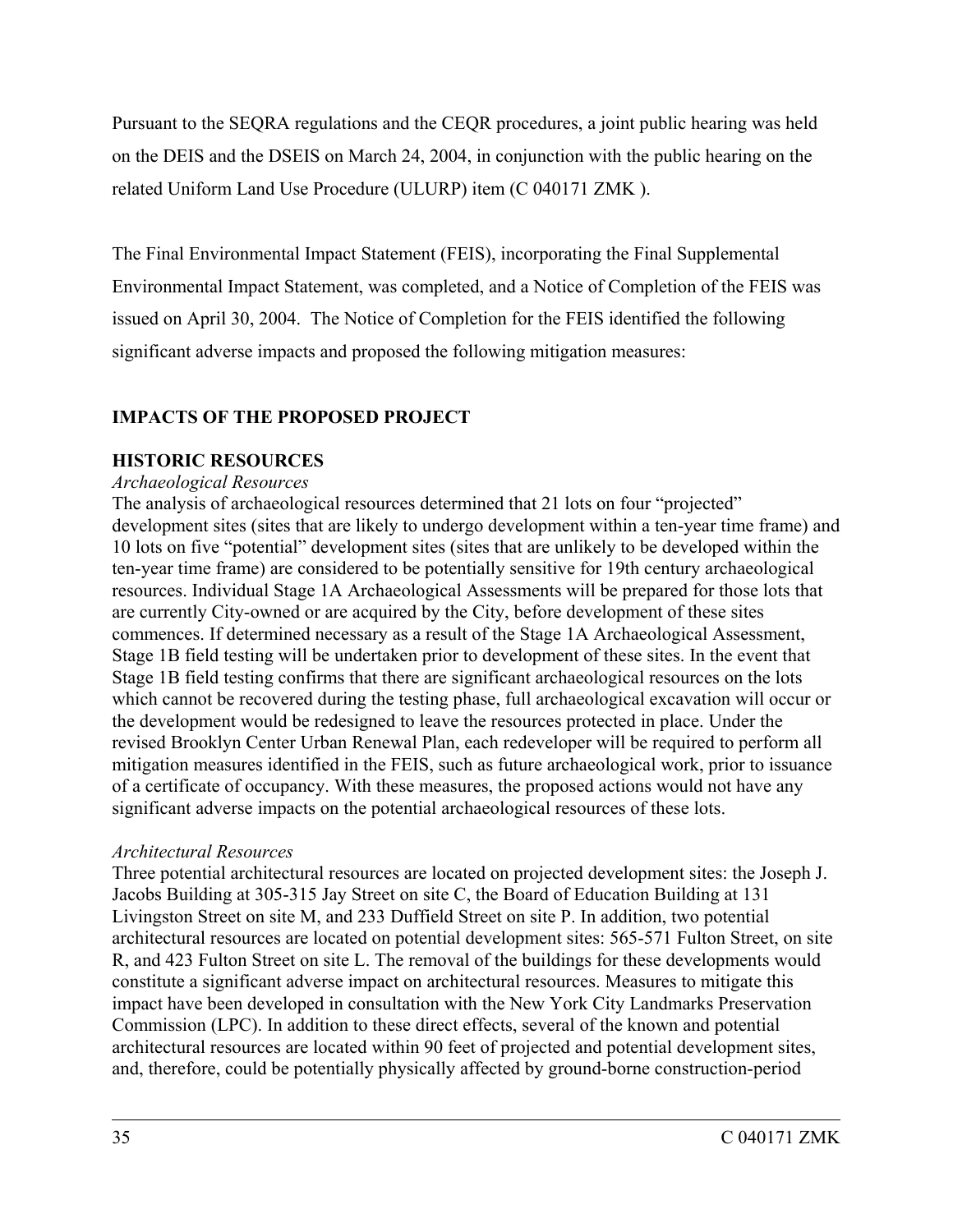Pursuant to the SEQRA regulations and the CEQR procedures, a joint public hearing was held on the DEIS and the DSEIS on March 24, 2004, in conjunction with the public hearing on the related Uniform Land Use Procedure (ULURP) item (C 040171 ZMK ).

The Final Environmental Impact Statement (FEIS), incorporating the Final Supplemental Environmental Impact Statement, was completed, and a Notice of Completion of the FEIS was issued on April 30, 2004. The Notice of Completion for the FEIS identified the following significant adverse impacts and proposed the following mitigation measures:

**IMPACTS OF THE PROPOSED PROJECT**

**HISTORIC RESOURCES**

*Archaeological Resources*

The analysis of archaeological resources determined that 21 lots on four "projected" development sites (sites that are likely to undergo development within a ten-year time frame) and 10 lots on five "potential" development sites (sites that are unlikely to be developed within the ten-year time frame) are considered to be potentially sensitive for 19th century archaeological resources. Individual Stage 1A Archaeological Assessments will be prepared for those lots that are currently City-owned or are acquired by the City, before development of these sites commences. If determined necessary as a result of the Stage 1A Archaeological Assessment, Stage 1B field testing will be undertaken prior to development of these sites. In the event that Stage 1B field testing confirms that there are significant archaeological resources on the lots which cannot be recovered during the testing phase, full archaeological excavation will occur or the development would be redesigned to leave the resources protected in place. Under the revised Brooklyn Center Urban Renewal Plan, each redeveloper will be required to perform all mitigation measures identified in the FEIS, such as future archaeological work, prior to issuance of a certificate of occupancy. With these measures, the proposed actions would not have any significant adverse impacts on the potential archaeological resources of these lots.

*Architectural Resources*

Three potential architectural resources are located on projected development sites: the Joseph J. Jacobs Building at 305-315 Jay Street on site C, the Board of Education Building at 131 Livingston Street on site M, and 233 Duffield Street on site P. In addition, two potential architectural resources are located on potential development sites: 565-571 Fulton Street, on site R, and 423 Fulton Street on site L. The removal of the buildings for these developments would constitute a significant adverse impact on architectural resources. Measures to mitigate this impact have been developed in consultation with the New York City Landmarks Preservation Commission (LPC). In addition to these direct effects, several of the known and potential architectural resources are located within 90 feet of projected and potential development sites, and, therefore, could be potentially physically affected by ground-borne construction-period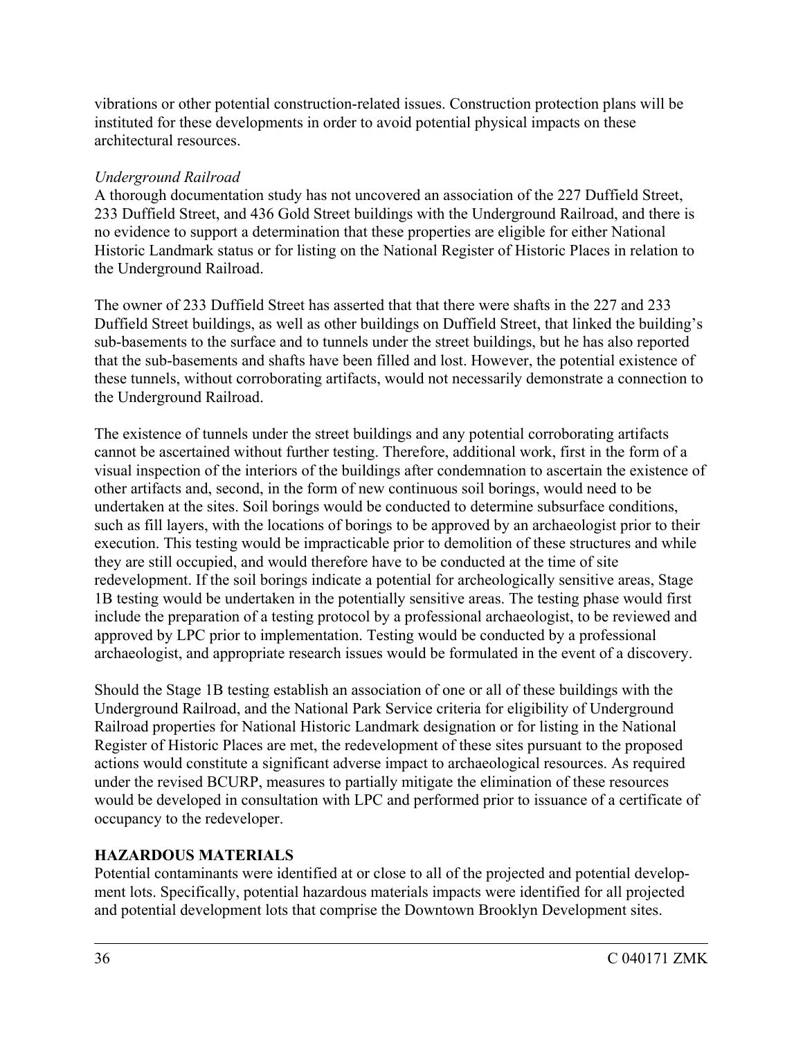vibrations or other potential construction-related issues. Construction protection plans will be instituted for these developments in order to avoid potential physical impacts on these architectural resources.

*Underground Railroad*

A thorough documentation study has not uncovered an association of the 227 Duffield Street, 233 Duffield Street, and 436 Gold Street buildings with the Underground Railroad, and there is no evidence to support a determination that these properties are eligible for either National Historic Landmark status or for listing on the National Register of Historic Places in relation to the Underground Railroad.

The owner of 233 Duffield Street has asserted that that there were shafts in the 227 and 233 Duffield Street buildings, as well as other buildings on Duffield Street, that linked the building's sub-basements to the surface and to tunnels under the street buildings, but he has also reported that the sub-basements and shafts have been filled and lost. However, the potential existence of these tunnels, without corroborating artifacts, would not necessarily demonstrate a connection to the Underground Railroad.

The existence of tunnels under the street buildings and any potential corroborating artifacts cannot be ascertained without further testing. Therefore, additional work, first in the form of a visual inspection of the interiors of the buildings after condemnation to ascertain the existence of other artifacts and, second, in the form of new continuous soil borings, would need to be undertaken at the sites. Soil borings would be conducted to determine subsurface conditions, such as fill layers, with the locations of borings to be approved by an archaeologist prior to their execution. This testing would be impracticable prior to demolition of these structures and while they are still occupied, and would therefore have to be conducted at the time of site redevelopment. If the soil borings indicate a potential for archeologically sensitive areas, Stage 1B testing would be undertaken in the potentially sensitive areas. The testing phase would first include the preparation of a testing protocol by a professional archaeologist, to be reviewed and approved by LPC prior to implementation. Testing would be conducted by a professional archaeologist, and appropriate research issues would be formulated in the event of a discovery.

Should the Stage 1B testing establish an association of one or all of these buildings with the Underground Railroad, and the National Park Service criteria for eligibility of Underground Railroad properties for National Historic Landmark designation or for listing in the National Register of Historic Places are met, the redevelopment of these sites pursuant to the proposed actions would constitute a significant adverse impact to archaeological resources. As required under the revised BCURP, measures to partially mitigate the elimination of these resources would be developed in consultation with LPC and performed prior to issuance of a certificate of occupancy to the redeveloper.

**HAZARDOUS MATERIALS**

Potential contaminants were identified at or close to all of the projected and potential development lots. Specifically, potential hazardous materials impacts were identified for all projected and potential development lots that comprise the Downtown Brooklyn Development sites.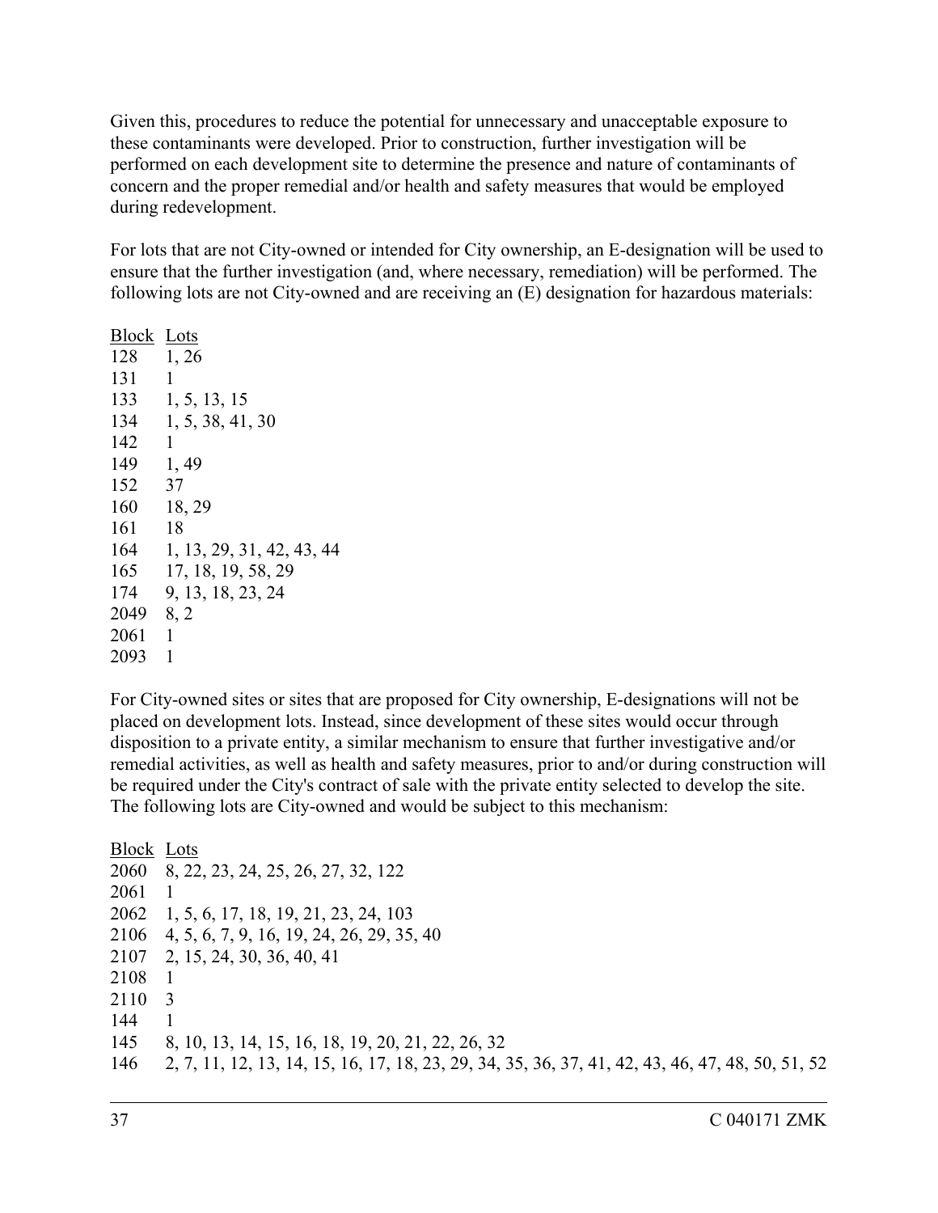Given this, procedures to reduce the potential for unnecessary and unacceptable exposure to these contaminants were developed. Prior to construction, further investigation will be performed on each development site to determine the presence and nature of contaminants of concern and the proper remedial and/or health and safety measures that would be employed during redevelopment.

For lots that are not City-owned or intended for City ownership, an E-designation will be used to ensure that the further investigation (and, where necessary, remediation) will be performed. The following lots are not City-owned and are receiving an (E) designation for hazardous materials:

| Block | Lots |
|---|---|
| 128 | 1, 26 |
| 131 | 1 |
| 133 | 1, 5, 13, 15 |
| 134 | 1, 5, 38, 41, 30 |
| 142 | 1 |
| 149 | 1, 49 |
| 152 | 37 |
| 160 | 18, 29 |
| 161 | 18 |
| 164 | 1, 13, 29, 31, 42, 43, 44 |
| 165 | 17, 18, 19, 58, 29 |
| 174 | 9, 13, 18, 23, 24 |
| 2049 | 8, 2 |
| 2061 | 1 |
| 2093 | 1 |

For City-owned sites or sites that are proposed for City ownership, E-designations will not be placed on development lots. Instead, since development of these sites would occur through disposition to a private entity, a similar mechanism to ensure that further investigative and/or remedial activities, as well as health and safety measures, prior to and/or during construction will be required under the City's contract of sale with the private entity selected to develop the site. The following lots are City-owned and would be subject to this mechanism:

| Block | Lots |
|---|---|
| 2060 | 8, 22, 23, 24, 25, 26, 27, 32, 122 |
| 2061 | 1 |
| 2062 | 1, 5, 6, 17, 18, 19, 21, 23, 24, 103 |
| 2106 | 4, 5, 6, 7, 9, 16, 19, 24, 26, 29, 35, 40 |
| 2107 | 2, 15, 24, 30, 36, 40, 41 |
| 2108 | 1 |
| 2110 | 3 |
| 144 | 1 |
| 145 | 8, 10, 13, 14, 15, 16, 18, 19, 20, 21, 22, 26, 32 |
| 146 | 2, 7, 11, 12, 13, 14, 15, 16, 17, 18, 23, 29, 34, 35, 36, 37, 41, 42, 43, 46, 47, 48, 50, 51, 52 |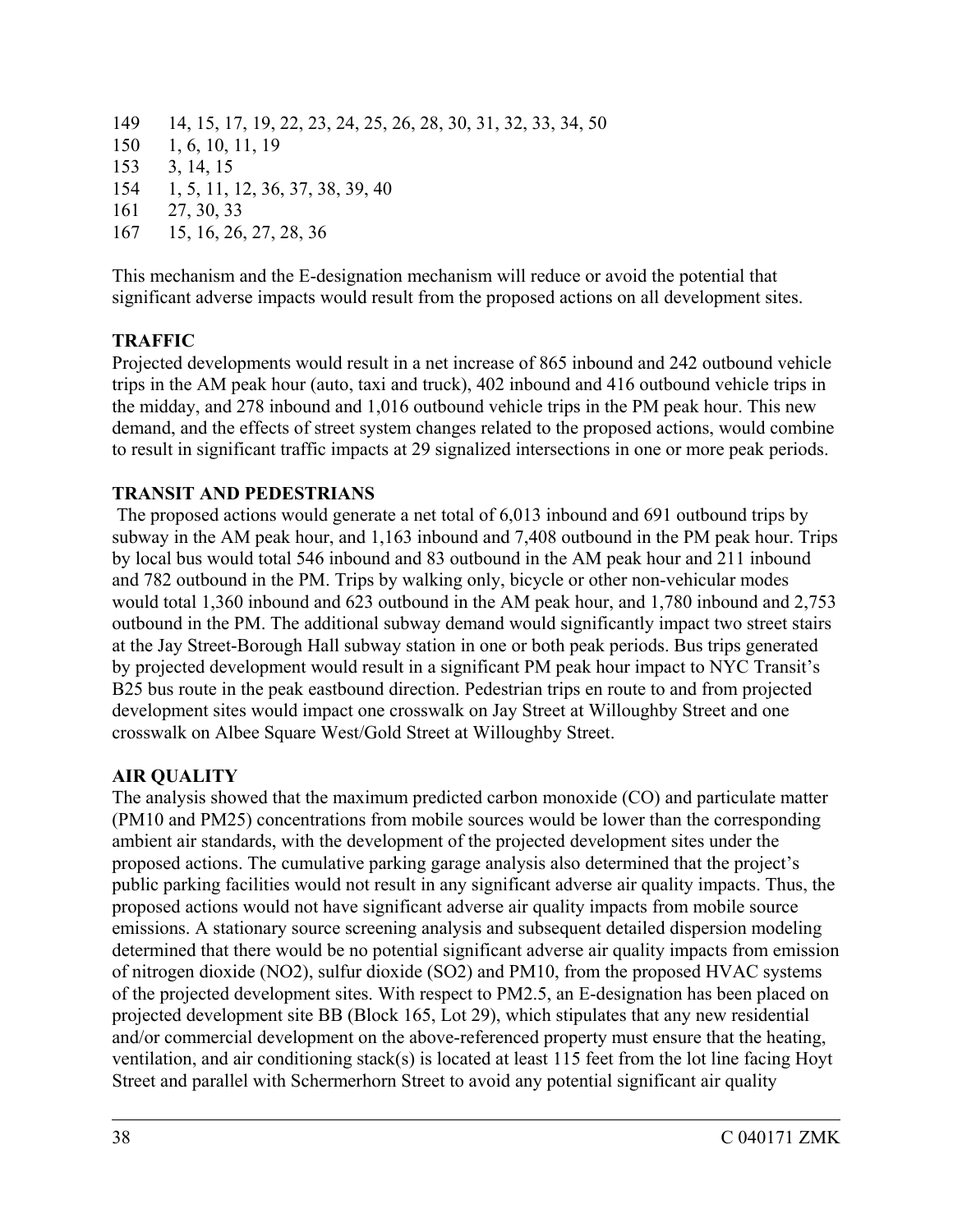| | |
|---|---|
| 149 | 14, 15, 17, 19, 22, 23, 24, 25, 26, 28, 30, 31, 32, 33, 34, 50 |
| 150 | 1, 6, 10, 11, 19 |
| 153 | 3, 14, 15 |
| 154 | 1, 5, 11, 12, 36, 37, 38, 39, 40 |
| 161 | 27, 30, 33 |
| 167 | 15, 16, 26, 27, 28, 36 |

This mechanism and the E-designation mechanism will reduce or avoid the potential that significant adverse impacts would result from the proposed actions on all development sites.

**TRAFFIC**

Projected developments would result in a net increase of 865 inbound and 242 outbound vehicle trips in the AM peak hour (auto, taxi and truck), 402 inbound and 416 outbound vehicle trips in the midday, and 278 inbound and 1,016 outbound vehicle trips in the PM peak hour. This new demand, and the effects of street system changes related to the proposed actions, would combine to result in significant traffic impacts at 29 signalized intersections in one or more peak periods.

**TRANSIT AND PEDESTRIANS**

The proposed actions would generate a net total of 6,013 inbound and 691 outbound trips by subway in the AM peak hour, and 1,163 inbound and 7,408 outbound in the PM peak hour. Trips by local bus would total 546 inbound and 83 outbound in the AM peak hour and 211 inbound and 782 outbound in the PM. Trips by walking only, bicycle or other non-vehicular modes would total 1,360 inbound and 623 outbound in the AM peak hour, and 1,780 inbound and 2,753 outbound in the PM. The additional subway demand would significantly impact two street stairs at the Jay Street-Borough Hall subway station in one or both peak periods. Bus trips generated by projected development would result in a significant PM peak hour impact to NYC Transit's B25 bus route in the peak eastbound direction. Pedestrian trips en route to and from projected development sites would impact one crosswalk on Jay Street at Willoughby Street and one crosswalk on Albee Square West/Gold Street at Willoughby Street.

**AIR QUALITY**

The analysis showed that the maximum predicted carbon monoxide (CO) and particulate matter (PM10 and PM25) concentrations from mobile sources would be lower than the corresponding ambient air standards, with the development of the projected development sites under the proposed actions. The cumulative parking garage analysis also determined that the project's public parking facilities would not result in any significant adverse air quality impacts. Thus, the proposed actions would not have significant adverse air quality impacts from mobile source emissions. A stationary source screening analysis and subsequent detailed dispersion modeling determined that there would be no potential significant adverse air quality impacts from emission of nitrogen dioxide ($NO_2$), sulfur dioxide ($SO_2$) and PM10, from the proposed HVAC systems of the projected development sites. With respect to PM2.5, an E-designation has been placed on projected development site BB (Block 165, Lot 29), which stipulates that any new residential and/or commercial development on the above-referenced property must ensure that the heating, ventilation, and air conditioning stack(s) is located at least 115 feet from the lot line facing Hoyt Street and parallel with Schermerhorn Street to avoid any potential significant air quality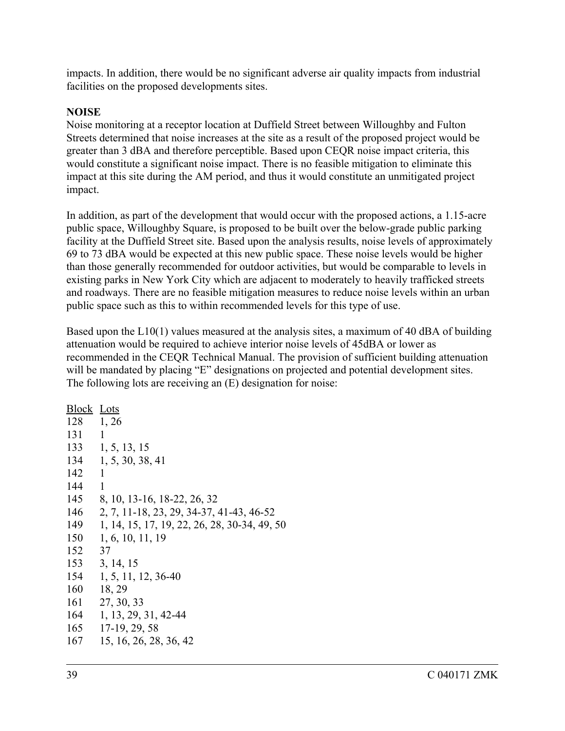impacts. In addition, there would be no significant adverse air quality impacts from industrial facilities on the proposed developments sites.

## NOISE

Noise monitoring at a receptor location at Duffield Street between Willoughby and Fulton Streets determined that noise increases at the site as a result of the proposed project would be greater than 3 dBA and therefore perceptible. Based upon CEQR noise impact criteria, this would constitute a significant noise impact. There is no feasible mitigation to eliminate this impact at this site during the AM period, and thus it would constitute an unmitigated project impact.

In addition, as part of the development that would occur with the proposed actions, a 1.15-acre public space, Willoughby Square, is proposed to be built over the below-grade public parking facility at the Duffield Street site. Based upon the analysis results, noise levels of approximately 69 to 73 dBA would be expected at this new public space. These noise levels would be higher than those generally recommended for outdoor activities, but would be comparable to levels in existing parks in New York City which are adjacent to moderately to heavily trafficked streets and roadways. There are no feasible mitigation measures to reduce noise levels within an urban public space such as this to within recommended levels for this type of use.

Based upon the L10(1) values measured at the analysis sites, a maximum of 40 dBA of building attenuation would be required to achieve interior noise levels of 45dBA or lower as recommended in the CEQR Technical Manual. The provision of sufficient building attenuation will be mandated by placing "E" designations on projected and potential development sites. The following lots are receiving an (E) designation for noise:

| Block | Lots |
|---|---|
| 128 | 1, 26 |
| 131 | 1 |
| 133 | 1, 5, 13, 15 |
| 134 | 1, 5, 30, 38, 41 |
| 142 | 1 |
| 144 | 1 |
| 145 | 8, 10, 13-16, 18-22, 26, 32 |
| 146 | 2, 7, 11-18, 23, 29, 34-37, 41-43, 46-52 |
| 149 | 1, 14, 15, 17, 19, 22, 26, 28, 30-34, 49, 50 |
| 150 | 1, 6, 10, 11, 19 |
| 152 | 37 |
| 153 | 3, 14, 15 |
| 154 | 1, 5, 11, 12, 36-40 |
| 160 | 18, 29 |
| 161 | 27, 30, 33 |
| 164 | 1, 13, 29, 31, 42-44 |
| 165 | 17-19, 29, 58 |
| 167 | 15, 16, 26, 28, 36, 42 |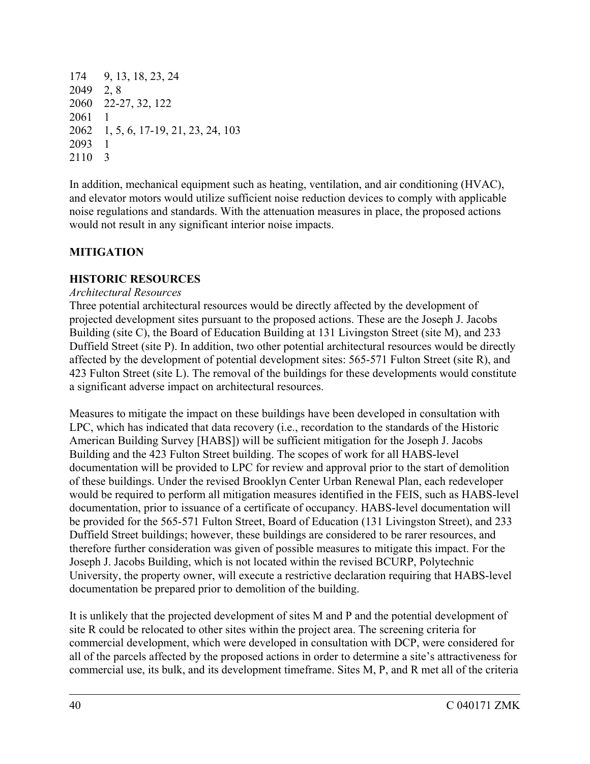| | |
|---|---|
| 174 | 9, 13, 18, 23, 24 |
| 2049 | 2, 8 |
| 2060 | 22-27, 32, 122 |
| 2061 | 1 |
| 2062 | 1, 5, 6, 17-19, 21, 23, 24, 103 |
| 2093 | 1 |
| 2110 | 3 |

In addition, mechanical equipment such as heating, ventilation, and air conditioning (HVAC), and elevator motors would utilize sufficient noise reduction devices to comply with applicable noise regulations and standards. With the attenuation measures in place, the proposed actions would not result in any significant interior noise impacts.

## MITIGATION

### HISTORIC RESOURCES

*Architectural Resources*

Three potential architectural resources would be directly affected by the development of projected development sites pursuant to the proposed actions. These are the Joseph J. Jacobs Building (site C), the Board of Education Building at 131 Livingston Street (site M), and 233 Duffield Street (site P). In addition, two other potential architectural resources would be directly affected by the development of potential development sites: 565-571 Fulton Street (site R), and 423 Fulton Street (site L). The removal of the buildings for these developments would constitute a significant adverse impact on architectural resources.

Measures to mitigate the impact on these buildings have been developed in consultation with LPC, which has indicated that data recovery (i.e., recordation to the standards of the Historic American Building Survey [HABS]) will be sufficient mitigation for the Joseph J. Jacobs Building and the 423 Fulton Street building. The scopes of work for all HABS-level documentation will be provided to LPC for review and approval prior to the start of demolition of these buildings. Under the revised Brooklyn Center Urban Renewal Plan, each redeveloper would be required to perform all mitigation measures identified in the FEIS, such as HABS-level documentation, prior to issuance of a certificate of occupancy. HABS-level documentation will be provided for the 565-571 Fulton Street, Board of Education (131 Livingston Street), and 233 Duffield Street buildings; however, these buildings are considered to be rarer resources, and therefore further consideration was given of possible measures to mitigate this impact. For the Joseph J. Jacobs Building, which is not located within the revised BCURP, Polytechnic University, the property owner, will execute a restrictive declaration requiring that HABS-level documentation be prepared prior to demolition of the building.

It is unlikely that the projected development of sites M and P and the potential development of site R could be relocated to other sites within the project area. The screening criteria for commercial development, which were developed in consultation with DCP, were considered for all of the parcels affected by the proposed actions in order to determine a site's attractiveness for commercial use, its bulk, and its development timeframe. Sites M, P, and R met all of the criteria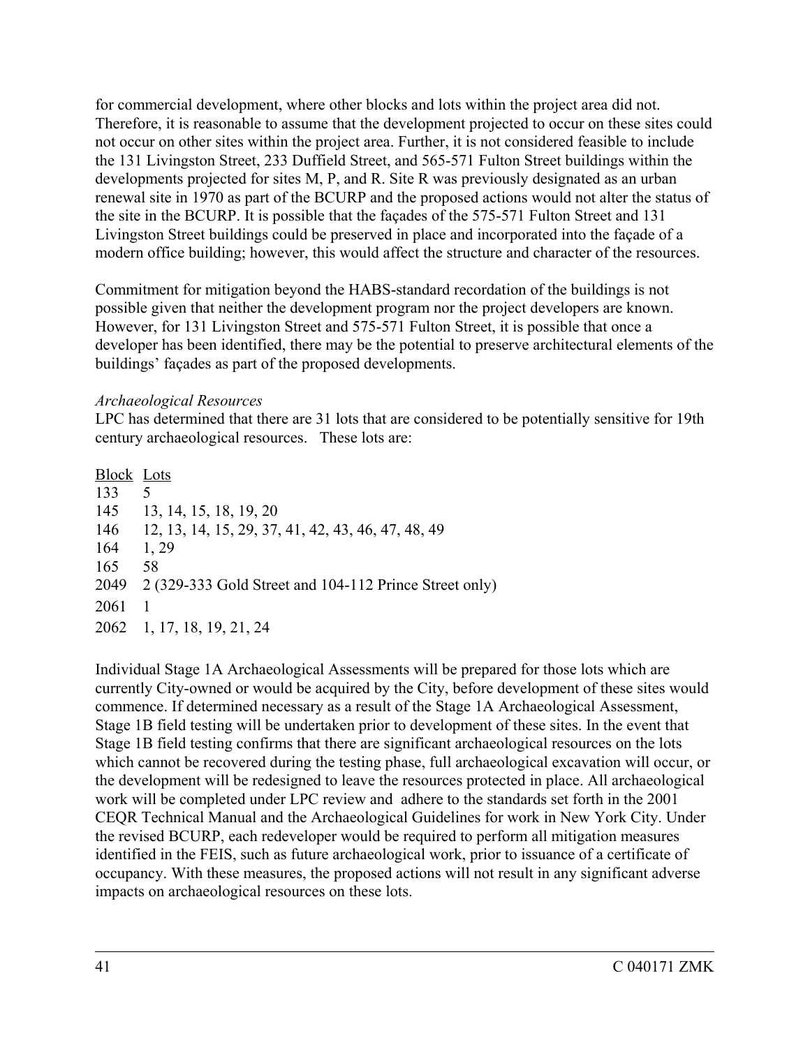for commercial development, where other blocks and lots within the project area did not. Therefore, it is reasonable to assume that the development projected to occur on these sites could not occur on other sites within the project area. Further, it is not considered feasible to include the 131 Livingston Street, 233 Duffield Street, and 565-571 Fulton Street buildings within the developments projected for sites M, P, and R. Site R was previously designated as an urban renewal site in 1970 as part of the BCURP and the proposed actions would not alter the status of the site in the BCURP. It is possible that the façades of the 575-571 Fulton Street and 131 Livingston Street buildings could be preserved in place and incorporated into the façade of a modern office building; however, this would affect the structure and character of the resources.

Commitment for mitigation beyond the HABS-standard recordation of the buildings is not possible given that neither the development program nor the project developers are known. However, for 131 Livingston Street and 575-571 Fulton Street, it is possible that once a developer has been identified, there may be the potential to preserve architectural elements of the buildings' façades as part of the proposed developments.

*Archaeological Resources*

LPC has determined that there are 31 lots that are considered to be potentially sensitive for 19th century archaeological resources. These lots are:

| Block | Lots |
|---|---|
| 133 | 5 |
| 145 | 13, 14, 15, 18, 19, 20 |
| 146 | 12, 13, 14, 15, 29, 37, 41, 42, 43, 46, 47, 48, 49 |
| 164 | 1, 29 |
| 165 | 58 |
| 2049 | 2 (329-333 Gold Street and 104-112 Prince Street only) |
| 2061 | 1 |
| 2062 | 1, 17, 18, 19, 21, 24 |

Individual Stage 1A Archaeological Assessments will be prepared for those lots which are currently City-owned or would be acquired by the City, before development of these sites would commence. If determined necessary as a result of the Stage 1A Archaeological Assessment, Stage 1B field testing will be undertaken prior to development of these sites. In the event that Stage 1B field testing confirms that there are significant archaeological resources on the lots which cannot be recovered during the testing phase, full archaeological excavation will occur, or the development will be redesigned to leave the resources protected in place. All archaeological work will be completed under LPC review and adhere to the standards set forth in the 2001 CEQR Technical Manual and the Archaeological Guidelines for work in New York City. Under the revised BCURP, each redeveloper would be required to perform all mitigation measures identified in the FEIS, such as future archaeological work, prior to issuance of a certificate of occupancy. With these measures, the proposed actions will not result in any significant adverse impacts on archaeological resources on these lots.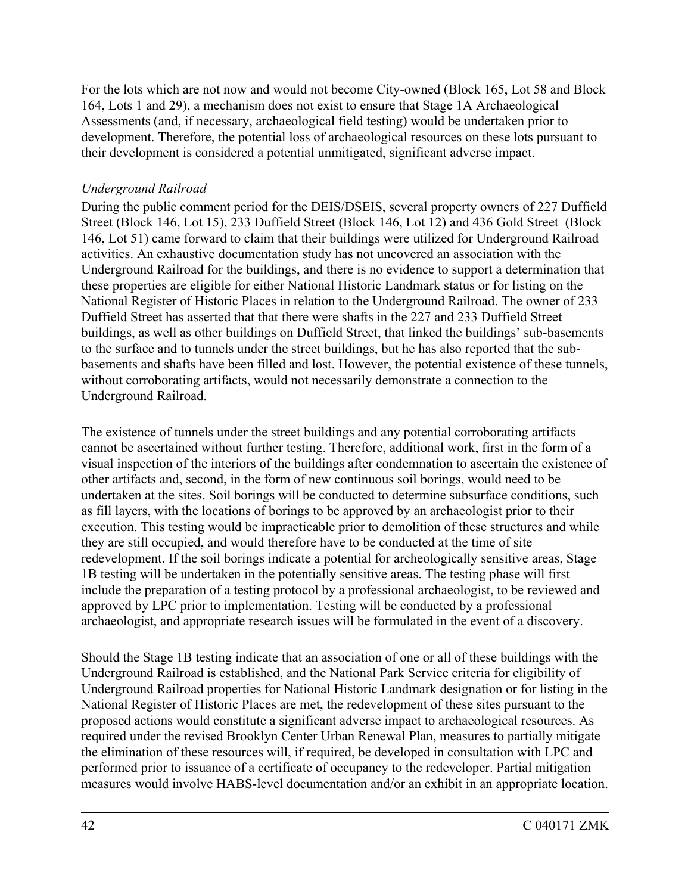For the lots which are not now and would not become City-owned (Block 165, Lot 58 and Block 164, Lots 1 and 29), a mechanism does not exist to ensure that Stage 1A Archaeological Assessments (and, if necessary, archaeological field testing) would be undertaken prior to development. Therefore, the potential loss of archaeological resources on these lots pursuant to their development is considered a potential unmitigated, significant adverse impact.

*Underground Railroad*

During the public comment period for the DEIS/DSEIS, several property owners of 227 Duffield Street (Block 146, Lot 15), 233 Duffield Street (Block 146, Lot 12) and 436 Gold Street (Block 146, Lot 51) came forward to claim that their buildings were utilized for Underground Railroad activities. An exhaustive documentation study has not uncovered an association with the Underground Railroad for the buildings, and there is no evidence to support a determination that these properties are eligible for either National Historic Landmark status or for listing on the National Register of Historic Places in relation to the Underground Railroad. The owner of 233 Duffield Street has asserted that that there were shafts in the 227 and 233 Duffield Street buildings, as well as other buildings on Duffield Street, that linked the buildings' sub-basements to the surface and to tunnels under the street buildings, but he has also reported that the sub-basements and shafts have been filled and lost. However, the potential existence of these tunnels, without corroborating artifacts, would not necessarily demonstrate a connection to the Underground Railroad.

The existence of tunnels under the street buildings and any potential corroborating artifacts cannot be ascertained without further testing. Therefore, additional work, first in the form of a visual inspection of the interiors of the buildings after condemnation to ascertain the existence of other artifacts and, second, in the form of new continuous soil borings, would need to be undertaken at the sites. Soil borings will be conducted to determine subsurface conditions, such as fill layers, with the locations of borings to be approved by an archaeologist prior to their execution. This testing would be impracticable prior to demolition of these structures and while they are still occupied, and would therefore have to be conducted at the time of site redevelopment. If the soil borings indicate a potential for archeologically sensitive areas, Stage 1B testing will be undertaken in the potentially sensitive areas. The testing phase will first include the preparation of a testing protocol by a professional archaeologist, to be reviewed and approved by LPC prior to implementation. Testing will be conducted by a professional archaeologist, and appropriate research issues will be formulated in the event of a discovery.

Should the Stage 1B testing indicate that an association of one or all of these buildings with the Underground Railroad is established, and the National Park Service criteria for eligibility of Underground Railroad properties for National Historic Landmark designation or for listing in the National Register of Historic Places are met, the redevelopment of these sites pursuant to the proposed actions would constitute a significant adverse impact to archaeological resources. As required under the revised Brooklyn Center Urban Renewal Plan, measures to partially mitigate the elimination of these resources will, if required, be developed in consultation with LPC and performed prior to issuance of a certificate of occupancy to the redeveloper. Partial mitigation measures would involve HABS-level documentation and/or an exhibit in an appropriate location.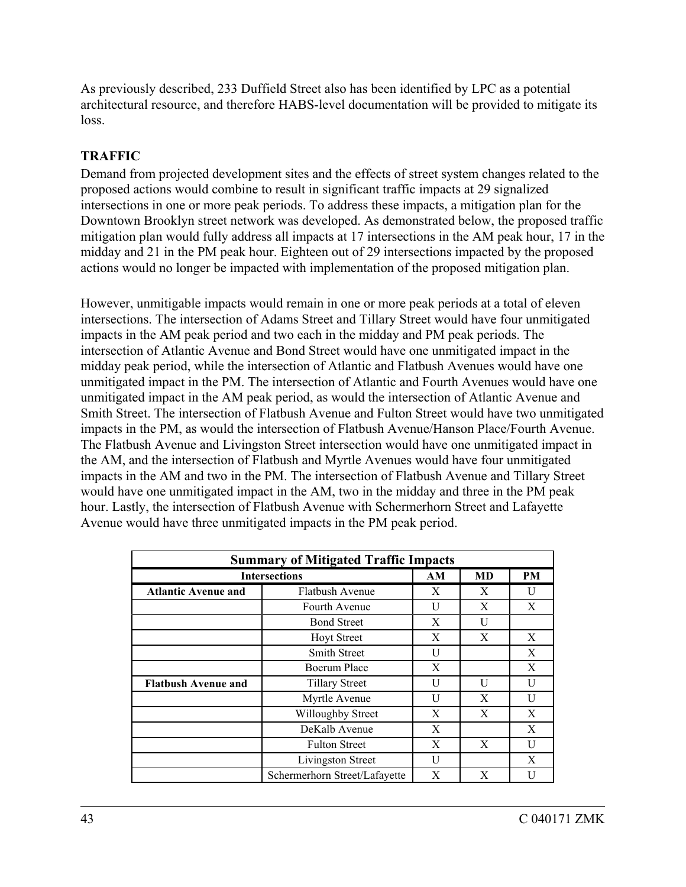As previously described, 233 Duffield Street also has been identified by LPC as a potential architectural resource, and therefore HABS-level documentation will be provided to mitigate its loss.

**TRAFFIC**

Demand from projected development sites and the effects of street system changes related to the proposed actions would combine to result in significant traffic impacts at 29 signalized intersections in one or more peak periods. To address these impacts, a mitigation plan for the Downtown Brooklyn street network was developed. As demonstrated below, the proposed traffic mitigation plan would fully address all impacts at 17 intersections in the AM peak hour, 17 in the midday and 21 in the PM peak hour. Eighteen out of 29 intersections impacted by the proposed actions would no longer be impacted with implementation of the proposed mitigation plan.

However, unmitigable impacts would remain in one or more peak periods at a total of eleven intersections. The intersection of Adams Street and Tillary Street would have four unmitigated impacts in the AM peak period and two each in the midday and PM peak periods. The intersection of Atlantic Avenue and Bond Street would have one unmitigated impact in the midday peak period, while the intersection of Atlantic and Flatbush Avenues would have one unmitigated impact in the PM. The intersection of Atlantic and Fourth Avenues would have one unmitigated impact in the AM peak period, as would the intersection of Atlantic Avenue and Smith Street. The intersection of Flatbush Avenue and Fulton Street would have two unmitigated impacts in the PM, as would the intersection of Flatbush Avenue/Hanson Place/Fourth Avenue. The Flatbush Avenue and Livingston Street intersection would have one unmitigated impact in the AM, and the intersection of Flatbush and Myrtle Avenues would have four unmitigated impacts in the AM and two in the PM. The intersection of Flatbush Avenue and Tillary Street would have one unmitigated impact in the AM, two in the midday and three in the PM peak hour. Lastly, the intersection of Flatbush Avenue with Schermerhorn Street and Lafayette Avenue would have three unmitigated impacts in the PM peak period.

| Summary of Mitigated Traffic Impacts | | | | |
|---|---|---|---|---|
| Intersections | | AM | MD | PM |
| **Atlantic Avenue and** | Flatbush Avenue | X | X | U |
| | Fourth Avenue | U | X | X |
| | Bond Street | X | U | |
| | Hoyt Street | X | X | X |
| | Smith Street | U | | X |
| | Boerum Place | X | | X |
| **Flatbush Avenue and** | Tillary Street | U | U | U |
| | Myrtle Avenue | U | X | U |
| | Willoughby Street | X | X | X |
| | DeKalb Avenue | X | | X |
| | Fulton Street | X | X | U |
| | Livingston Street | U | | X |
| | Schermerhorn Street/Lafayette | X | X | U |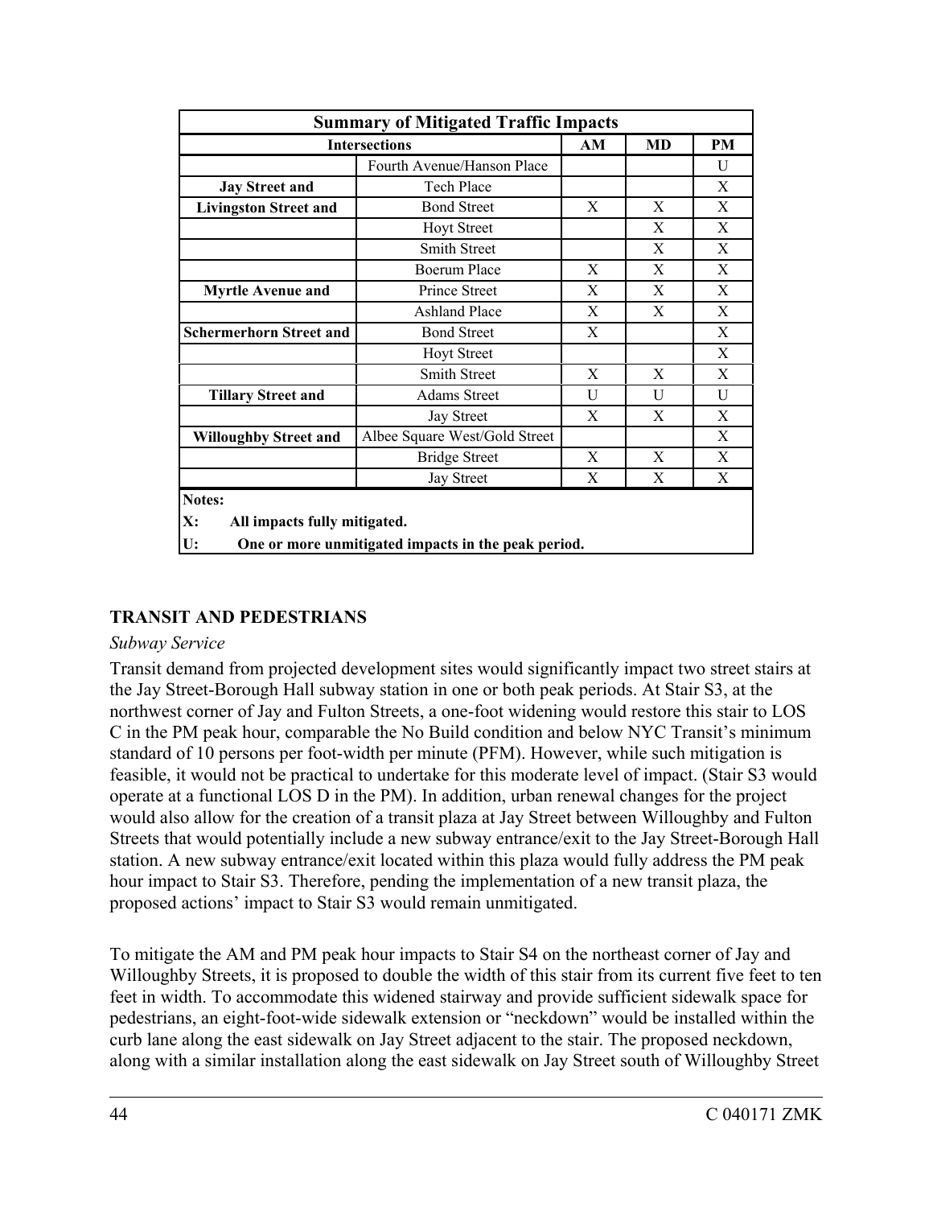| Summary of Mitigated Traffic Impacts | | | | |
|---|---|---|---|---|
| **Intersections** | | **AM** | **MD** | **PM** |
| | Fourth Avenue/Hanson Place | | | U |
| **Jay Street and** | Tech Place | | | X |
| **Livingston Street and** | Bond Street | X | X | X |
| | Hoyt Street | | X | X |
| | Smith Street | | X | X |
| | Boerum Place | X | X | X |
| **Myrtle Avenue and** | Prince Street | X | X | X |
| | Ashland Place | X | X | X |
| **Schermerhorn Street and** | Bond Street | X | | X |
| | Hoyt Street | | | X |
| | Smith Street | X | X | X |
| **Tillary Street and** | Adams Street | U | U | U |
| | Jay Street | X | X | X |
| **Willoughby Street and** | Albee Square West/Gold Street | | | X |
| | Bridge Street | X | X | X |
| | Jay Street | X | X | X |

**Notes:**

**X: All impacts fully mitigated.**

**U: One or more unmitigated impacts in the peak period.**

## TRANSIT AND PEDESTRIANS

*Subway Service*

Transit demand from projected development sites would significantly impact two street stairs at the Jay Street-Borough Hall subway station in one or both peak periods. At Stair S3, at the northwest corner of Jay and Fulton Streets, a one-foot widening would restore this stair to LOS C in the PM peak hour, comparable the No Build condition and below NYC Transit's minimum standard of 10 persons per foot-width per minute (PFM). However, while such mitigation is feasible, it would not be practical to undertake for this moderate level of impact. (Stair S3 would operate at a functional LOS D in the PM). In addition, urban renewal changes for the project would also allow for the creation of a transit plaza at Jay Street between Willoughby and Fulton Streets that would potentially include a new subway entrance/exit to the Jay Street-Borough Hall station. A new subway entrance/exit located within this plaza would fully address the PM peak hour impact to Stair S3. Therefore, pending the implementation of a transit plaza, the proposed actions' impact to Stair S3 would remain unmitigated.

To mitigate the AM and PM peak hour impacts to Stair S4 on the northeast corner of Jay and Willoughby Streets, it is proposed to double the width of this stair from its current five feet to ten feet in width. To accommodate this widened stairway and provide sufficient sidewalk space for pedestrians, an eight-foot-wide sidewalk extension or "neckdown" would be installed within the curb lane along the east sidewalk on Jay Street adjacent to the stair. The proposed neckdown, along with a similar installation along the east sidewalk on Jay Street south of Willoughby Street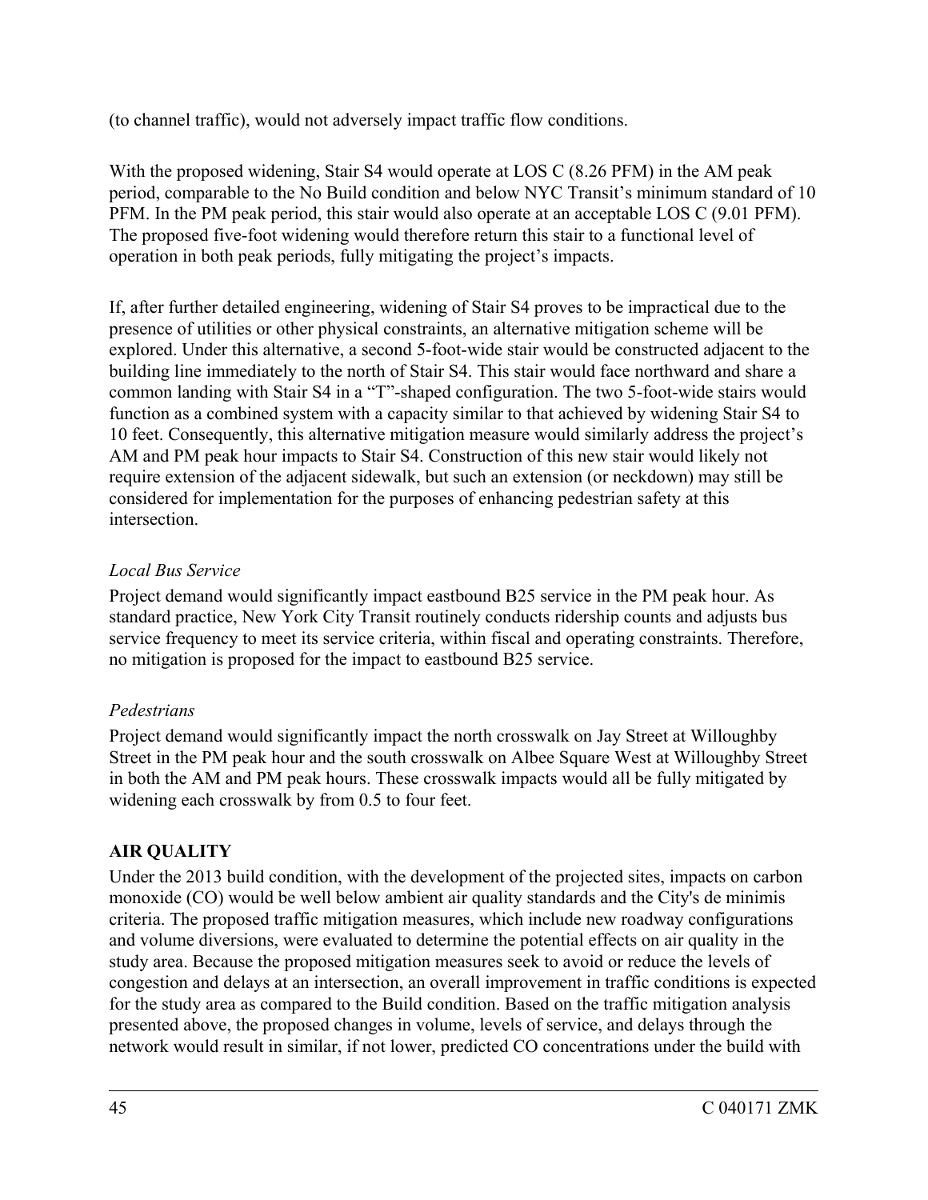(to channel traffic), would not adversely impact traffic flow conditions.

With the proposed widening, Stair S4 would operate at LOS C (8.26 PFM) in the AM peak period, comparable to the No Build condition and below NYC Transit's minimum standard of 10 PFM. In the PM peak period, this stair would also operate at an acceptable LOS C (9.01 PFM). The proposed five-foot widening would therefore return this stair to a functional level of operation in both peak periods, fully mitigating the project's impacts.

If, after further detailed engineering, widening of Stair S4 proves to be impractical due to the presence of utilities or other physical constraints, an alternative mitigation scheme will be explored. Under this alternative, a second 5-foot-wide stair would be constructed adjacent to the building line immediately to the north of Stair S4. This stair would face northward and share a common landing with Stair S4 in a "T"-shaped configuration. The two 5-foot-wide stairs would function as a combined system with a capacity similar to that achieved by widening Stair S4 to 10 feet. Consequently, this alternative mitigation measure would similarly address the project's AM and PM peak hour impacts to Stair S4. Construction of this new stair would likely not require extension of the adjacent sidewalk, but such an extension (or neckdown) may still be considered for implementation for the purposes of enhancing pedestrian safety at this intersection.

*Local Bus Service*

Project demand would significantly impact eastbound B25 service in the PM peak hour. As standard practice, New York City Transit routinely conducts ridership counts and adjusts bus service frequency to meet its service criteria, within fiscal and operating constraints. Therefore, no mitigation is proposed for the impact to eastbound B25 service.

*Pedestrians*

Project demand would significantly impact the north crosswalk on Jay Street at Willoughby Street in the PM peak hour and the south crosswalk on Albee Square West at Willoughby Street in both the AM and PM peak hours. These crosswalk impacts would all be fully mitigated by widening each crosswalk by from 0.5 to four feet.

## AIR QUALITY

Under the 2013 build condition, with the development of the projected sites, impacts on carbon monoxide (CO) would be well below ambient air quality standards and the City's de minimis criteria. The proposed traffic mitigation measures, which include new roadway configurations and volume diversions, were evaluated to determine the potential effects on air quality in the study area. Because the proposed mitigation measures seek to avoid or reduce the levels of congestion and delays at an intersection, an overall improvement in traffic conditions is expected for the study area as compared to the Build condition. Based on the traffic mitigation analysis presented above, the proposed changes in volume, levels of service, and delays through the network would result in similar, if not lower, predicted CO concentrations under the build with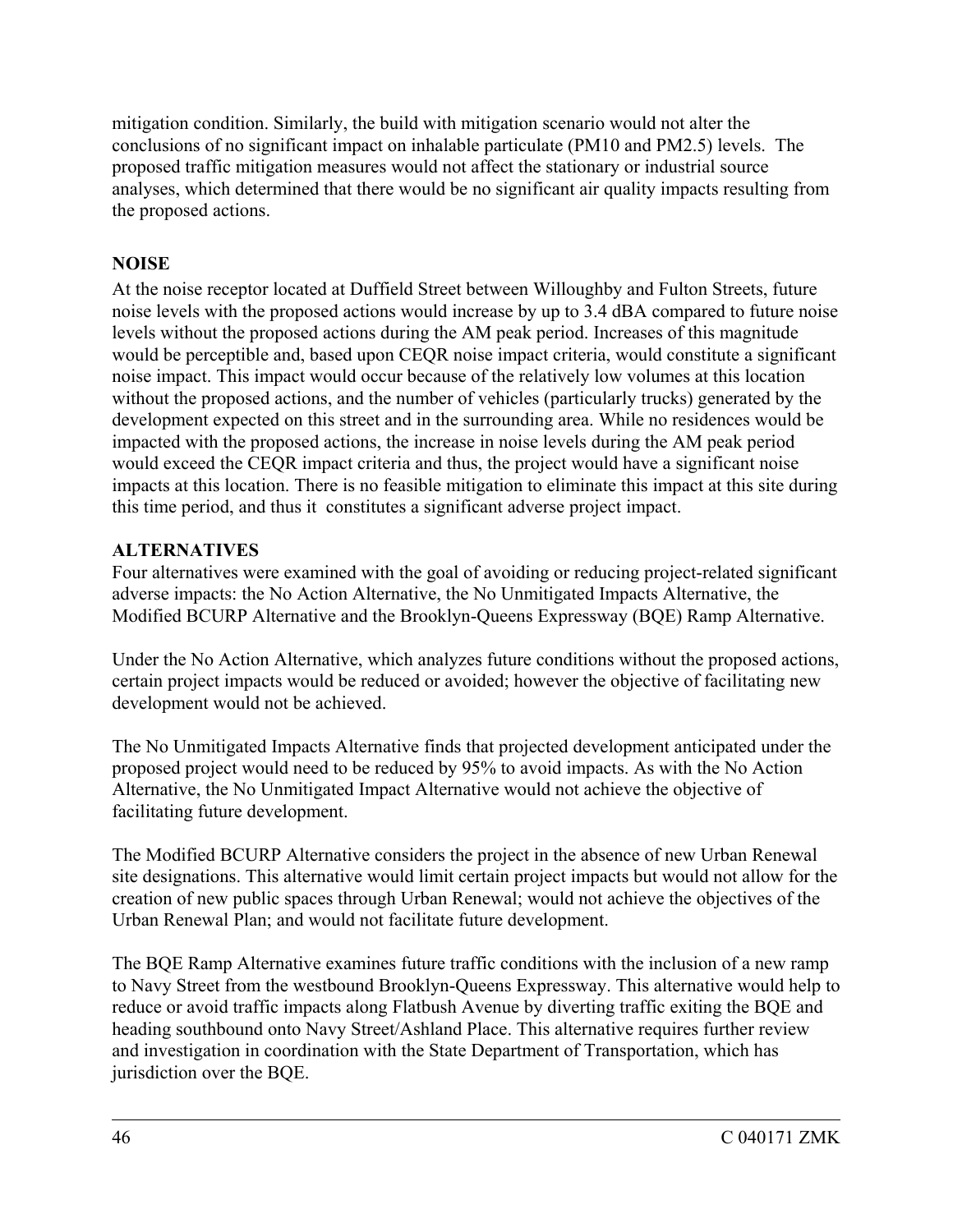mitigation condition. Similarly, the build with mitigation scenario would not alter the conclusions of no significant impact on inhalable particulate ($PM_{10}$ and $PM_{2.5}$) levels. The proposed traffic mitigation measures would not affect the stationary or industrial source analyses, which determined that there would be no significant air quality impacts resulting from the proposed actions.

**NOISE**

At the noise receptor located at Duffield Street between Willoughby and Fulton Streets, future noise levels with the proposed actions would increase by up to 3.4 dBA compared to future noise levels without the proposed actions during the AM peak period. Increases of this magnitude would be perceptible and, based upon CEQR noise impact criteria, would constitute a significant noise impact. This impact would occur because of the relatively low volumes at this location without the proposed actions, and the number of vehicles (particularly trucks) generated by the development expected on this street and in the surrounding area. While no residences would be impacted with the proposed actions, the increase in noise levels during the AM peak period would exceed the CEQR impact criteria and thus, the project would have a significant noise impacts at this location. There is no feasible mitigation to eliminate this impact at this site during this time period, and thus it constitutes a significant adverse project impact.

**ALTERNATIVES**

Four alternatives were examined with the goal of avoiding or reducing project-related significant adverse impacts: the No Action Alternative, the No Unmitigated Impacts Alternative, the Modified BCURP Alternative and the Brooklyn-Queens Expressway (BQE) Ramp Alternative.

Under the No Action Alternative, which analyzes future conditions without the proposed actions, certain project impacts would be reduced or avoided; however the objective of facilitating new development would not be achieved.

The No Unmitigated Impacts Alternative finds that projected development anticipated under the proposed project would need to be reduced by 95% to avoid impacts. As with the No Action Alternative, the No Unmitigated Impact Alternative would not achieve the objective of facilitating future development.

The Modified BCURP Alternative considers the project in the absence of new Urban Renewal site designations. This alternative would limit certain project impacts but would not allow for the creation of new public spaces through Urban Renewal; would not achieve the objectives of the Urban Renewal Plan; and would not facilitate future development.

The BQE Ramp Alternative examines future traffic conditions with the inclusion of a new ramp to Navy Street from the westbound Brooklyn-Queens Expressway. This alternative would help to reduce or avoid traffic impacts along Flatbush Avenue by diverting traffic exiting the BQE and heading southbound onto Navy Street/Ashland Place. This alternative requires further review and investigation in coordination with the State Department of Transportation, which has jurisdiction over the BQE.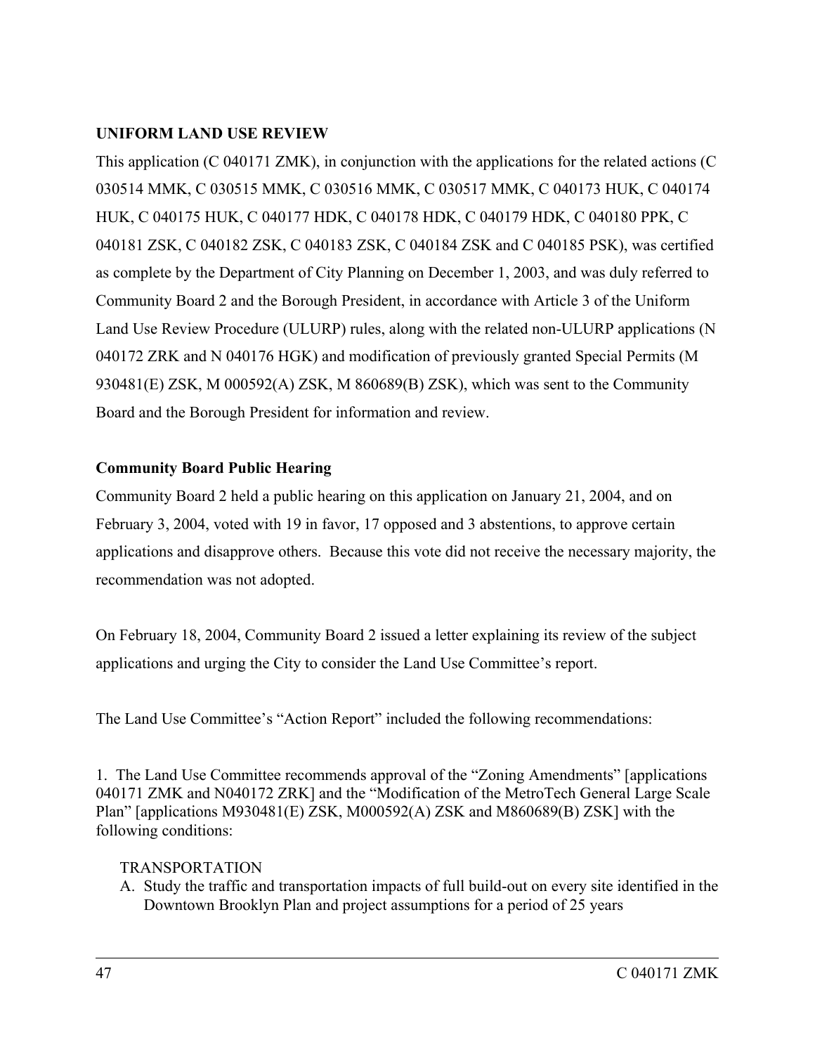**UNIFORM LAND USE REVIEW**

This application (C 040171 ZMK), in conjunction with the applications for the related actions (C 030514 MMK, C 030515 MMK, C 030516 MMK, C 030517 MMK, C 040173 HUK, C 040174 HUK, C 040175 HUK, C 040177 HDK, C 040178 HDK, C 040179 HDK, C 040180 PPK, C 040181 ZSK, C 040182 ZSK, C 040183 ZSK, C 040184 ZSK and C 040185 PSK), was certified as complete by the Department of City Planning on December 1, 2003, and was duly referred to Community Board 2 and the Borough President, in accordance with Article 3 of the Uniform Land Use Review Procedure (ULURP) rules, along with the related non-ULURP applications (N 040172 ZRK and N 040176 HGK) and modification of previously granted Special Permits (M 930481(E) ZSK, M 000592(A) ZSK, M 860689(B) ZSK), which was sent to the Community Board and the Borough President for information and review.

**Community Board Public Hearing**

Community Board 2 held a public hearing on this application on January 21, 2004, and on February 3, 2004, voted with 19 in favor, 17 opposed and 3 abstentions, to approve certain applications and disapprove others. Because this vote did not receive the necessary majority, the recommendation was not adopted.

On February 18, 2004, Community Board 2 issued a letter explaining its review of the subject applications and urging the City to consider the Land Use Committee's report.

The Land Use Committee's "Action Report" included the following recommendations:

1. The Land Use Committee recommends approval of the "Zoning Amendments" [applications 040171 ZMK and N040172 ZRK] and the "Modification of the MetroTech General Large Scale Plan" [applications M930481(E) ZSK, M000592(A) ZSK and M860689(B) ZSK] with the following conditions:

TRANSPORTATION

A. Study the traffic and transportation impacts of full build-out on every site identified in the Downtown Brooklyn Plan and project assumptions for a period of 25 years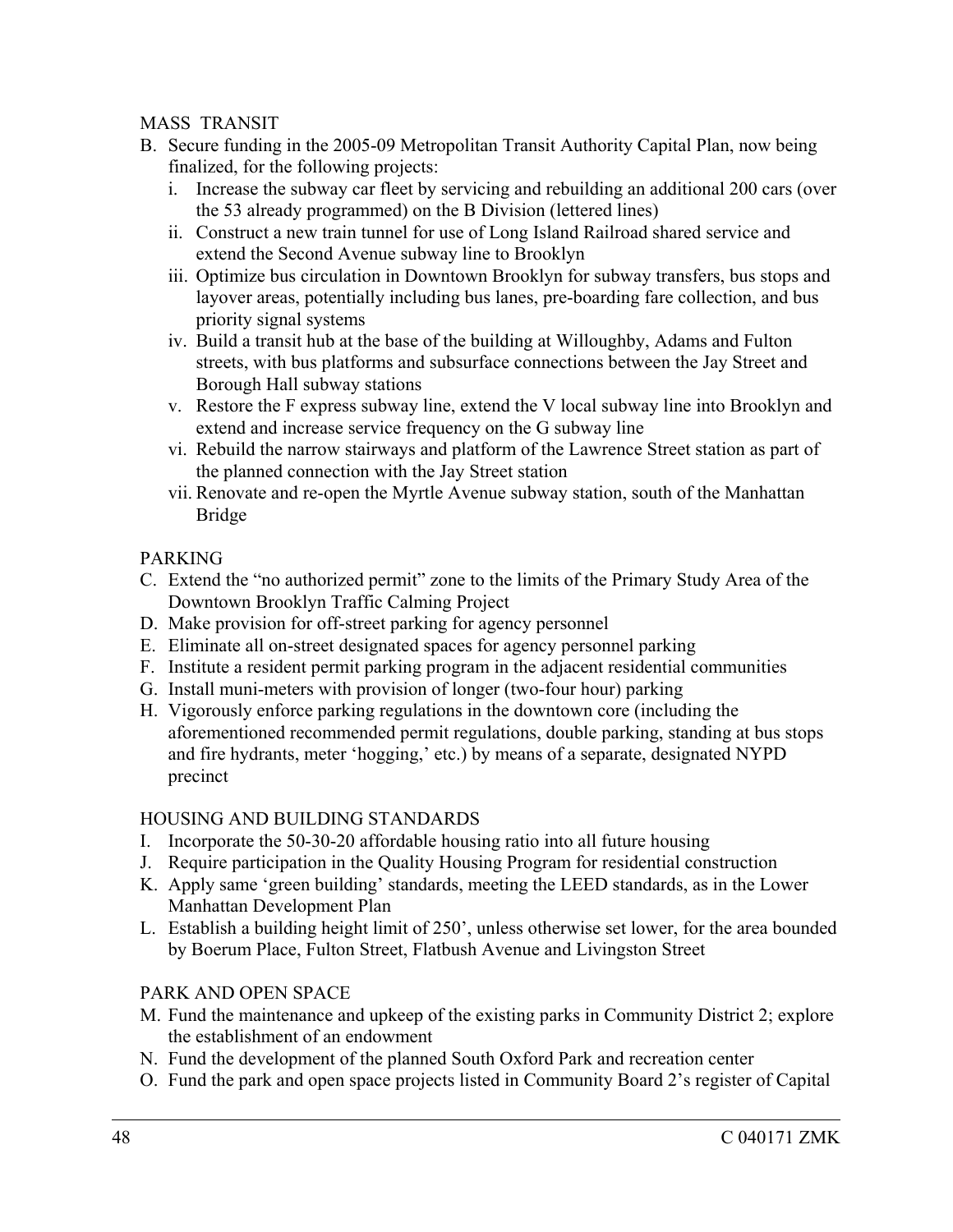MASS TRANSIT

B. Secure funding in the 2005-09 Metropolitan Transit Authority Capital Plan, now being finalized, for the following projects:
   i. Increase the subway car fleet by servicing and rebuilding an additional 200 cars (over the 53 already programmed) on the B Division (lettered lines)
   ii. Construct a new train tunnel for use of Long Island Railroad shared service and extend the Second Avenue subway line to Brooklyn
   iii. Optimize bus circulation in Downtown Brooklyn for subway transfers, bus stops and layover areas, potentially including bus lanes, pre-boarding fare collection, and bus priority signal systems
   iv. Build a transit hub at the base of the building at Willoughby, Adams and Fulton streets, with bus platforms and subsurface connections between the Jay Street and Borough Hall subway stations
   v. Restore the F express subway line, extend the V local subway line into Brooklyn and extend and increase service frequency on the G subway line
   vi. Rebuild the narrow stairways and platform of the Lawrence Street station as part of the planned connection with the Jay Street station
   vii. Renovate and re-open the Myrtle Avenue subway station, south of the Manhattan Bridge

PARKING

C. Extend the “no authorized permit” zone to the limits of the Primary Study Area of the Downtown Brooklyn Traffic Calming Project
D. Make provision for off-street parking for agency personnel
E. Eliminate all on-street designated spaces for agency personnel parking
F. Institute a resident permit parking program in the adjacent residential communities
G. Install muni-meters with provision of longer (two-four hour) parking
H. Vigorously enforce parking regulations in the downtown core (including the aforementioned recommended permit regulations, double parking, standing at bus stops and fire hydrants, meter ‘hogging,’ etc.) by means of a separate, designated NYPD precinct

HOUSING AND BUILDING STANDARDS

I. Incorporate the 50-30-20 affordable housing ratio into all future housing
J. Require participation in the Quality Housing Program for residential construction
K. Apply same ‘green building’ standards, meeting the LEED standards, as in the Lower Manhattan Development Plan
L. Establish a building height limit of 250’, unless otherwise set lower, for the area bounded by Boerum Place, Fulton Street, Flatbush Avenue and Livingston Street

PARK AND OPEN SPACE

M. Fund the maintenance and upkeep of the existing parks in Community District 2; explore the establishment of an endowment
N. Fund the development of the planned South Oxford Park and recreation center
O. Fund the park and open space projects listed in Community Board 2’s register of Capital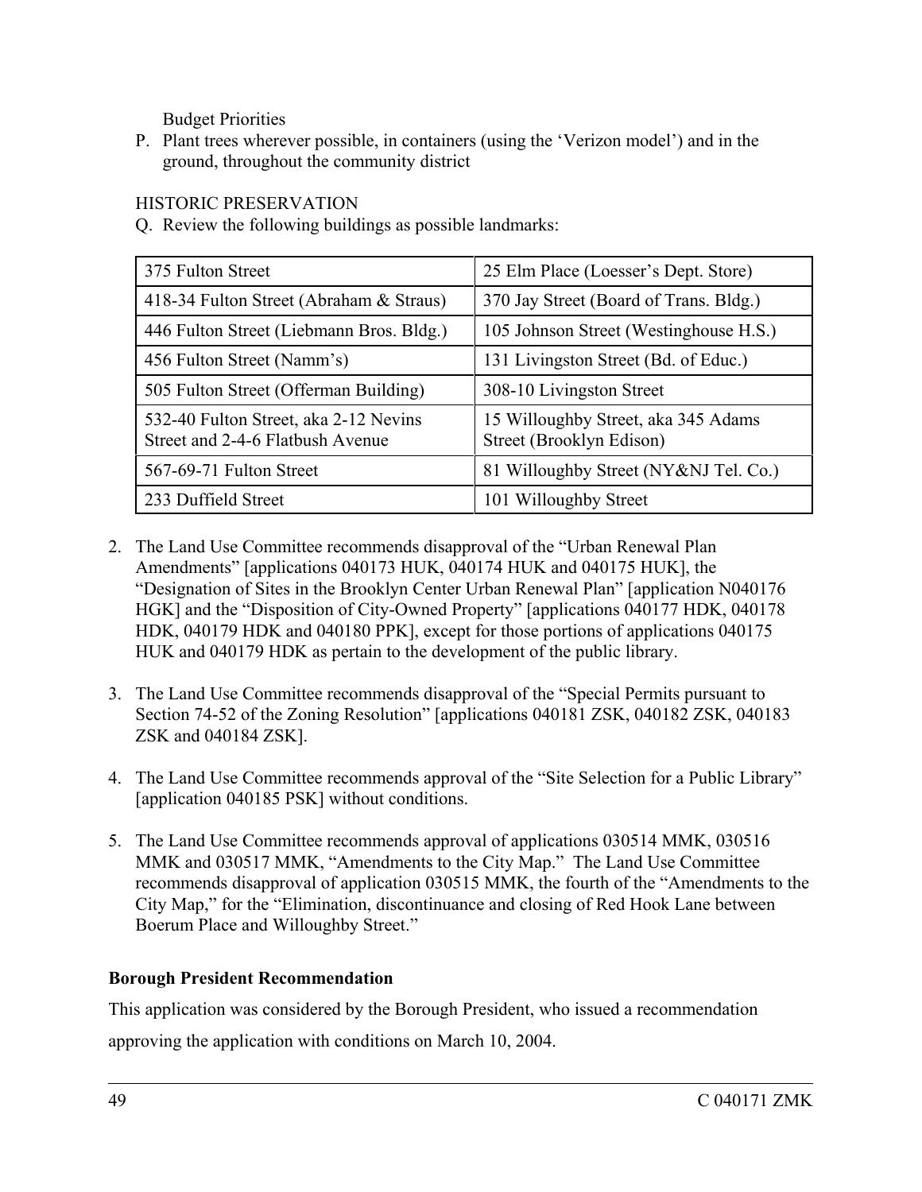Budget Priorities

P. Plant trees wherever possible, in containers (using the 'Verizon model') and in the ground, throughout the community district

HISTORIC PRESERVATION

Q. Review the following buildings as possible landmarks:

| | |
|---|---|
| 375 Fulton Street | 25 Elm Place (Loesser's Dept. Store) |
| 418-34 Fulton Street (Abraham & Straus) | 370 Jay Street (Board of Trans. Bldg.) |
| 446 Fulton Street (Liebmann Bros. Bldg.) | 105 Johnson Street (Westinghouse H.S.) |
| 456 Fulton Street (Namm's) | 131 Livingston Street (Bd. of Educ.) |
| 505 Fulton Street (Offerman Building) | 308-10 Livingston Street |
| 532-40 Fulton Street, aka 2-12 Nevins Street and 2-4-6 Flatbush Avenue | 15 Willoughby Street, aka 345 Adams Street (Brooklyn Edison) |
| 567-69-71 Fulton Street | 81 Willoughby Street (NY&NJ Tel. Co.) |
| 233 Duffield Street | 101 Willoughby Street |

2. The Land Use Committee recommends disapproval of the "Urban Renewal Plan Amendments" [applications 040173 HUK, 040174 HUK and 040175 HUK], the "Designation of Sites in the Brooklyn Center Urban Renewal Plan" [application N040176 HGK] and the "Disposition of City-Owned Property" [applications 040177 HDK, 040178 HDK, 040179 HDK and 040180 PPK], except for those portions of applications 040175 HUK and 040179 HDK as pertain to the development of the public library.

3. The Land Use Committee recommends disapproval of the "Special Permits pursuant to Section 74-52 of the Zoning Resolution" [applications 040181 ZSK, 040182 ZSK, 040183 ZSK and 040184 ZSK].

4. The Land Use Committee recommends approval of the "Site Selection for a Public Library" [application 040185 PSK] without conditions.

5. The Land Use Committee recommends approval of applications 030514 MMK, 030516 MMK and 030517 MMK, "Amendments to the City Map." The Land Use Committee recommends disapproval of application 030515 MMK, the fourth of the "Amendments to the City Map," for the "Elimination, discontinuance and closing of Red Hook Lane between Boerum Place and Willoughby Street."

**Borough President Recommendation**

This application was considered by the Borough President, who issued a recommendation approving the application with conditions on March 10, 2004.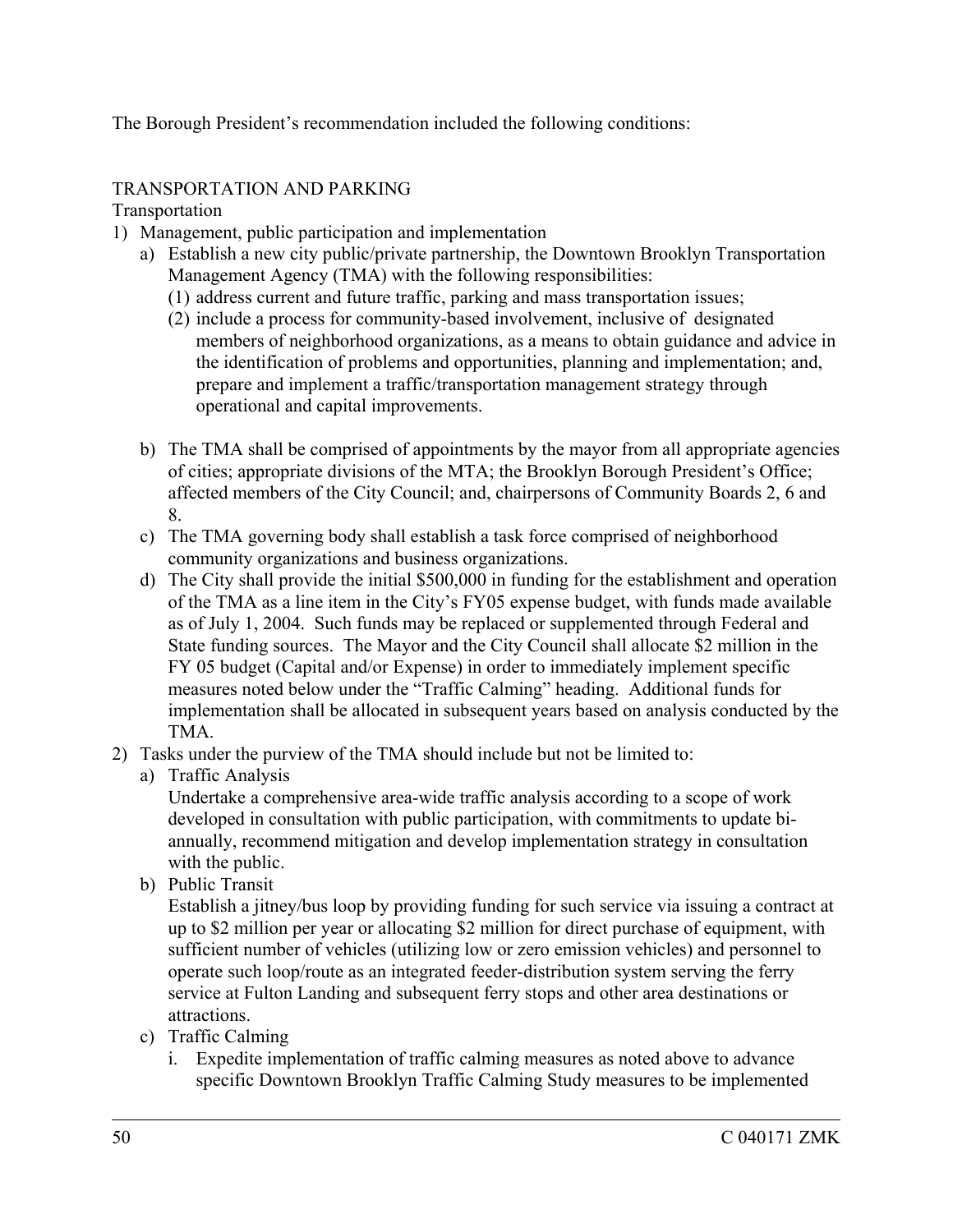The Borough President's recommendation included the following conditions:

TRANSPORTATION AND PARKING

Transportation

1) Management, public participation and implementation
   a) Establish a new city public/private partnership, the Downtown Brooklyn Transportation Management Agency (TMA) with the following responsibilities:
      (1) address current and future traffic, parking and mass transportation issues;
      (2) include a process for community-based involvement, inclusive of designated members of neighborhood organizations, as a means to obtain guidance and advice in the identification of problems and opportunities, planning and implementation; and, prepare and implement a traffic/transportation management strategy through operational and capital improvements.

   b) The TMA shall be comprised of appointments by the mayor from all appropriate agencies of cities; appropriate divisions of the MTA; the Brooklyn Borough President's Office; affected members of the City Council; and, chairpersons of Community Boards 2, 6 and 8.
   c) The TMA governing body shall establish a task force comprised of neighborhood community organizations and business organizations.
   d) The City shall provide the initial $500,000 in funding for the establishment and operation of the TMA as a line item in the City's FY05 expense budget, with funds made available as of July 1, 2004. Such funds may be replaced or supplemented through Federal and State funding sources. The Mayor and the City Council shall allocate $2 million in the FY 05 budget (Capital and/or Expense) in order to immediately implement specific measures noted below under the "Traffic Calming" heading. Additional funds for implementation shall be allocated in subsequent years based on analysis conducted by the TMA.
2) Tasks under the purview of the TMA should include but not be limited to:
   a) Traffic Analysis
      Undertake a comprehensive area-wide traffic analysis according to a scope of work developed in consultation with public participation, with commitments to update bi-annually, recommend mitigation and develop implementation strategy in consultation with the public.
   b) Public Transit
      Establish a jitney/bus loop by providing funding for such service via issuing a contract at up to $2 million per year or allocating $2 million for direct purchase of equipment, with sufficient number of vehicles (utilizing low or zero emission vehicles) and personnel to operate such loop/route as an integrated feeder-distribution system serving the ferry service at Fulton Landing and subsequent ferry stops and other area destinations or attractions.
   c) Traffic Calming
      i. Expedite implementation of traffic calming measures as noted above to advance specific Downtown Brooklyn Traffic Calming Study measures to be implemented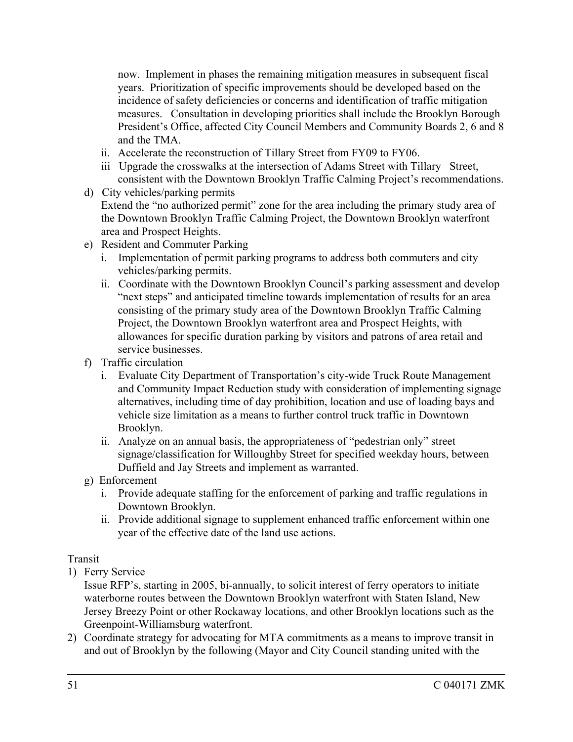now. Implement in phases the remaining mitigation measures in subsequent fiscal years. Prioritization of specific improvements should be developed based on the incidence of safety deficiencies or concerns and identification of traffic mitigation measures. Consultation in developing priorities shall include the Brooklyn Borough President's Office, affected City Council Members and Community Boards 2, 6 and 8 and the TMA.

ii. Accelerate the reconstruction of Tillary Street from FY09 to FY06.

iii Upgrade the crosswalks at the intersection of Adams Street with Tillary Street, consistent with the Downtown Brooklyn Traffic Calming Project's recommendations.

d) City vehicles/parking permits

Extend the "no authorized permit" zone for the area including the primary study area of the Downtown Brooklyn Traffic Calming Project, the Downtown Brooklyn waterfront area and Prospect Heights.

e) Resident and Commuter Parking

i. Implementation of permit parking programs to address both commuters and city vehicles/parking permits.

ii. Coordinate with the Downtown Brooklyn Council's parking assessment and develop "next steps" and anticipated timeline towards implementation of results for an area consisting of the primary study area of the Downtown Brooklyn Traffic Calming Project, the Downtown Brooklyn waterfront area and Prospect Heights, with allowances for specific duration parking by visitors and patrons of area retail and service businesses.

f) Traffic circulation

i. Evaluate City Department of Transportation's city-wide Truck Route Management and Community Impact Reduction study with consideration of implementing signage alternatives, including time of day prohibition, location and use of loading bays and vehicle size limitation as a means to further control truck traffic in Downtown Brooklyn.

ii. Analyze on an annual basis, the appropriateness of "pedestrian only" street signage/classification for Willoughby Street for specified weekday hours, between Duffield and Jay Streets and implement as warranted.

g) Enforcement

i. Provide adequate staffing for the enforcement of parking and traffic regulations in Downtown Brooklyn.

ii. Provide additional signage to supplement enhanced traffic enforcement within one year of the effective date of the land use actions.

Transit

1) Ferry Service

Issue RFP's, starting in 2005, bi-annually, to solicit interest of ferry operators to initiate waterborne routes between the Downtown Brooklyn waterfront with Staten Island, New Jersey Breezy Point or other Rockaway locations, and other Brooklyn locations such as the Greenpoint-Williamsburg waterfront.

2) Coordinate strategy for advocating for MTA commitments as a means to improve transit in and out of Brooklyn by the following (Mayor and City Council standing united with the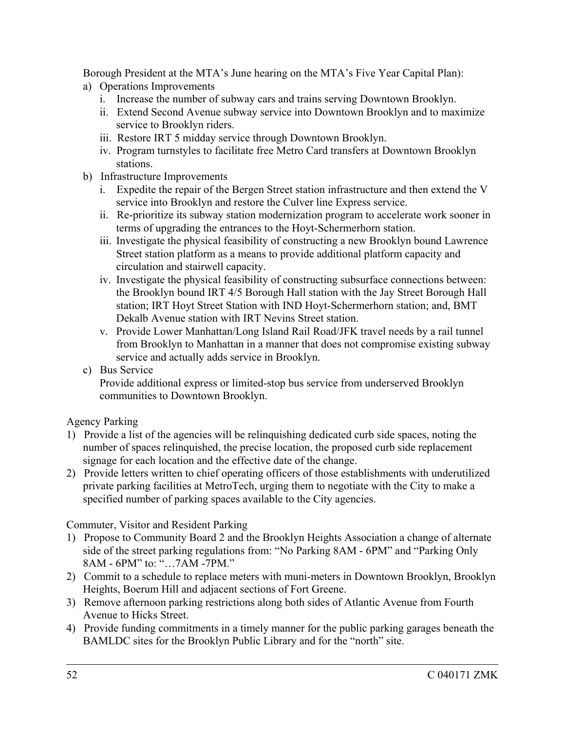Borough President at the MTA's June hearing on the MTA's Five Year Capital Plan):

a) Operations Improvements
   i. Increase the number of subway cars and trains serving Downtown Brooklyn.
   ii. Extend Second Avenue subway service into Downtown Brooklyn and to maximize service to Brooklyn riders.
   iii. Restore IRT 5 midday service through Downtown Brooklyn.
   iv. Program turnstyles to facilitate free Metro Card transfers at Downtown Brooklyn stations.
b) Infrastructure Improvements
   i. Expedite the repair of the Bergen Street station infrastructure and then extend the V service into Brooklyn and restore the Culver line Express service.
   ii. Re-prioritize its subway station modernization program to accelerate work sooner in terms of upgrading the entrances to the Hoyt-Schermerhorn station.
   iii. Investigate the physical feasibility of constructing a new Brooklyn bound Lawrence Street station platform as a means to provide additional platform capacity and circulation and stairwell capacity.
   iv. Investigate the physical feasibility of constructing subsurface connections between: the Brooklyn bound IRT 4/5 Borough Hall station with the Jay Street Borough Hall station; IRT Hoyt Street Station with IND Hoyt-Schermerhorn station; and, BMT Dekalb Avenue station with IRT Nevins Street station.
   v. Provide Lower Manhattan/Long Island Rail Road/JFK travel needs by a rail tunnel from Brooklyn to Manhattan in a manner that does not compromise existing subway service and actually adds service in Brooklyn.
c) Bus Service

   Provide additional express or limited-stop bus service from underserved Brooklyn communities to Downtown Brooklyn.

Agency Parking

1) Provide a list of the agencies will be relinquishing dedicated curb side spaces, noting the number of spaces relinquished, the precise location, the proposed curb side replacement signage for each location and the effective date of the change.
2) Provide letters written to chief operating officers of those establishments with underutilized private parking facilities at MetroTech, urging them to negotiate with the City to make a specified number of parking spaces available to the City agencies.

Commuter, Visitor and Resident Parking

1) Propose to Community Board 2 and the Brooklyn Heights Association a change of alternate side of the street parking regulations from: "No Parking 8AM - 6PM" and "Parking Only 8AM - 6PM" to: "…7AM -7PM."
2) Commit to a schedule to replace meters with muni-meters in Downtown Brooklyn, Brooklyn Heights, Boerum Hill and adjacent sections of Fort Greene.
3) Remove afternoon parking restrictions along both sides of Atlantic Avenue from Fourth Avenue to Hicks Street.
4) Provide funding commitments in a timely manner for the public parking garages beneath the BAMLDC sites for the Brooklyn Public Library and for the "north" site.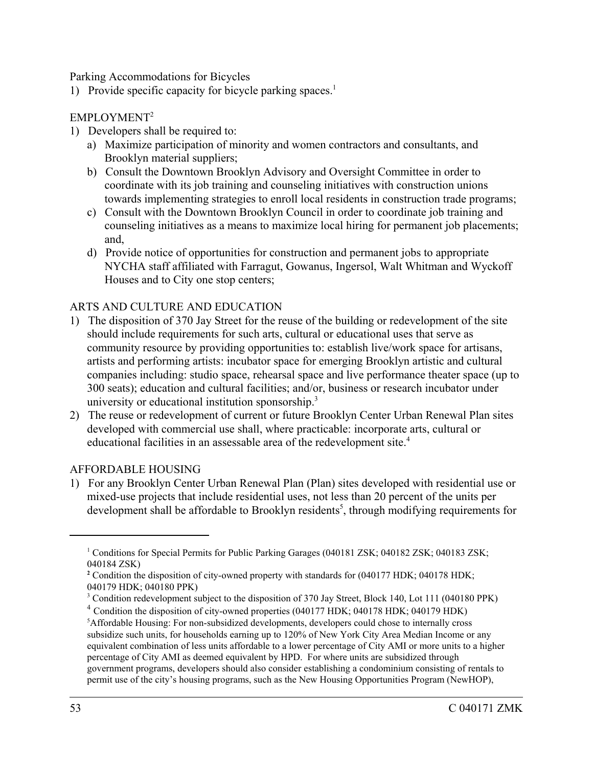Parking Accommodations for Bicycles

1) Provide specific capacity for bicycle parking spaces.[1]

EMPLOYMENT[2]

1) Developers shall be required to:
   a) Maximize participation of minority and women contractors and consultants, and Brooklyn material suppliers;
   b) Consult the Downtown Brooklyn Advisory and Oversight Committee in order to coordinate with its job training and counseling initiatives with construction unions towards implementing strategies to enroll local residents in construction trade programs;
   c) Consult with the Downtown Brooklyn Council in order to coordinate job training and counseling initiatives as a means to maximize local hiring for permanent job placements; and,
   d) Provide notice of opportunities for construction and permanent jobs to appropriate NYCHA staff affiliated with Farragut, Gowanus, Ingersol, Walt Whitman and Wyckoff Houses and to City one stop centers;

ARTS AND CULTURE AND EDUCATION

1) The disposition of 370 Jay Street for the reuse of the building or redevelopment of the site should include requirements for such arts, cultural or educational uses that serve as community resource by providing opportunities to: establish live/work space for artisans, artists and performing artists: incubator space for emerging Brooklyn artistic and cultural companies including: studio space, rehearsal space and live performance theater space (up to 300 seats); education and cultural facilities; and/or, business or research incubator under university or educational institution sponsorship.[3]
2) The reuse or redevelopment of current or future Brooklyn Center Urban Renewal Plan sites developed with commercial use shall, where practicable: incorporate arts, cultural or educational facilities in an assessable area of the redevelopment site.[4]

AFFORDABLE HOUSING

1) For any Brooklyn Center Urban Renewal Plan (Plan) sites developed with residential use or mixed-use projects that include residential uses, not less than 20 percent of the units per development shall be affordable to Brooklyn residents[5], through modifying requirements for

---

[1] Conditions for Special Permits for Public Parking Garages (040181 ZSK; 040182 ZSK; 040183 ZSK; 040184 ZSK)

[2] Condition the disposition of city-owned property with standards for (040177 HDK; 040178 HDK; 040179 HDK; 040180 PPK)

[3] Condition redevelopment subject to the disposition of 370 Jay Street, Block 140, Lot 111 (040180 PPK)

[4] Condition the disposition of city-owned properties (040177 HDK; 040178 HDK; 040179 HDK)

[5] Affordable Housing: For non-subsidized developments, developers could chose to internally cross subsidize such units, for households earning up to 120% of New York City Area Median Income or any equivalent combination of less units affordable to a lower percentage of City AMI or more units to a higher percentage of City AMI as deemed equivalent by HPD. For where units are subsidized through government programs, developers should also consider establishing a condominium consisting of rentals to permit use of the city's housing programs, such as the New Housing Opportunities Program (NewHOP),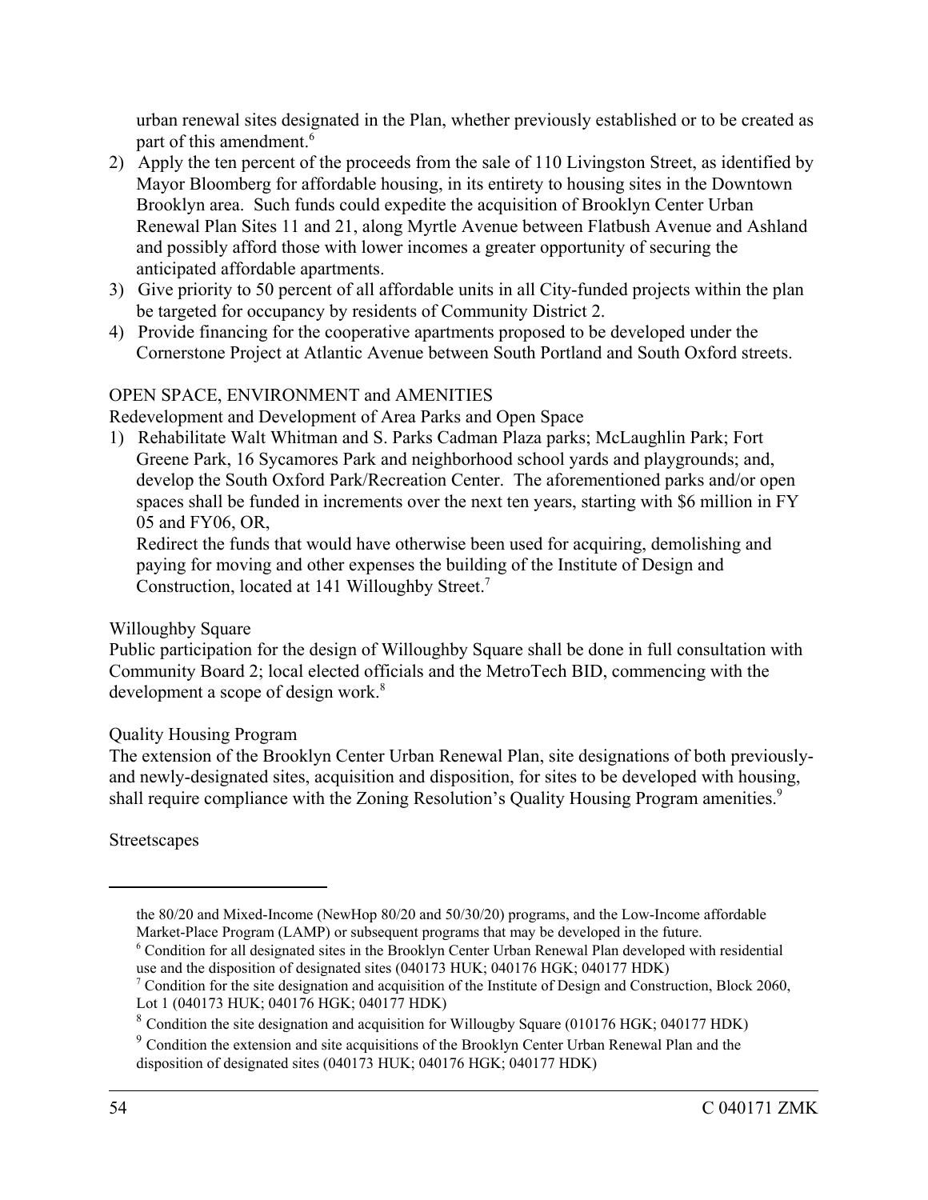urban renewal sites designated in the Plan, whether previously established or to be created as part of this amendment.[6]

2) Apply the ten percent of the proceeds from the sale of 110 Livingston Street, as identified by Mayor Bloomberg for affordable housing, in its entirety to housing sites in the Downtown Brooklyn area. Such funds could expedite the acquisition of Brooklyn Center Urban Renewal Plan Sites 11 and 21, along Myrtle Avenue between Flatbush Avenue and Ashland and possibly afford those with lower incomes a greater opportunity of securing the anticipated affordable apartments.
3) Give priority to 50 percent of all affordable units in all City-funded projects within the plan be targeted for occupancy by residents of Community District 2.
4) Provide financing for the cooperative apartments proposed to be developed under the Cornerstone Project at Atlantic Avenue between South Portland and South Oxford streets.

OPEN SPACE, ENVIRONMENT and AMENITIES

Redevelopment and Development of Area Parks and Open Space

1) Rehabilitate Walt Whitman and S. Parks Cadman Plaza parks; McLaughlin Park; Fort Greene Park, 16 Sycamores Park and neighborhood school yards and playgrounds; and, develop the South Oxford Park/Recreation Center. The aforementioned parks and/or open spaces shall be funded in increments over the next ten years, starting with $6 million in FY 05 and FY06, OR,

   Redirect the funds that would have otherwise been used for acquiring, demolishing and paying for moving and other expenses the building of the Institute of Design and Construction, located at 141 Willoughby Street.[7]

Willoughby Square

Public participation for the design of Willoughby Square shall be done in full consultation with Community Board 2; local elected officials and the MetroTech BID, commencing with the development a scope of design work.[8]

Quality Housing Program

The extension of the Brooklyn Center Urban Renewal Plan, site designations of both previously- and newly-designated sites, acquisition and disposition, for sites to be developed with housing, shall require compliance with the Zoning Resolution's Quality Housing Program amenities.[9]

Streetscapes

---

the 80/20 and Mixed-Income (NewHop 80/20 and 50/30/20) programs, and the Low-Income affordable Market-Place Program (LAMP) or subsequent programs that may be developed in the future.

[6] Condition for all designated sites in the Brooklyn Center Urban Renewal Plan developed with residential use and the disposition of designated sites (040173 HUK; 040176 HGK; 040177 HDK)

[7] Condition for the site designation and acquisition of the Institute of Design and Construction, Block 2060, Lot 1 (040173 HUK; 040176 HGK; 040177 HDK)

[8] Condition the site designation and acquisition for Willougby Square (010176 HGK; 040177 HDK)

[9] Condition the extension and site acquisitions of the Brooklyn Center Urban Renewal Plan and the disposition of designated sites (040173 HUK; 040176 HGK; 040177 HDK)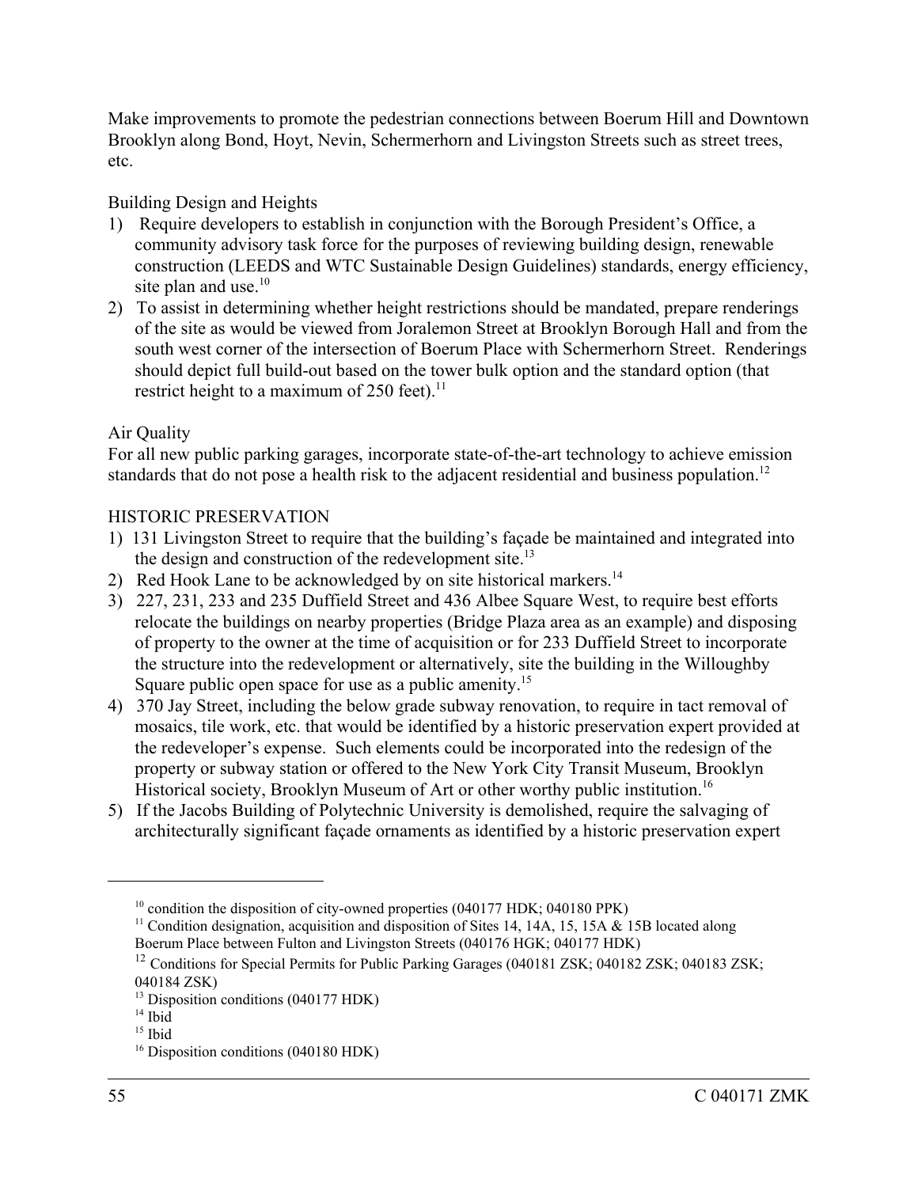Make improvements to promote the pedestrian connections between Boerum Hill and Downtown Brooklyn along Bond, Hoyt, Nevin, Schermerhorn and Livingston Streets such as street trees, etc.

Building Design and Heights

1) Require developers to establish in conjunction with the Borough President's Office, a community advisory task force for the purposes of reviewing building design, renewable construction (LEEDS and WTC Sustainable Design Guidelines) standards, energy efficiency, site plan and use.[10]
2) To assist in determining whether height restrictions should be mandated, prepare renderings of the site as would be viewed from Joralemon Street at Brooklyn Borough Hall and from the south west corner of the intersection of Boerum Place with Schermerhorn Street. Renderings should depict full build-out based on the tower bulk option and the standard option (that restrict height to a maximum of 250 feet).[11]

Air Quality

For all new public parking garages, incorporate state-of-the-art technology to achieve emission standards that do not pose a health risk to the adjacent residential and business population.[12]

HISTORIC PRESERVATION

1) 131 Livingston Street to require that the building's façade be maintained and integrated into the design and construction of the redevelopment site.[13]
2) Red Hook Lane to be acknowledged by on site historical markers.[14]
3) 227, 231, 233 and 235 Duffield Street and 436 Albee Square West, to require best efforts relocate the buildings on nearby properties (Bridge Plaza area as an example) and disposing of property to the owner at the time of acquisition or for 233 Duffield Street to incorporate the structure into the redevelopment or alternatively, site the building in the Willoughby Square public open space for use as a public amenity.[15]
4) 370 Jay Street, including the below grade subway renovation, to require in tact removal of mosaics, tile work, etc. that would be identified by a historic preservation expert provided at the redeveloper's expense. Such elements could be incorporated into the redesign of the property or subway station or offered to the New York City Transit Museum, Brooklyn Historical society, Brooklyn Museum of Art or other worthy public institution.[16]
5) If the Jacobs Building of Polytechnic University is demolished, require the salvaging of architecturally significant façade ornaments as identified by a historic preservation expert

---

[10] condition the disposition of city-owned properties (040177 HDK; 040180 PPK)

[11] Condition designation, acquisition and disposition of Sites 14, 14A, 15, 15A & 15B located along Boerum Place between Fulton and Livingston Streets (040176 HGK; 040177 HDK)

[12] Conditions for Special Permits for Public Parking Garages (040181 ZSK; 040182 ZSK; 040183 ZSK; 040184 ZSK)

[13] Disposition conditions (040177 HDK)

[14] Ibid

[15] Ibid

[16] Disposition conditions (040180 HDK)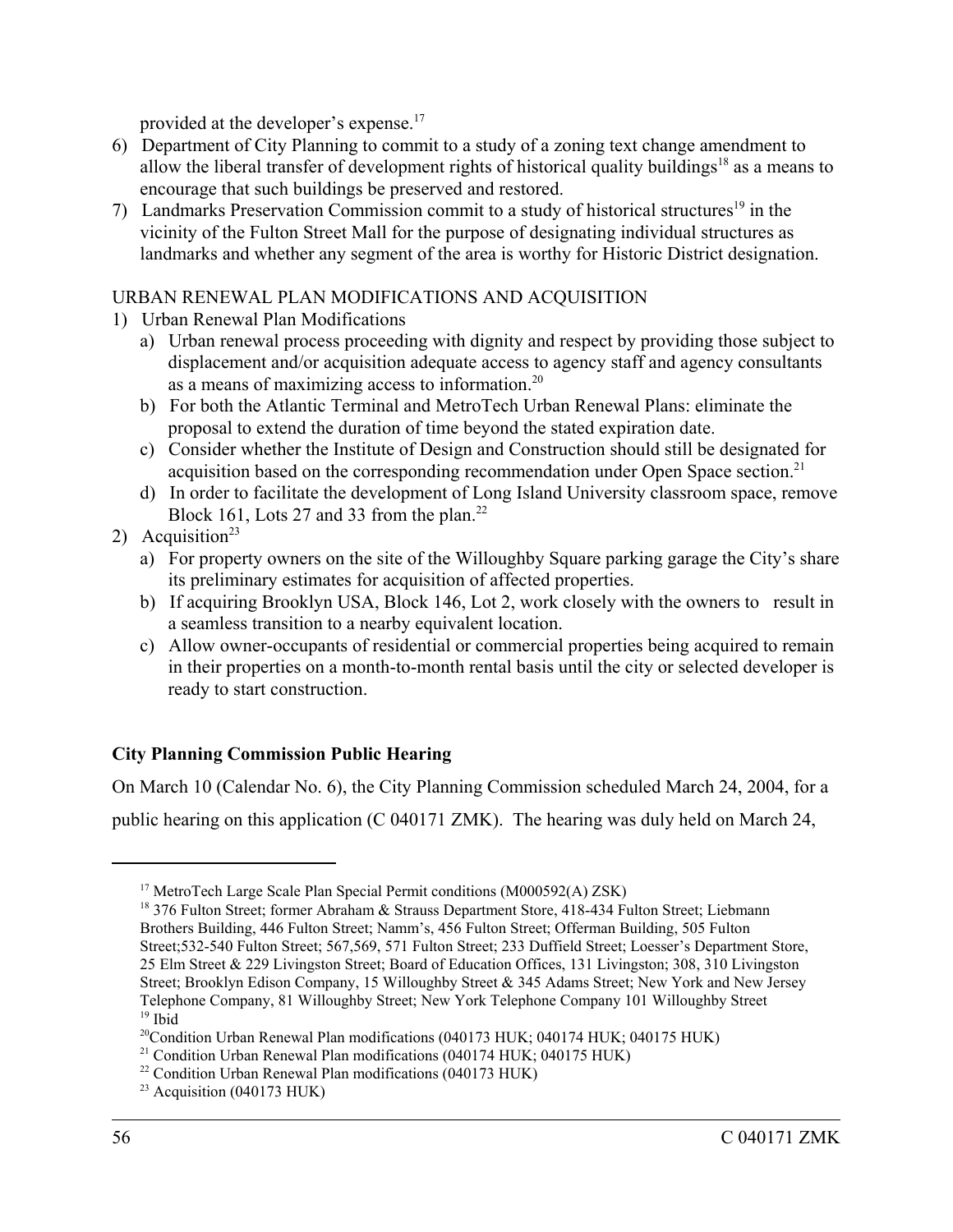provided at the developer's expense.[17]

6) Department of City Planning to commit to a study of a zoning text change amendment to allow the liberal transfer of development rights of historical quality buildings[18] as a means to encourage that such buildings be preserved and restored.
7) Landmarks Preservation Commission commit to a study of historical structures[19] in the vicinity of the Fulton Street Mall for the purpose of designating individual structures as landmarks and whether any segment of the area is worthy for Historic District designation.

URBAN RENEWAL PLAN MODIFICATIONS AND ACQUISITION

1) Urban Renewal Plan Modifications
   a) Urban renewal process proceeding with dignity and respect by providing those subject to displacement and/or acquisition adequate access to agency staff and agency consultants as a means of maximizing access to information.[20]
   b) For both the Atlantic Terminal and MetroTech Urban Renewal Plans: eliminate the proposal to extend the duration of time beyond the stated expiration date.
   c) Consider whether the Institute of Design and Construction should still be designated for acquisition based on the corresponding recommendation under Open Space section.[21]
   d) In order to facilitate the development of Long Island University classroom space, remove Block 161, Lots 27 and 33 from the plan.[22]
2) Acquisition[23]
   a) For property owners on the site of the Willoughby Square parking garage the City's share its preliminary estimates for acquisition of affected properties.
   b) If acquiring Brooklyn USA, Block 146, Lot 2, work closely with the owners to result in a seamless transition to a nearby equivalent location.
   c) Allow owner-occupants of residential or commercial properties being acquired to remain in their properties on a month-to-month rental basis until the city or selected developer is ready to start construction.

**City Planning Commission Public Hearing**

On March 10 (Calendar No. 6), the City Planning Commission scheduled March 24, 2004, for a public hearing on this application (C 040171 ZMK). The hearing was duly held on March 24,

---

[17] MetroTech Large Scale Plan Special Permit conditions (M000592(A) ZSK)

[18] 376 Fulton Street; former Abraham & Strauss Department Store, 418-434 Fulton Street; Liebmann Brothers Building, 446 Fulton Street; Namm's, 456 Fulton Street; Offerman Building, 505 Fulton Street;532-540 Fulton Street; 567,569, 571 Fulton Street; 233 Duffield Street; Loesser's Department Store, 25 Elm Street & 229 Livingston Street; Board of Education Offices, 131 Livingston; 308, 310 Livingston Street; Brooklyn Edison Company, 15 Willoughby Street & 345 Adams Street; New York and New Jersey Telephone Company, 81 Willoughby Street; New York Telephone Company 101 Willoughby Street

[19] Ibid

[20] Condition Urban Renewal Plan modifications (040173 HUK; 040174 HUK; 040175 HUK)

[21] Condition Urban Renewal Plan modifications (040174 HUK; 040175 HUK)

[22] Condition Urban Renewal Plan modifications (040173 HUK)

[23] Acquisition (040173 HUK)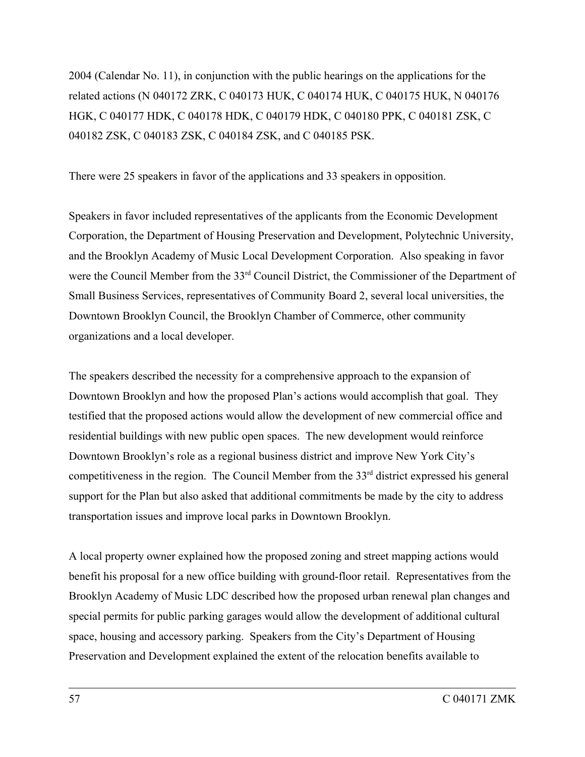2004 (Calendar No. 11), in conjunction with the public hearings on the applications for the related actions (N 040172 ZRK, C 040173 HUK, C 040174 HUK, C 040175 HUK, N 040176 HGK, C 040177 HDK, C 040178 HDK, C 040179 HDK, C 040180 PPK, C 040181 ZSK, C 040182 ZSK, C 040183 ZSK, C 040184 ZSK, and C 040185 PSK.

There were 25 speakers in favor of the applications and 33 speakers in opposition.

Speakers in favor included representatives of the applicants from the Economic Development Corporation, the Department of Housing Preservation and Development, Polytechnic University, and the Brooklyn Academy of Music Local Development Corporation. Also speaking in favor were the Council Member from the 33rd Council District, the Commissioner of the Department of Small Business Services, representatives of Community Board 2, several local universities, the Downtown Brooklyn Council, the Brooklyn Chamber of Commerce, other community organizations and a local developer.

The speakers described the necessity for a comprehensive approach to the expansion of Downtown Brooklyn and how the proposed Plan's actions would accomplish that goal. They testified that the proposed actions would allow the development of new commercial office and residential buildings with new public open spaces. The new development would reinforce Downtown Brooklyn's role as a regional business district and improve New York City's competitiveness in the region. The Council Member from the 33rd district expressed his general support for the Plan but also asked that additional commitments be made by the city to address transportation issues and improve local parks in Downtown Brooklyn.

A local property owner explained how the proposed zoning and street mapping actions would benefit his proposal for a new office building with ground-floor retail. Representatives from the Brooklyn Academy of Music LDC described how the proposed urban renewal plan changes and special permits for public parking garages would allow the development of additional cultural space, housing and accessory parking. Speakers from the City's Department of Housing Preservation and Development explained the extent of the relocation benefits available to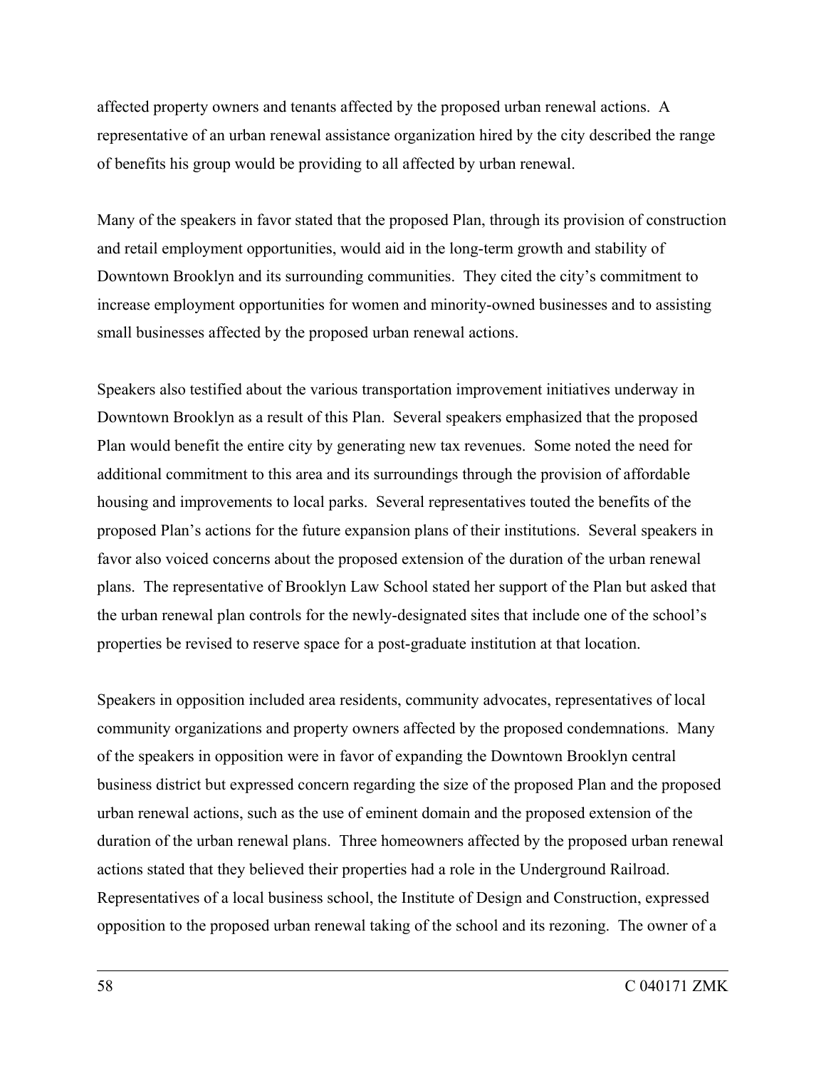affected property owners and tenants affected by the proposed urban renewal actions. A representative of an urban renewal assistance organization hired by the city described the range of benefits his group would be providing to all affected by urban renewal.

Many of the speakers in favor stated that the proposed Plan, through its provision of construction and retail employment opportunities, would aid in the long-term growth and stability of Downtown Brooklyn and its surrounding communities. They cited the city's commitment to increase employment opportunities for women and minority-owned businesses and to assisting small businesses affected by the proposed urban renewal actions.

Speakers also testified about the various transportation improvement initiatives underway in Downtown Brooklyn as a result of this Plan. Several speakers emphasized that the proposed Plan would benefit the entire city by generating new tax revenues. Some noted the need for additional commitment to this area and its surroundings through the provision of affordable housing and improvements to local parks. Several representatives touted the benefits of the proposed Plan's actions for the future expansion plans of their institutions. Several speakers in favor also voiced concerns about the proposed extension of the duration of the urban renewal plans. The representative of Brooklyn Law School stated her support of the Plan but asked that the urban renewal plan controls for the newly-designated sites that include one of the school's properties be revised to reserve space for a post-graduate institution at that location.

Speakers in opposition included area residents, community advocates, representatives of local community organizations and property owners affected by the proposed condemnations. Many of the speakers in opposition were in favor of expanding the Downtown Brooklyn central business district but expressed concern regarding the size of the proposed Plan and the proposed urban renewal actions, such as the use of eminent domain and the proposed extension of the duration of the urban renewal plans. Three homeowners affected by the proposed urban renewal actions stated that they believed their properties had a role in the Underground Railroad. Representatives of a local business school, the Institute of Design and Construction, expressed opposition to the proposed urban renewal taking of the school and its rezoning. The owner of a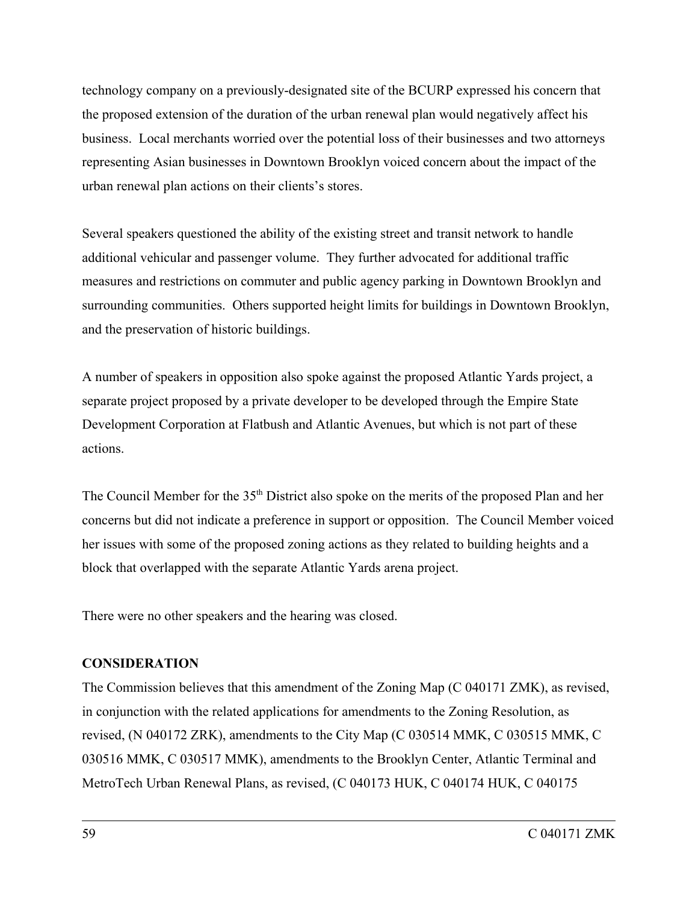technology company on a previously-designated site of the BCURP expressed his concern that the proposed extension of the duration of the urban renewal plan would negatively affect his business. Local merchants worried over the potential loss of their businesses and two attorneys representing Asian businesses in Downtown Brooklyn voiced concern about the impact of the urban renewal plan actions on their clients's stores.

Several speakers questioned the ability of the existing street and transit network to handle additional vehicular and passenger volume. They further advocated for additional traffic measures and restrictions on commuter and public agency parking in Downtown Brooklyn and surrounding communities. Others supported height limits for buildings in Downtown Brooklyn, and the preservation of historic buildings.

A number of speakers in opposition also spoke against the proposed Atlantic Yards project, a separate project proposed by a private developer to be developed through the Empire State Development Corporation at Flatbush and Atlantic Avenues, but which is not part of these actions.

The Council Member for the 35th District also spoke on the merits of the proposed Plan and her concerns but did not indicate a preference in support or opposition. The Council Member voiced her issues with some of the proposed zoning actions as they related to building heights and a block that overlapped with the separate Atlantic Yards arena project.

There were no other speakers and the hearing was closed.

**CONSIDERATION**

The Commission believes that this amendment of the Zoning Map (C 040171 ZMK), as revised, in conjunction with the related applications for amendments to the Zoning Resolution, as revised, (N 040172 ZRK), amendments to the City Map (C 030514 MMK, C 030515 MMK, C 030516 MMK, C 030517 MMK), amendments to the Brooklyn Center, Atlantic Terminal and MetroTech Urban Renewal Plans, as revised, (C 040173 HUK, C 040174 HUK, C 040175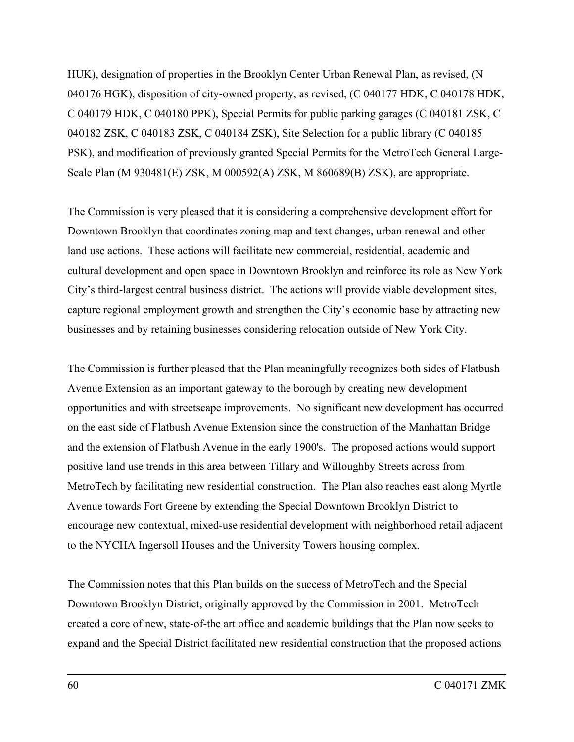HUK), designation of properties in the Brooklyn Center Urban Renewal Plan, as revised, (N 040176 HGK), disposition of city-owned property, as revised, (C 040177 HDK, C 040178 HDK, C 040179 HDK, C 040180 PPK), Special Permits for public parking garages (C 040181 ZSK, C 040182 ZSK, C 040183 ZSK, C 040184 ZSK), Site Selection for a public library (C 040185 PSK), and modification of previously granted Special Permits for the MetroTech General Large-Scale Plan (M 930481(E) ZSK, M 000592(A) ZSK, M 860689(B) ZSK), are appropriate.

The Commission is very pleased that it is considering a comprehensive development effort for Downtown Brooklyn that coordinates zoning map and text changes, urban renewal and other land use actions. These actions will facilitate new commercial, residential, academic and cultural development and open space in Downtown Brooklyn and reinforce its role as New York City's third-largest central business district. The actions will provide viable development sites, capture regional employment growth and strengthen the City's economic base by attracting new businesses and by retaining businesses considering relocation outside of New York City.

The Commission is further pleased that the Plan meaningfully recognizes both sides of Flatbush Avenue Extension as an important gateway to the borough by creating new development opportunities and with streetscape improvements. No significant new development has occurred on the east side of Flatbush Avenue Extension since the construction of the Manhattan Bridge and the extension of Flatbush Avenue in the early 1900's. The proposed actions would support positive land use trends in this area between Tillary and Willoughby Streets across from MetroTech by facilitating new residential construction. The Plan also reaches east along Myrtle Avenue towards Fort Greene by extending the Special Downtown Brooklyn District to encourage new contextual, mixed-use residential development with neighborhood retail adjacent to the NYCHA Ingersoll Houses and the University Towers housing complex.

The Commission notes that this Plan builds on the success of MetroTech and the Special Downtown Brooklyn District, originally approved by the Commission in 2001. MetroTech created a core of new, state-of-the art office and academic buildings that the Plan now seeks to expand and the Special District facilitated new residential construction that the proposed actions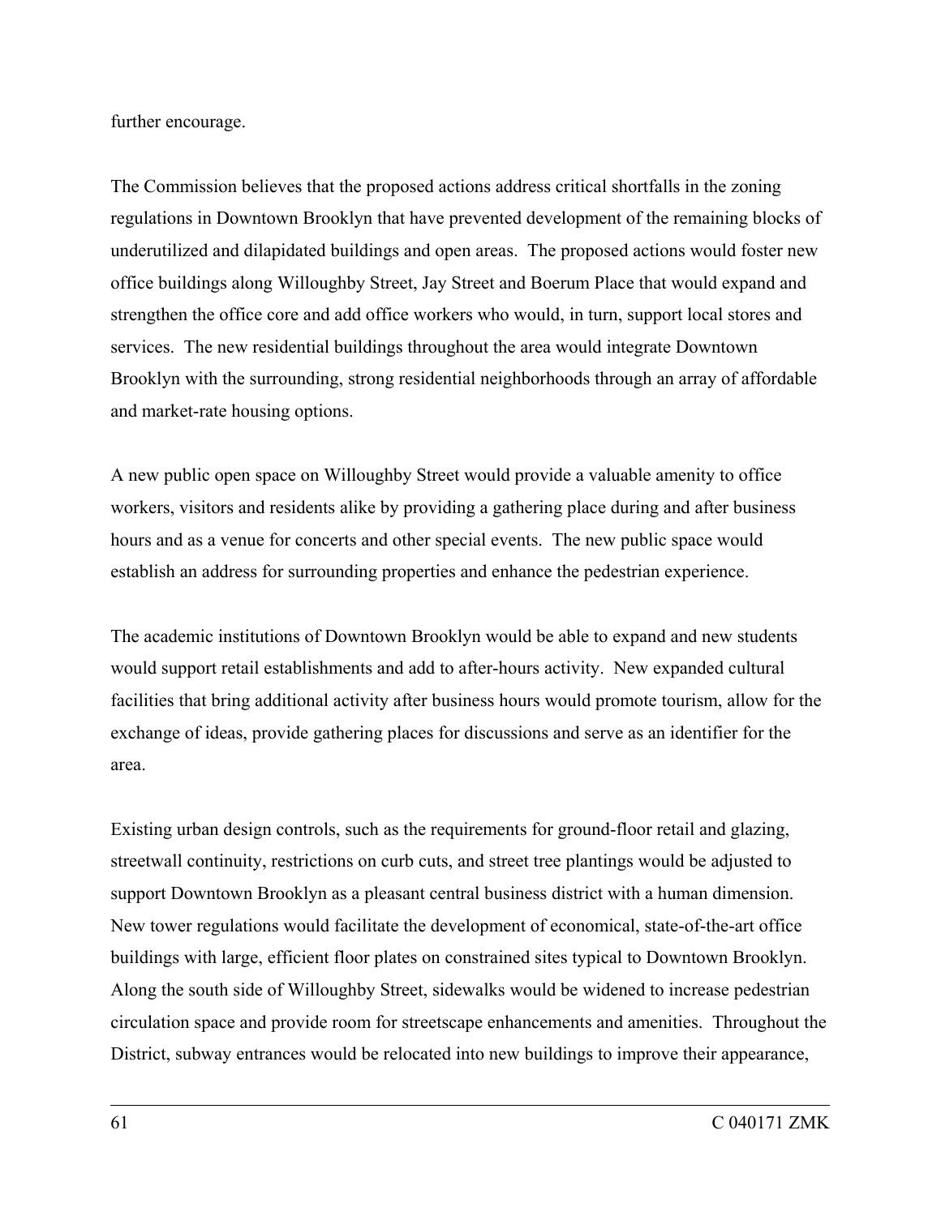further encourage.

The Commission believes that the proposed actions address critical shortfalls in the zoning regulations in Downtown Brooklyn that have prevented development of the remaining blocks of underutilized and dilapidated buildings and open areas. The proposed actions would foster new office buildings along Willoughby Street, Jay Street and Boerum Place that would expand and strengthen the office core and add office workers who would, in turn, support local stores and services. The new residential buildings throughout the area would integrate Downtown Brooklyn with the surrounding, strong residential neighborhoods through an array of affordable and market-rate housing options.

A new public open space on Willoughby Street would provide a valuable amenity to office workers, visitors and residents alike by providing a gathering place during and after business hours and as a venue for concerts and other special events. The new public space would establish an address for surrounding properties and enhance the pedestrian experience.

The academic institutions of Downtown Brooklyn would be able to expand and new students would support retail establishments and add to after-hours activity. New expanded cultural facilities that bring additional activity after business hours would promote tourism, allow for the exchange of ideas, provide gathering places for discussions and serve as an identifier for the area.

Existing urban design controls, such as the requirements for ground-floor retail and glazing, streetwall continuity, restrictions on curb cuts, and street tree plantings would be adjusted to support Downtown Brooklyn as a pleasant central business district with a human dimension. New tower regulations would facilitate the development of economical, state-of-the-art office buildings with large, efficient floor plates on constrained sites typical to Downtown Brooklyn. Along the south side of Willoughby Street, sidewalks would be widened to increase pedestrian circulation space and provide room for streetscape enhancements and amenities. Throughout the District, subway entrances would be relocated into new buildings to improve their appearance,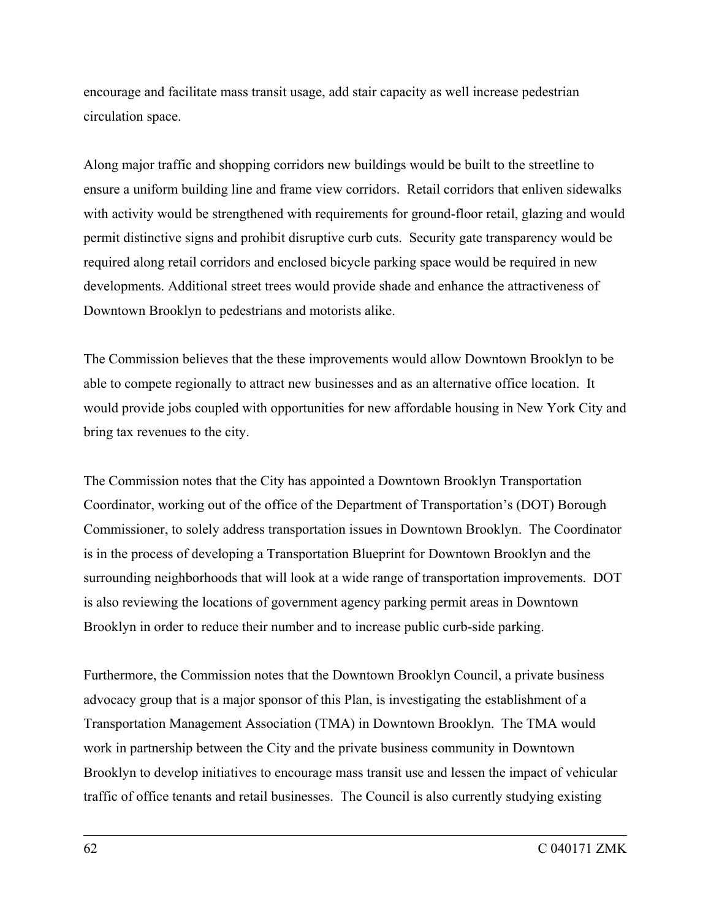encourage and facilitate mass transit usage, add stair capacity as well increase pedestrian circulation space.

Along major traffic and shopping corridors new buildings would be built to the streetline to ensure a uniform building line and frame view corridors. Retail corridors that enliven sidewalks with activity would be strengthened with requirements for ground-floor retail, glazing and would permit distinctive signs and prohibit disruptive curb cuts. Security gate transparency would be required along retail corridors and enclosed bicycle parking space would be required in new developments. Additional street trees would provide shade and enhance the attractiveness of Downtown Brooklyn to pedestrians and motorists alike.

The Commission believes that the these improvements would allow Downtown Brooklyn to be able to compete regionally to attract new businesses and as an alternative office location. It would provide jobs coupled with opportunities for new affordable housing in New York City and bring tax revenues to the city.

The Commission notes that the City has appointed a Downtown Brooklyn Transportation Coordinator, working out of the office of the Department of Transportation's (DOT) Borough Commissioner, to solely address transportation issues in Downtown Brooklyn. The Coordinator is in the process of developing a Transportation Blueprint for Downtown Brooklyn and the surrounding neighborhoods that will look at a wide range of transportation improvements. DOT is also reviewing the locations of government agency parking permit areas in Downtown Brooklyn in order to reduce their number and to increase public curb-side parking.

Furthermore, the Commission notes that the Downtown Brooklyn Council, a private business advocacy group that is a major sponsor of this Plan, is investigating the establishment of a Transportation Management Association (TMA) in Downtown Brooklyn. The TMA would work in partnership between the City and the private business community in Downtown Brooklyn to develop initiatives to encourage mass transit use and lessen the impact of vehicular traffic of office tenants and retail businesses. The Council is also currently studying existing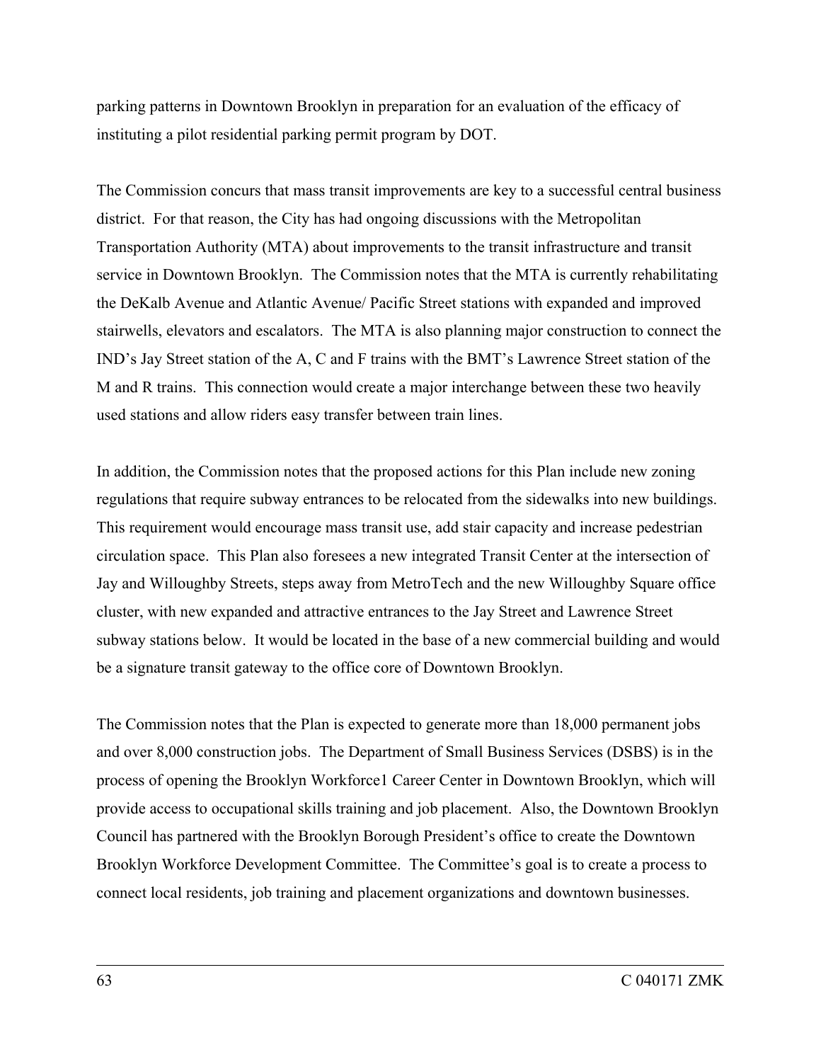parking patterns in Downtown Brooklyn in preparation for an evaluation of the efficacy of instituting a pilot residential parking permit program by DOT.

The Commission concurs that mass transit improvements are key to a successful central business district. For that reason, the City has had ongoing discussions with the Metropolitan Transportation Authority (MTA) about improvements to the transit infrastructure and transit service in Downtown Brooklyn. The Commission notes that the MTA is currently rehabilitating the DeKalb Avenue and Atlantic Avenue/ Pacific Street stations with expanded and improved stairwells, elevators and escalators. The MTA is also planning major construction to connect the IND's Jay Street station of the A, C and F trains with the BMT's Lawrence Street station of the M and R trains. This connection would create a major interchange between these two heavily used stations and allow riders easy transfer between train lines.

In addition, the Commission notes that the proposed actions for this Plan include new zoning regulations that require subway entrances to be relocated from the sidewalks into new buildings. This requirement would encourage mass transit use, add stair capacity and increase pedestrian circulation space. This Plan also foresees a new integrated Transit Center at the intersection of Jay and Willoughby Streets, steps away from MetroTech and the new Willoughby Square office cluster, with new expanded and attractive entrances to the Jay Street and Lawrence Street subway stations below. It would be located in the base of a new commercial building and would be a signature transit gateway to the office core of Downtown Brooklyn.

The Commission notes that the Plan is expected to generate more than 18,000 permanent jobs and over 8,000 construction jobs. The Department of Small Business Services (DSBS) is in the process of opening the Brooklyn Workforce1 Career Center in Downtown Brooklyn, which will provide access to occupational skills training and job placement. Also, the Downtown Brooklyn Council has partnered with the Brooklyn Borough President's office to create the Downtown Brooklyn Workforce Development Committee. The Committee's goal is to create a process to connect local residents, job training and placement organizations and downtown businesses.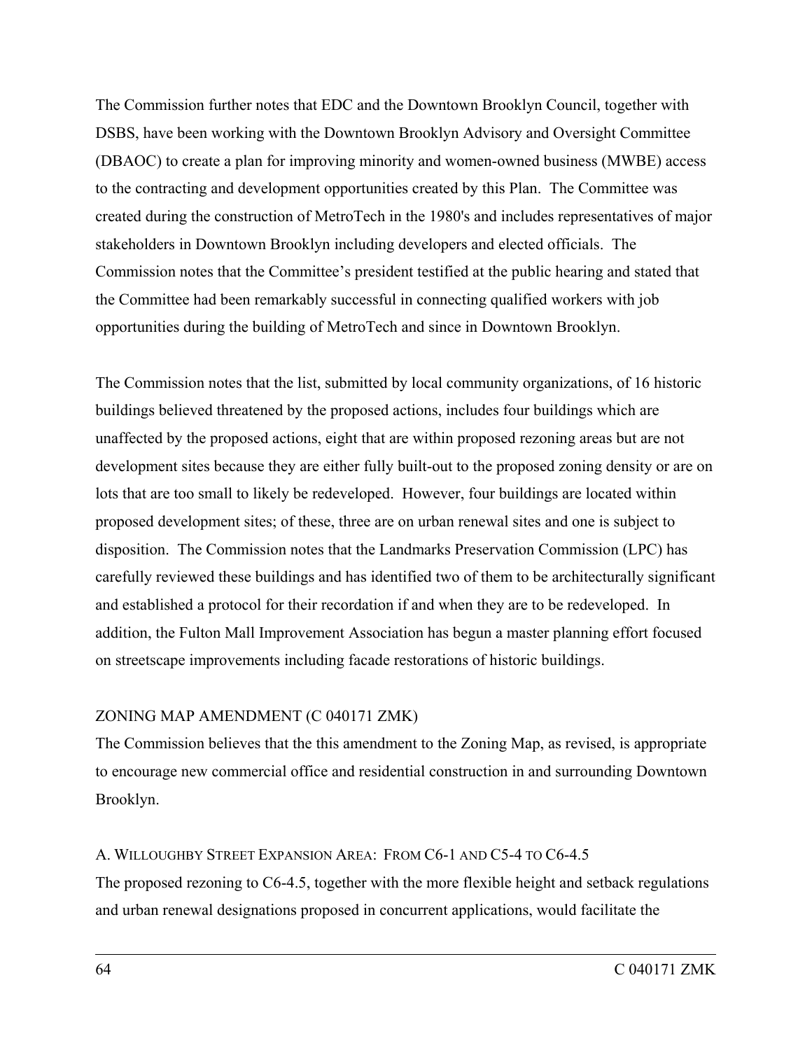The Commission further notes that EDC and the Downtown Brooklyn Council, together with DSBS, have been working with the Downtown Brooklyn Advisory and Oversight Committee (DBAOC) to create a plan for improving minority and women-owned business (MWBE) access to the contracting and development opportunities created by this Plan. The Committee was created during the construction of MetroTech in the 1980's and includes representatives of major stakeholders in Downtown Brooklyn including developers and elected officials. The Commission notes that the Committee's president testified at the public hearing and stated that the Committee had been remarkably successful in connecting qualified workers with job opportunities during the building of MetroTech and since in Downtown Brooklyn.

The Commission notes that the list, submitted by local community organizations, of 16 historic buildings believed threatened by the proposed actions, includes four buildings which are unaffected by the proposed actions, eight that are within proposed rezoning areas but are not development sites because they are either fully built-out to the proposed zoning density or are on lots that are too small to likely be redeveloped. However, four buildings are located within proposed development sites; of these, three are on urban renewal sites and one is subject to disposition. The Commission notes that the Landmarks Preservation Commission (LPC) has carefully reviewed these buildings and has identified two of them to be architecturally significant and established a protocol for their recordation if and when they are to be redeveloped. In addition, the Fulton Mall Improvement Association has begun a master planning effort focused on streetscape improvements including facade restorations of historic buildings.

ZONING MAP AMENDMENT (C 040171 ZMK)

The Commission believes that the this amendment to the Zoning Map, as revised, is appropriate to encourage new commercial office and residential construction in and surrounding Downtown Brooklyn.

A. WILLOUGHBY STREET EXPANSION AREA: FROM C6-1 AND C5-4 TO C6-4.5

The proposed rezoning to C6-4.5, together with the more flexible height and setback regulations and urban renewal designations proposed in concurrent applications, would facilitate the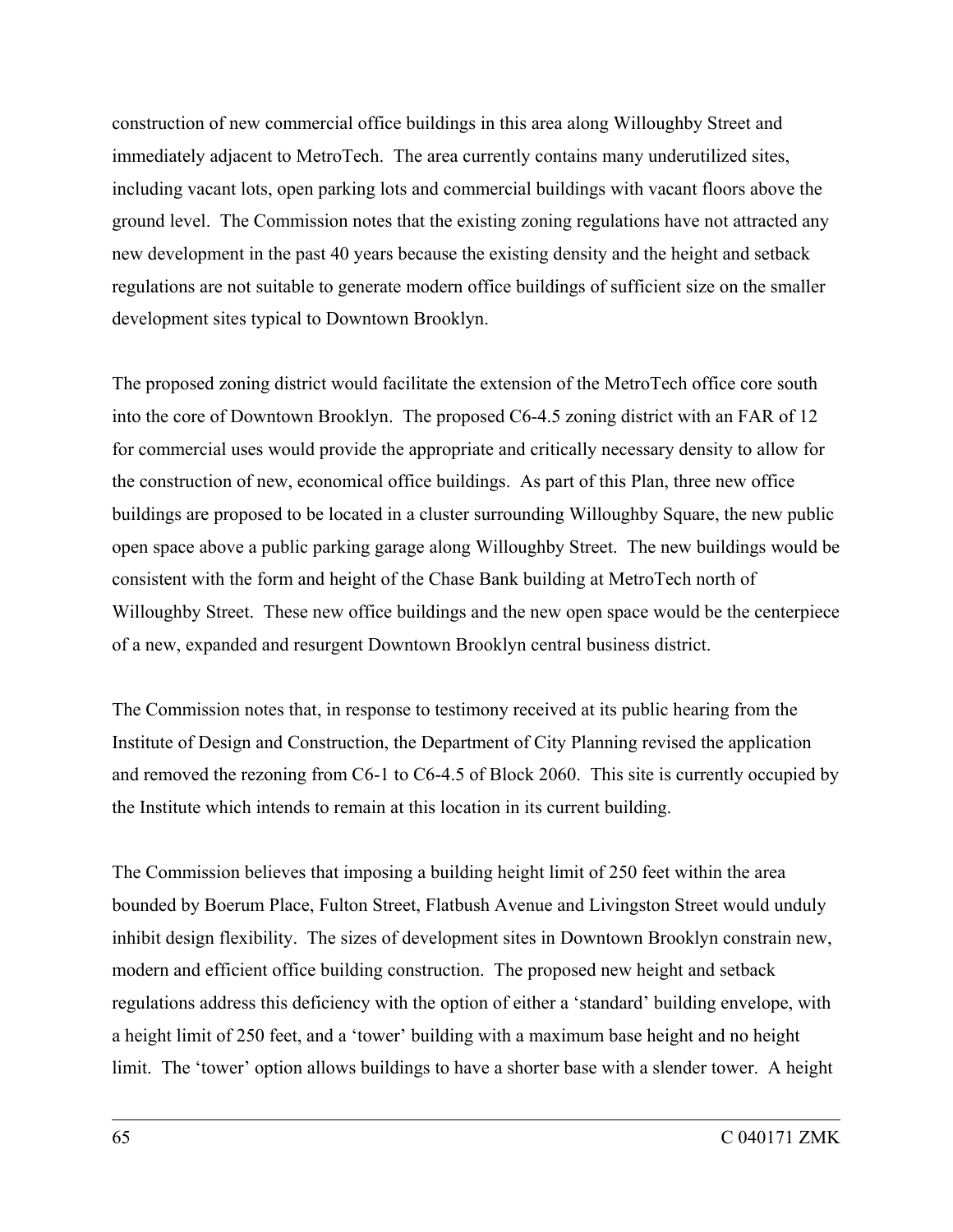construction of new commercial office buildings in this area along Willoughby Street and immediately adjacent to MetroTech. The area currently contains many underutilized sites, including vacant lots, open parking lots and commercial buildings with vacant floors above the ground level. The Commission notes that the existing zoning regulations have not attracted any new development in the past 40 years because the existing density and the height and setback regulations are not suitable to generate modern office buildings of sufficient size on the smaller development sites typical to Downtown Brooklyn.

The proposed zoning district would facilitate the extension of the MetroTech office core south into the core of Downtown Brooklyn. The proposed C6-4.5 zoning district with an FAR of 12 for commercial uses would provide the appropriate and critically necessary density to allow for the construction of new, economical office buildings. As part of this Plan, three new office buildings are proposed to be located in a cluster surrounding Willoughby Square, the new public open space above a public parking garage along Willoughby Street. The new buildings would be consistent with the form and height of the Chase Bank building at MetroTech north of Willoughby Street. These new office buildings and the new open space would be the centerpiece of a new, expanded and resurgent Downtown Brooklyn central business district.

The Commission notes that, in response to testimony received at its public hearing from the Institute of Design and Construction, the Department of City Planning revised the application and removed the rezoning from C6-1 to C6-4.5 of Block 2060. This site is currently occupied by the Institute which intends to remain at this location in its current building.

The Commission believes that imposing a building height limit of 250 feet within the area bounded by Boerum Place, Fulton Street, Flatbush Avenue and Livingston Street would unduly inhibit design flexibility. The sizes of development sites in Downtown Brooklyn constrain new, modern and efficient office building construction. The proposed new height and setback regulations address this deficiency with the option of either a 'standard' building envelope, with a height limit of 250 feet, and a 'tower' building with a maximum base height and no height limit. The 'tower' option allows buildings to have a shorter base with a slender tower. A height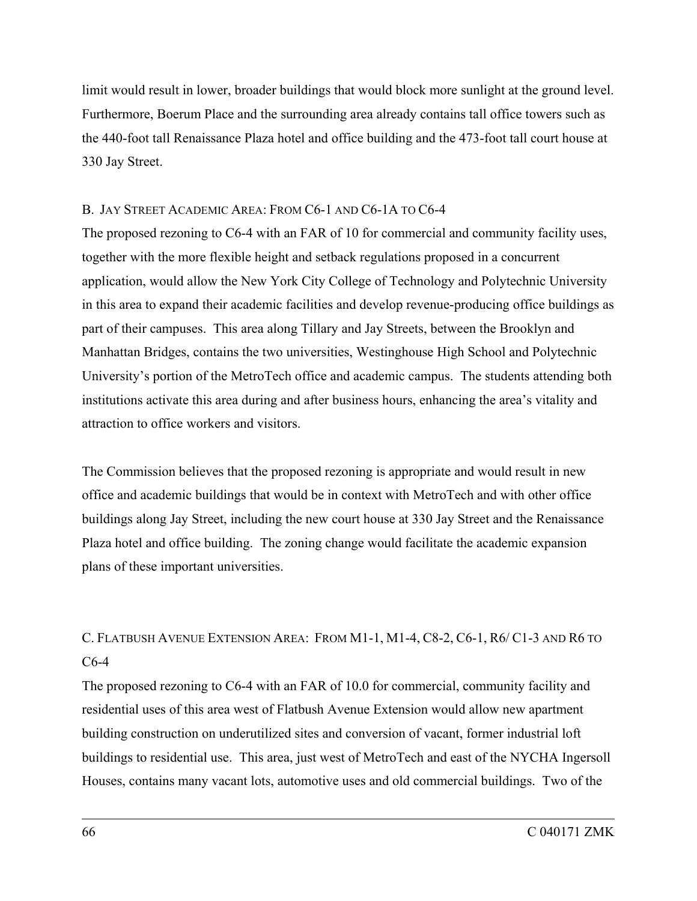limit would result in lower, broader buildings that would block more sunlight at the ground level. Furthermore, Boerum Place and the surrounding area already contains tall office towers such as the 440-foot tall Renaissance Plaza hotel and office building and the 473-foot tall court house at 330 Jay Street.

### B. Jay Street Academic Area: From C6-1 and C6-1A to C6-4

The proposed rezoning to C6-4 with an FAR of 10 for commercial and community facility uses, together with the more flexible height and setback regulations proposed in a concurrent application, would allow the New York City College of Technology and Polytechnic University in this area to expand their academic facilities and develop revenue-producing office buildings as part of their campuses. This area along Tillary and Jay Streets, between the Brooklyn and Manhattan Bridges, contains the two universities, Westinghouse High School and Polytechnic University's portion of the MetroTech office and academic campus. The students attending both institutions activate this area during and after business hours, enhancing the area's vitality and attraction to office workers and visitors.

The Commission believes that the proposed rezoning is appropriate and would result in new office and academic buildings that would be in context with MetroTech and with other office buildings along Jay Street, including the new court house at 330 Jay Street and the Renaissance Plaza hotel and office building. The zoning change would facilitate the academic expansion plans of these important universities.

### C. Flatbush Avenue Extension Area: From M1-1, M1-4, C8-2, C6-1, R6/ C1-3 and R6 to C6-4

The proposed rezoning to C6-4 with an FAR of 10.0 for commercial, community facility and residential uses of this area west of Flatbush Avenue Extension would allow new apartment building construction on underutilized sites and conversion of vacant, former industrial loft buildings to residential use. This area, just west of MetroTech and east of the NYCHA Ingersoll Houses, contains many vacant lots, automotive uses and old commercial buildings. Two of the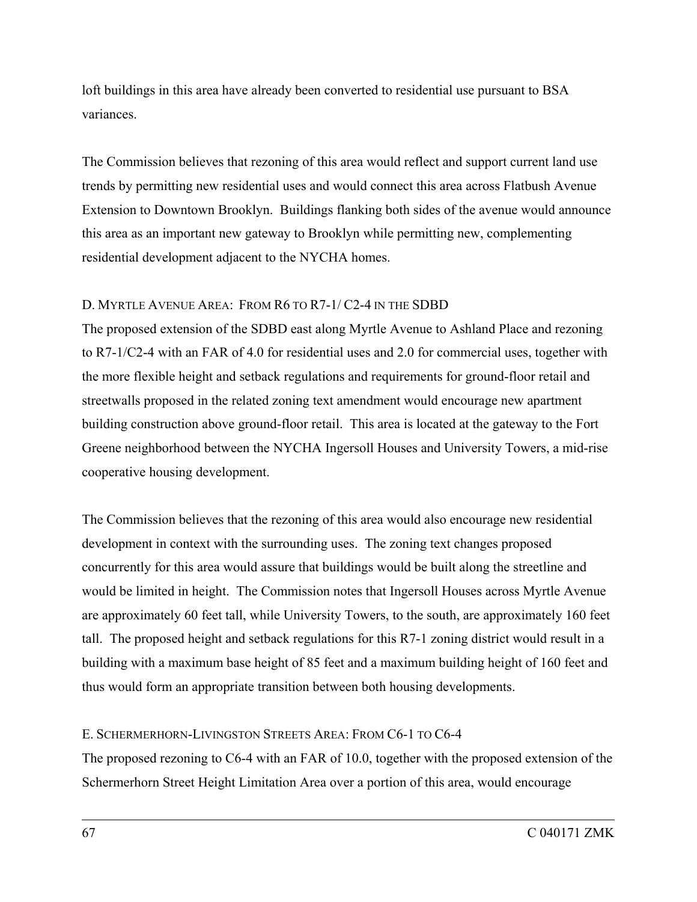loft buildings in this area have already been converted to residential use pursuant to BSA variances.

The Commission believes that rezoning of this area would reflect and support current land use trends by permitting new residential uses and would connect this area across Flatbush Avenue Extension to Downtown Brooklyn. Buildings flanking both sides of the avenue would announce this area as an important new gateway to Brooklyn while permitting new, complementing residential development adjacent to the NYCHA homes.

D. MYRTLE AVENUE AREA: FROM R6 TO R7-1/ C2-4 IN THE SDBD

The proposed extension of the SDBD east along Myrtle Avenue to Ashland Place and rezoning to R7-1/C2-4 with an FAR of 4.0 for residential uses and 2.0 for commercial uses, together with the more flexible height and setback regulations and requirements for ground-floor retail and streetwalls proposed in the related zoning text amendment would encourage new apartment building construction above ground-floor retail. This area is located at the gateway to the Fort Greene neighborhood between the NYCHA Ingersoll Houses and University Towers, a mid-rise cooperative housing development.

The Commission believes that the rezoning of this area would also encourage new residential development in context with the surrounding uses. The zoning text changes proposed concurrently for this area would assure that buildings would be built along the streetline and would be limited in height. The Commission notes that Ingersoll Houses across Myrtle Avenue are approximately 60 feet tall, while University Towers, to the south, are approximately 160 feet tall. The proposed height and setback regulations for this R7-1 zoning district would result in a building with a maximum base height of 85 feet and a maximum building height of 160 feet and thus would form an appropriate transition between both housing developments.

E. SCHERMERHORN-LIVINGSTON STREETS AREA: FROM C6-1 TO C6-4

The proposed rezoning to C6-4 with an FAR of 10.0, together with the proposed extension of the Schermerhorn Street Height Limitation Area over a portion of this area, would encourage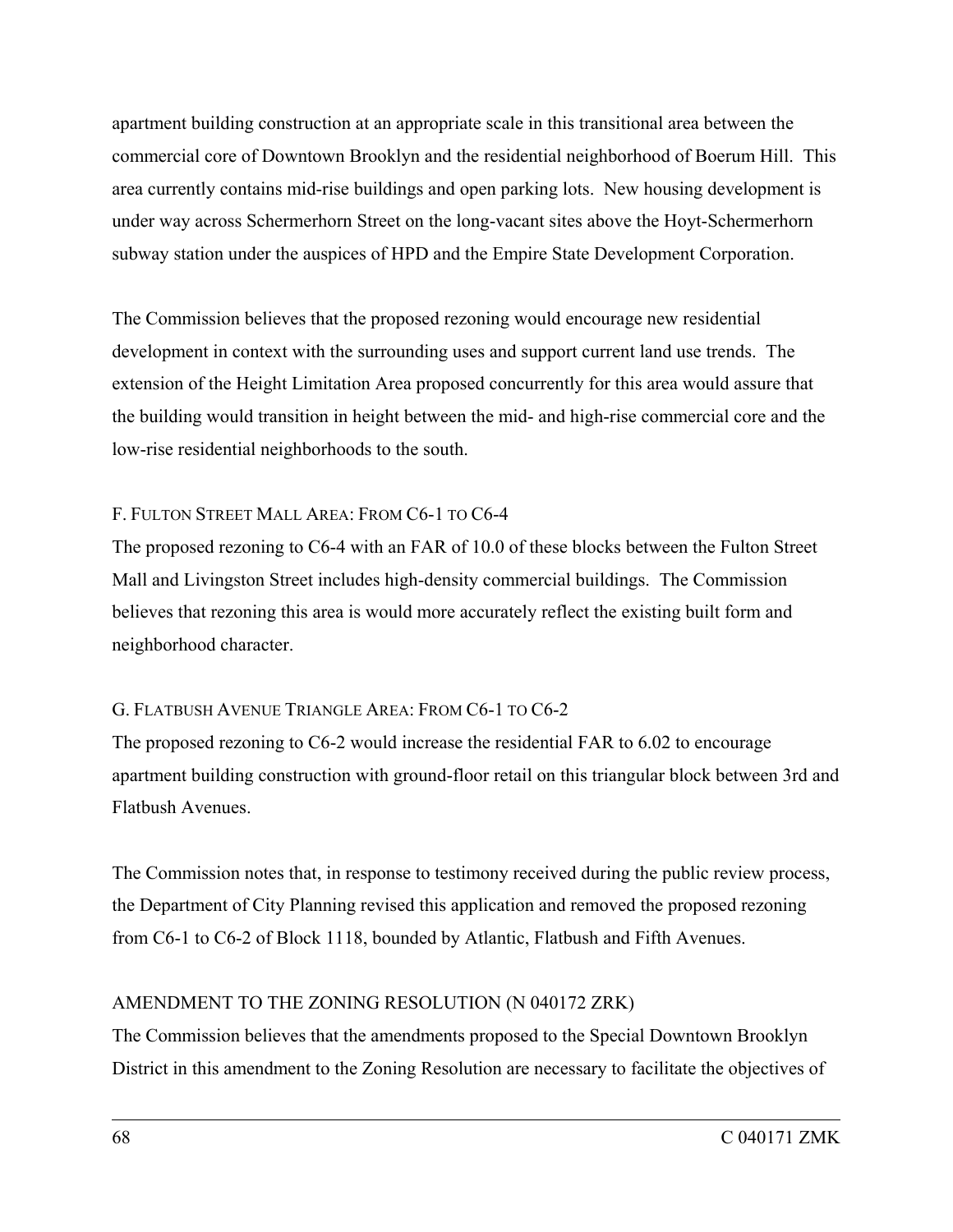apartment building construction at an appropriate scale in this transitional area between the commercial core of Downtown Brooklyn and the residential neighborhood of Boerum Hill. This area currently contains mid-rise buildings and open parking lots. New housing development is under way across Schermerhorn Street on the long-vacant sites above the Hoyt-Schermerhorn subway station under the auspices of HPD and the Empire State Development Corporation.

The Commission believes that the proposed rezoning would encourage new residential development in context with the surrounding uses and support current land use trends. The extension of the Height Limitation Area proposed concurrently for this area would assure that the building would transition in height between the mid- and high-rise commercial core and the low-rise residential neighborhoods to the south.

F. FULTON STREET MALL AREA: FROM C6-1 TO C6-4

The proposed rezoning to C6-4 with an FAR of 10.0 of these blocks between the Fulton Street Mall and Livingston Street includes high-density commercial buildings. The Commission believes that rezoning this area is would more accurately reflect the existing built form and neighborhood character.

G. FLATBUSH AVENUE TRIANGLE AREA: FROM C6-1 TO C6-2

The proposed rezoning to C6-2 would increase the residential FAR to 6.02 to encourage apartment building construction with ground-floor retail on this triangular block between 3rd and Flatbush Avenues.

The Commission notes that, in response to testimony received during the public review process, the Department of City Planning revised this application and removed the proposed rezoning from C6-1 to C6-2 of Block 1118, bounded by Atlantic, Flatbush and Fifth Avenues.

AMENDMENT TO THE ZONING RESOLUTION (N 040172 ZRK)

The Commission believes that the amendments proposed to the Special Downtown Brooklyn District in this amendment to the Zoning Resolution are necessary to facilitate the objectives of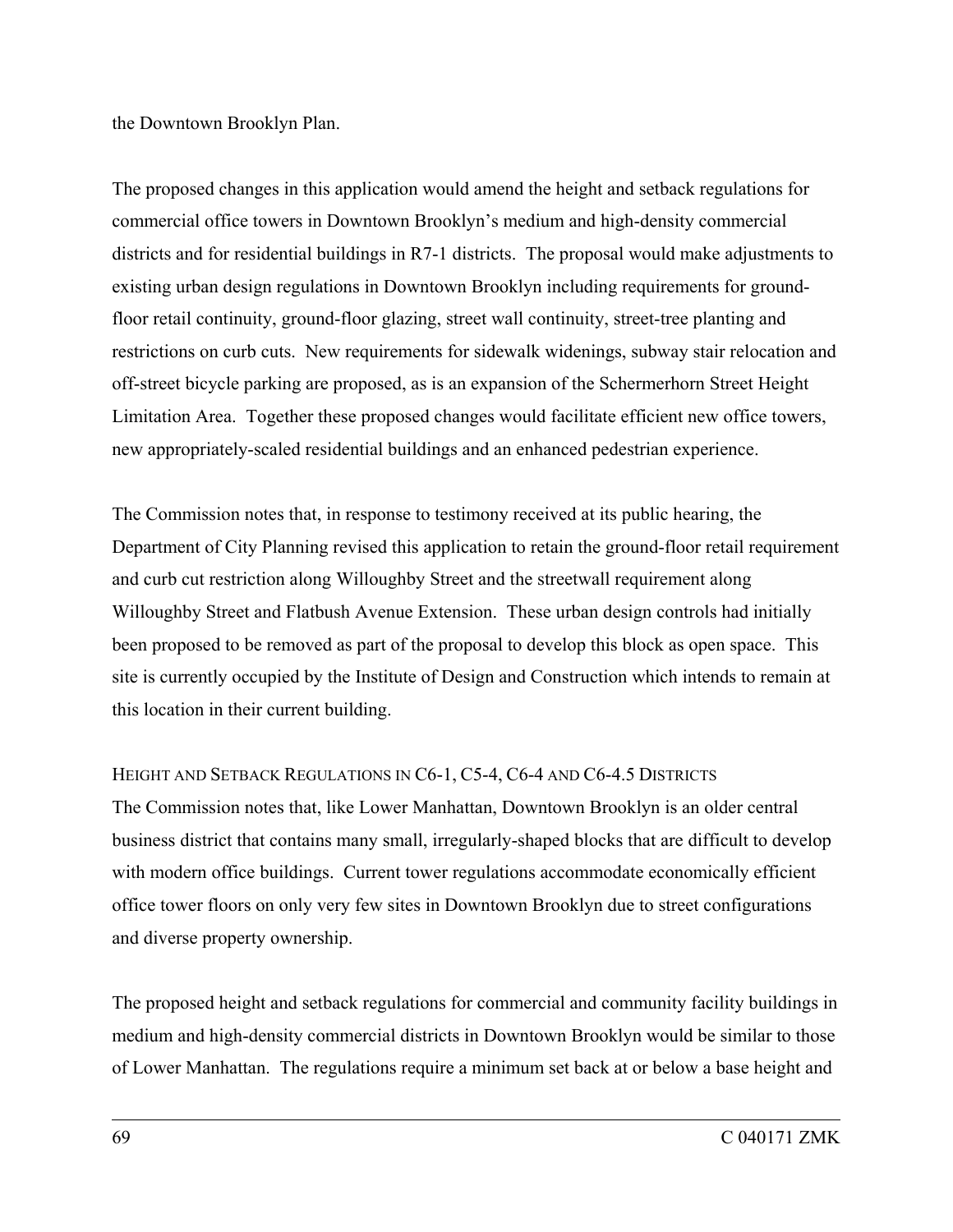the Downtown Brooklyn Plan.

The proposed changes in this application would amend the height and setback regulations for commercial office towers in Downtown Brooklyn's medium and high-density commercial districts and for residential buildings in R7-1 districts. The proposal would make adjustments to existing urban design regulations in Downtown Brooklyn including requirements for ground-floor retail continuity, ground-floor glazing, street wall continuity, street-tree planting and restrictions on curb cuts. New requirements for sidewalk widenings, subway stair relocation and off-street bicycle parking are proposed, as is an expansion of the Schermerhorn Street Height Limitation Area. Together these proposed changes would facilitate efficient new office towers, new appropriately-scaled residential buildings and an enhanced pedestrian experience.

The Commission notes that, in response to testimony received at its public hearing, the Department of City Planning revised this application to retain the ground-floor retail requirement and curb cut restriction along Willoughby Street and the streetwall requirement along Willoughby Street and Flatbush Avenue Extension. These urban design controls had initially been proposed to be removed as part of the proposal to develop this block as open space. This site is currently occupied by the Institute of Design and Construction which intends to remain at this location in their current building.

HEIGHT AND SETBACK REGULATIONS IN C6-1, C5-4, C6-4 AND C6-4.5 DISTRICTS

The Commission notes that, like Lower Manhattan, Downtown Brooklyn is an older central business district that contains many small, irregularly-shaped blocks that are difficult to develop with modern office buildings. Current tower regulations accommodate economically efficient office tower floors on only very few sites in Downtown Brooklyn due to street configurations and diverse property ownership.

The proposed height and setback regulations for commercial and community facility buildings in medium and high-density commercial districts in Downtown Brooklyn would be similar to those of Lower Manhattan. The regulations require a minimum set back at or below a base height and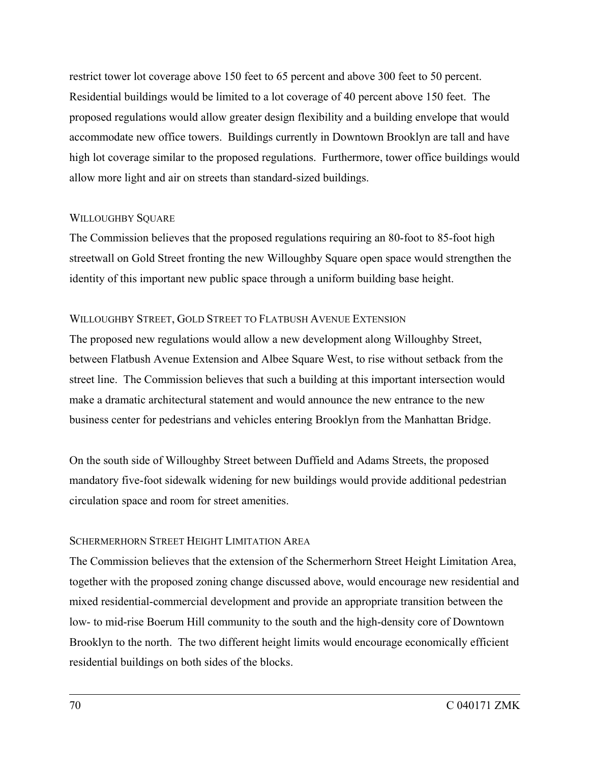restrict tower lot coverage above 150 feet to 65 percent and above 300 feet to 50 percent. Residential buildings would be limited to a lot coverage of 40 percent above 150 feet. The proposed regulations would allow greater design flexibility and a building envelope that would accommodate new office towers. Buildings currently in Downtown Brooklyn are tall and have high lot coverage similar to the proposed regulations. Furthermore, tower office buildings would allow more light and air on streets than standard-sized buildings.

#### WILLOUGHBY SQUARE

The Commission believes that the proposed regulations requiring an 80-foot to 85-foot high streetwall on Gold Street fronting the new Willoughby Square open space would strengthen the identity of this important new public space through a uniform building base height.

#### WILLOUGHBY STREET, GOLD STREET TO FLATBUSH AVENUE EXTENSION

The proposed new regulations would allow a new development along Willoughby Street, between Flatbush Avenue Extension and Albee Square West, to rise without setback from the street line. The Commission believes that such a building at this important intersection would make a dramatic architectural statement and would announce the new entrance to the new business center for pedestrians and vehicles entering Brooklyn from the Manhattan Bridge.

On the south side of Willoughby Street between Duffield and Adams Streets, the proposed mandatory five-foot sidewalk widening for new buildings would provide additional pedestrian circulation space and room for street amenities.

#### SCHERMERHORN STREET HEIGHT LIMITATION AREA

The Commission believes that the extension of the Schermerhorn Street Height Limitation Area, together with the proposed zoning change discussed above, would encourage new residential and mixed residential-commercial development and provide an appropriate transition between the low- to mid-rise Boerum Hill community to the south and the high-density core of Downtown Brooklyn to the north. The two different height limits would encourage economically efficient residential buildings on both sides of the blocks.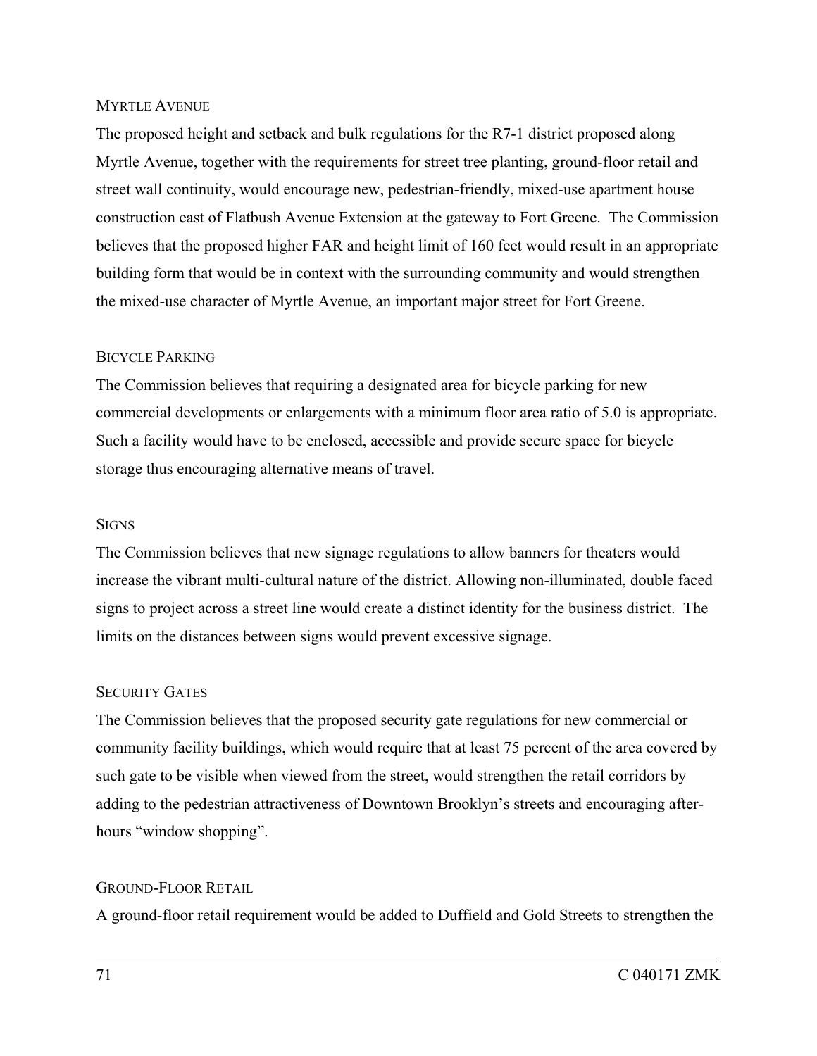MYRTLE AVENUE

The proposed height and setback and bulk regulations for the R7-1 district proposed along Myrtle Avenue, together with the requirements for street tree planting, ground-floor retail and street wall continuity, would encourage new, pedestrian-friendly, mixed-use apartment house construction east of Flatbush Avenue Extension at the gateway to Fort Greene. The Commission believes that the proposed higher FAR and height limit of 160 feet would result in an appropriate building form that would be in context with the surrounding community and would strengthen the mixed-use character of Myrtle Avenue, an important major street for Fort Greene.

BICYCLE PARKING

The Commission believes that requiring a designated area for bicycle parking for new commercial developments or enlargements with a minimum floor area ratio of 5.0 is appropriate. Such a facility would have to be enclosed, accessible and provide secure space for bicycle storage thus encouraging alternative means of travel.

SIGNS

The Commission believes that new signage regulations to allow banners for theaters would increase the vibrant multi-cultural nature of the district. Allowing non-illuminated, double faced signs to project across a street line would create a distinct identity for the business district. The limits on the distances between signs would prevent excessive signage.

SECURITY GATES

The Commission believes that the proposed security gate regulations for new commercial or community facility buildings, which would require that at least 75 percent of the area covered by such gate to be visible when viewed from the street, would strengthen the retail corridors by adding to the pedestrian attractiveness of Downtown Brooklyn's streets and encouraging after-hours "window shopping".

GROUND-FLOOR RETAIL

A ground-floor retail requirement would be added to Duffield and Gold Streets to strengthen the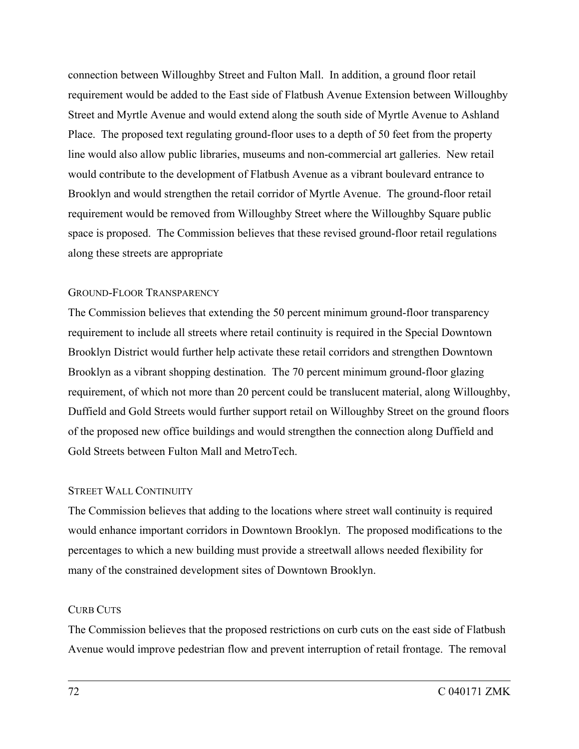connection between Willoughby Street and Fulton Mall. In addition, a ground floor retail requirement would be added to the East side of Flatbush Avenue Extension between Willoughby Street and Myrtle Avenue and would extend along the south side of Myrtle Avenue to Ashland Place. The proposed text regulating ground-floor uses to a depth of 50 feet from the property line would also allow public libraries, museums and non-commercial art galleries. New retail would contribute to the development of Flatbush Avenue as a vibrant boulevard entrance to Brooklyn and would strengthen the retail corridor of Myrtle Avenue. The ground-floor retail requirement would be removed from Willoughby Street where the Willoughby Square public space is proposed. The Commission believes that these revised ground-floor retail regulations along these streets are appropriate

### Ground-Floor Transparency

The Commission believes that extending the 50 percent minimum ground-floor transparency requirement to include all streets where retail continuity is required in the Special Downtown Brooklyn District would further help activate these retail corridors and strengthen Downtown Brooklyn as a vibrant shopping destination. The 70 percent minimum ground-floor glazing requirement, of which not more than 20 percent could be translucent material, along Willoughby, Duffield and Gold Streets would further support retail on Willoughby Street on the ground floors of the proposed new office buildings and would strengthen the connection along Duffield and Gold Streets between Fulton Mall and MetroTech.

### Street Wall Continuity

The Commission believes that adding to the locations where street wall continuity is required would enhance important corridors in Downtown Brooklyn. The proposed modifications to the percentages to which a new building must provide a streetwall allows needed flexibility for many of the constrained development sites of Downtown Brooklyn.

### Curb Cuts

The Commission believes that the proposed restrictions on curb cuts on the east side of Flatbush Avenue would improve pedestrian flow and prevent interruption of retail frontage. The removal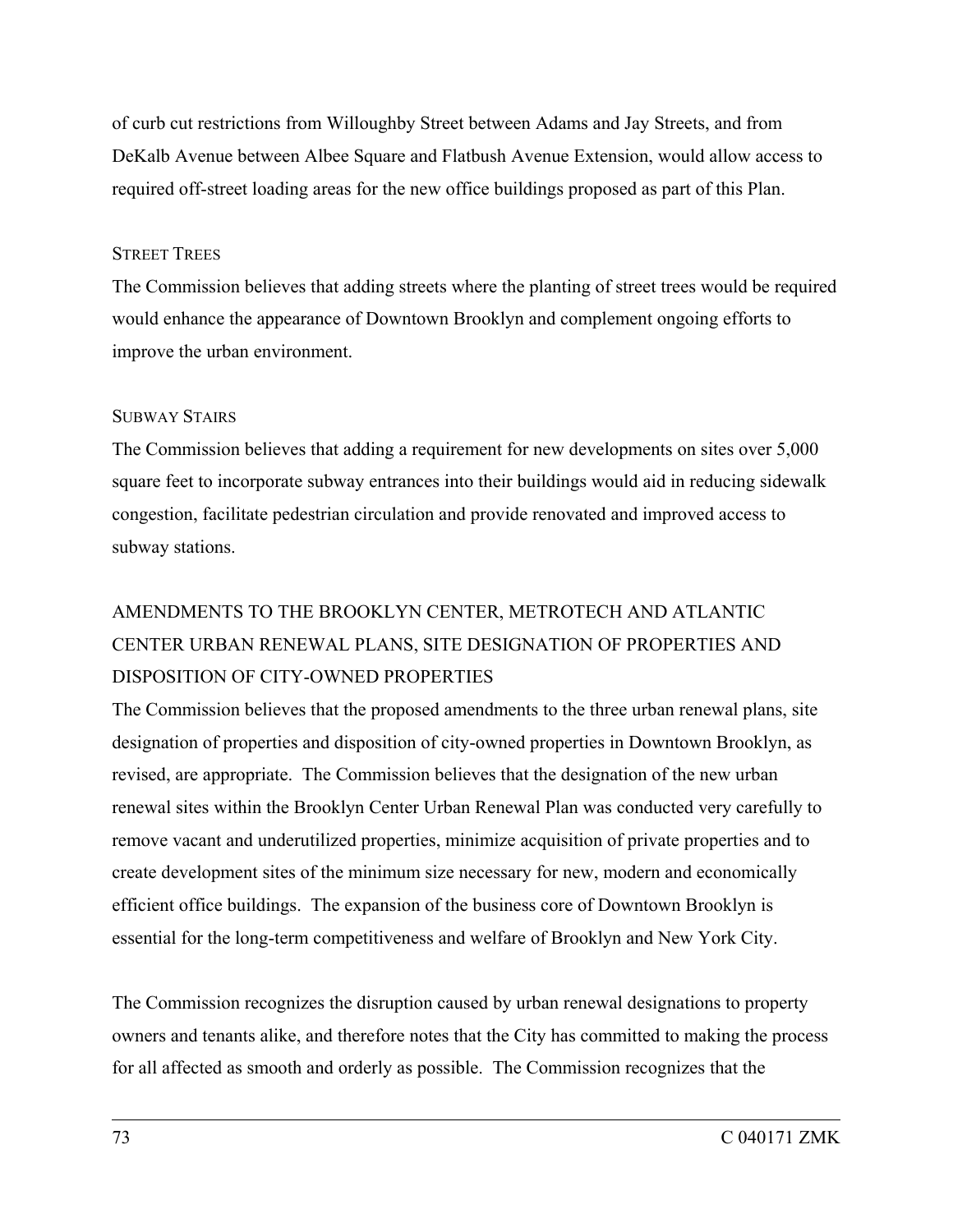of curb cut restrictions from Willoughby Street between Adams and Jay Streets, and from DeKalb Avenue between Albee Square and Flatbush Avenue Extension, would allow access to required off-street loading areas for the new office buildings proposed as part of this Plan.

#### STREET TREES

The Commission believes that adding streets where the planting of street trees would be required would enhance the appearance of Downtown Brooklyn and complement ongoing efforts to improve the urban environment.

#### SUBWAY STAIRS

The Commission believes that adding a requirement for new developments on sites over 5,000 square feet to incorporate subway entrances into their buildings would aid in reducing sidewalk congestion, facilitate pedestrian circulation and provide renovated and improved access to subway stations.

### AMENDMENTS TO THE BROOKLYN CENTER, METROTECH AND ATLANTIC CENTER URBAN RENEWAL PLANS, SITE DESIGNATION OF PROPERTIES AND DISPOSITION OF CITY-OWNED PROPERTIES

The Commission believes that the proposed amendments to the three urban renewal plans, site designation of properties and disposition of city-owned properties in Downtown Brooklyn, as revised, are appropriate. The Commission believes that the designation of the new urban renewal sites within the Brooklyn Center Urban Renewal Plan was conducted very carefully to remove vacant and underutilized properties, minimize acquisition of private properties and to create development sites of the minimum size necessary for new, modern and economically efficient office buildings. The expansion of the business core of Downtown Brooklyn is essential for the long-term competitiveness and welfare of Brooklyn and New York City.

The Commission recognizes the disruption caused by urban renewal designations to property owners and tenants alike, and therefore notes that the City has committed to making the process for all affected as smooth and orderly as possible. The Commission recognizes that the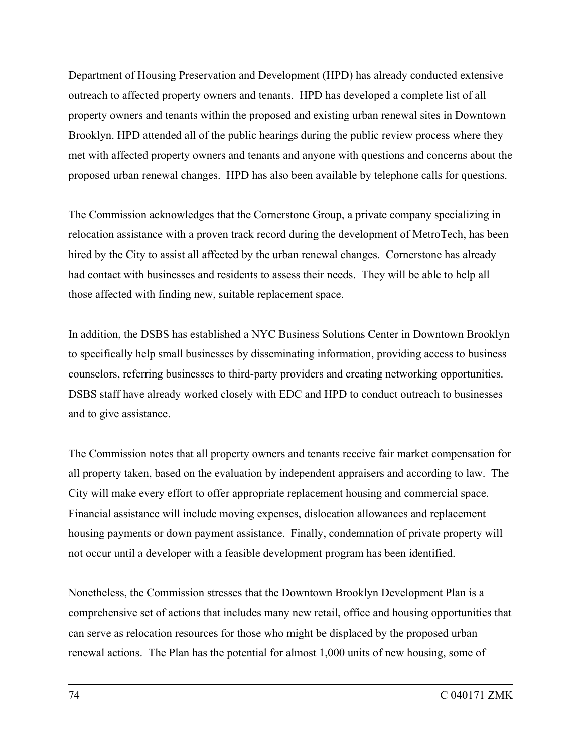Department of Housing Preservation and Development (HPD) has already conducted extensive outreach to affected property owners and tenants. HPD has developed a complete list of all property owners and tenants within the proposed and existing urban renewal sites in Downtown Brooklyn. HPD attended all of the public hearings during the public review process where they met with affected property owners and tenants and anyone with questions and concerns about the proposed urban renewal changes. HPD has also been available by telephone calls for questions.

The Commission acknowledges that the Cornerstone Group, a private company specializing in relocation assistance with a proven track record during the development of MetroTech, has been hired by the City to assist all affected by the urban renewal changes. Cornerstone has already had contact with businesses and residents to assess their needs. They will be able to help all those affected with finding new, suitable replacement space.

In addition, the DSBS has established a NYC Business Solutions Center in Downtown Brooklyn to specifically help small businesses by disseminating information, providing access to business counselors, referring businesses to third-party providers and creating networking opportunities. DSBS staff have already worked closely with EDC and HPD to conduct outreach to businesses and to give assistance.

The Commission notes that all property owners and tenants receive fair market compensation for all property taken, based on the evaluation by independent appraisers and according to law. The City will make every effort to offer appropriate replacement housing and commercial space. Financial assistance will include moving expenses, dislocation allowances and replacement housing payments or down payment assistance. Finally, condemnation of private property will not occur until a developer with a feasible development program has been identified.

Nonetheless, the Commission stresses that the Downtown Brooklyn Development Plan is a comprehensive set of actions that includes many new retail, office and housing opportunities that can serve as relocation resources for those who might be displaced by the proposed urban renewal actions. The Plan has the potential for almost 1,000 units of new housing, some of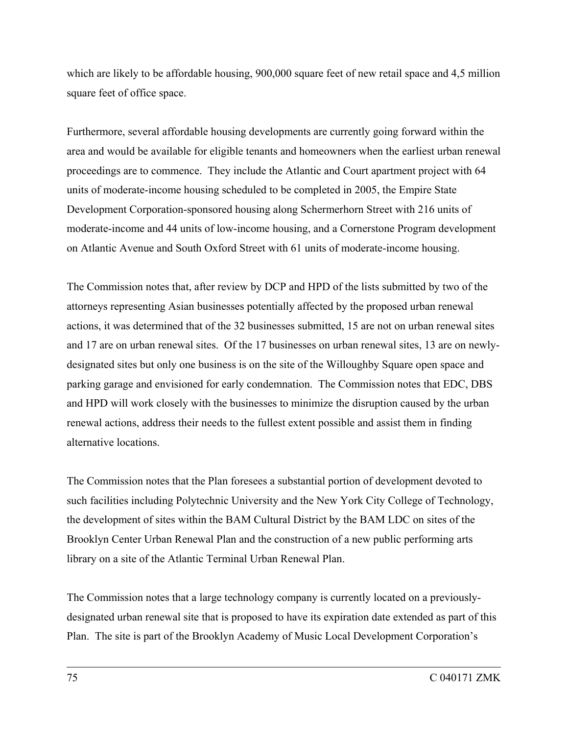which are likely to be affordable housing, 900,000 square feet of new retail space and 4,5 million square feet of office space.

Furthermore, several affordable housing developments are currently going forward within the area and would be available for eligible tenants and homeowners when the earliest urban renewal proceedings are to commence. They include the Atlantic and Court apartment project with 64 units of moderate-income housing scheduled to be completed in 2005, the Empire State Development Corporation-sponsored housing along Schermerhorn Street with 216 units of moderate-income and 44 units of low-income housing, and a Cornerstone Program development on Atlantic Avenue and South Oxford Street with 61 units of moderate-income housing.

The Commission notes that, after review by DCP and HPD of the lists submitted by two of the attorneys representing Asian businesses potentially affected by the proposed urban renewal actions, it was determined that of the 32 businesses submitted, 15 are not on urban renewal sites and 17 are on urban renewal sites. Of the 17 businesses on urban renewal sites, 13 are on newly-designated sites but only one business is on the site of the Willoughby Square open space and parking garage and envisioned for early condemnation. The Commission notes that EDC, DBS and HPD will work closely with the businesses to minimize the disruption caused by the urban renewal actions, address their needs to the fullest extent possible and assist them in finding alternative locations.

The Commission notes that the Plan foresees a substantial portion of development devoted to such facilities including Polytechnic University and the New York City College of Technology, the development of sites within the BAM Cultural District by the BAM LDC on sites of the Brooklyn Center Urban Renewal Plan and the construction of a new public performing arts library on a site of the Atlantic Terminal Urban Renewal Plan.

The Commission notes that a large technology company is currently located on a previously-designated urban renewal site that is proposed to have its expiration date extended as part of this Plan. The site is part of the Brooklyn Academy of Music Local Development Corporation's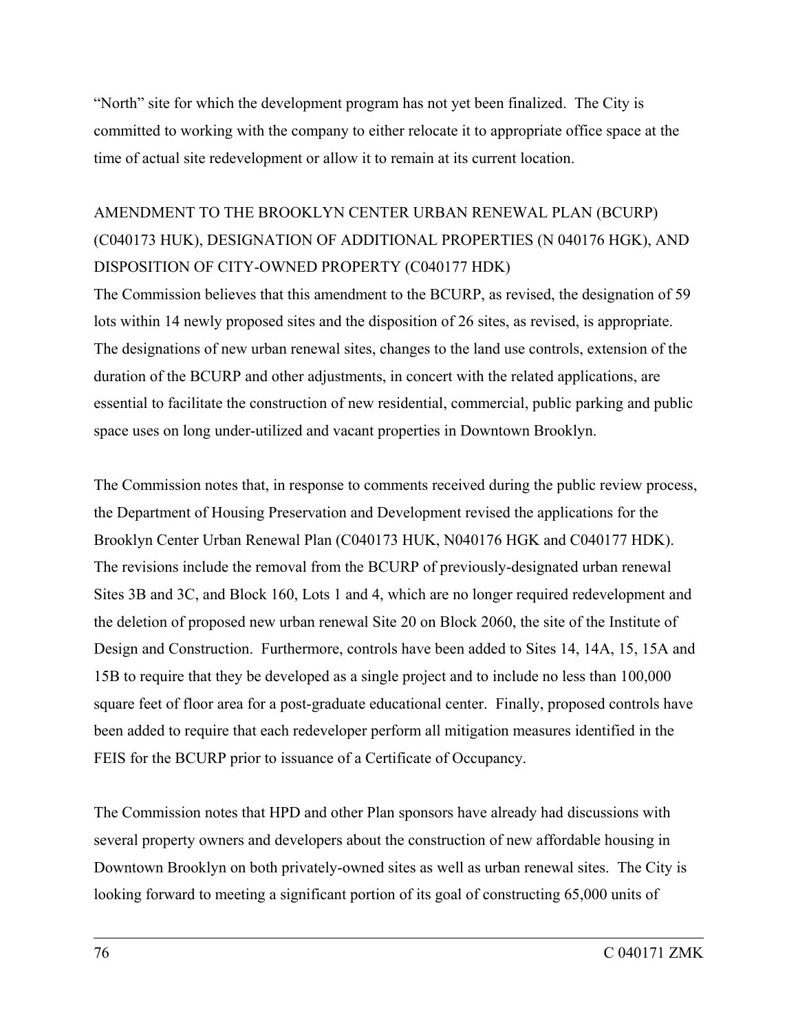"North" site for which the development program has not yet been finalized. The City is committed to working with the company to either relocate it to appropriate office space at the time of actual site redevelopment or allow it to remain at its current location.

AMENDMENT TO THE BROOKLYN CENTER URBAN RENEWAL PLAN (BCURP) (C040173 HUK), DESIGNATION OF ADDITIONAL PROPERTIES (N 040176 HGK), AND DISPOSITION OF CITY-OWNED PROPERTY (C040177 HDK)

The Commission believes that this amendment to the BCURP, as revised, the designation of 59 lots within 14 newly proposed sites and the disposition of 26 sites, as revised, is appropriate. The designations of new urban renewal sites, changes to the land use controls, extension of the duration of the BCURP and other adjustments, in concert with the related applications, are essential to facilitate the construction of new residential, commercial, public parking and public space uses on long under-utilized and vacant properties in Downtown Brooklyn.

The Commission notes that, in response to comments received during the public review process, the Department of Housing Preservation and Development revised the applications for the Brooklyn Center Urban Renewal Plan (C040173 HUK, N040176 HGK and C040177 HDK). The revisions include the removal from the BCURP of previously-designated urban renewal Sites 3B and 3C, and Block 160, Lots 1 and 4, which are no longer required redevelopment and the deletion of proposed new urban renewal Site 20 on Block 2060, the site of the Institute of Design and Construction. Furthermore, controls have been added to Sites 14, 14A, 15, 15A and 15B to require that they be developed as a single project and to include no less than 100,000 square feet of floor area for a post-graduate educational center. Finally, proposed controls have been added to require that each redeveloper perform all mitigation measures identified in the FEIS for the BCURP prior to issuance of a Certificate of Occupancy.

The Commission notes that HPD and other Plan sponsors have already had discussions with several property owners and developers about the construction of new affordable housing in Downtown Brooklyn on both privately-owned sites as well as urban renewal sites. The City is looking forward to meeting a significant portion of its goal of constructing 65,000 units of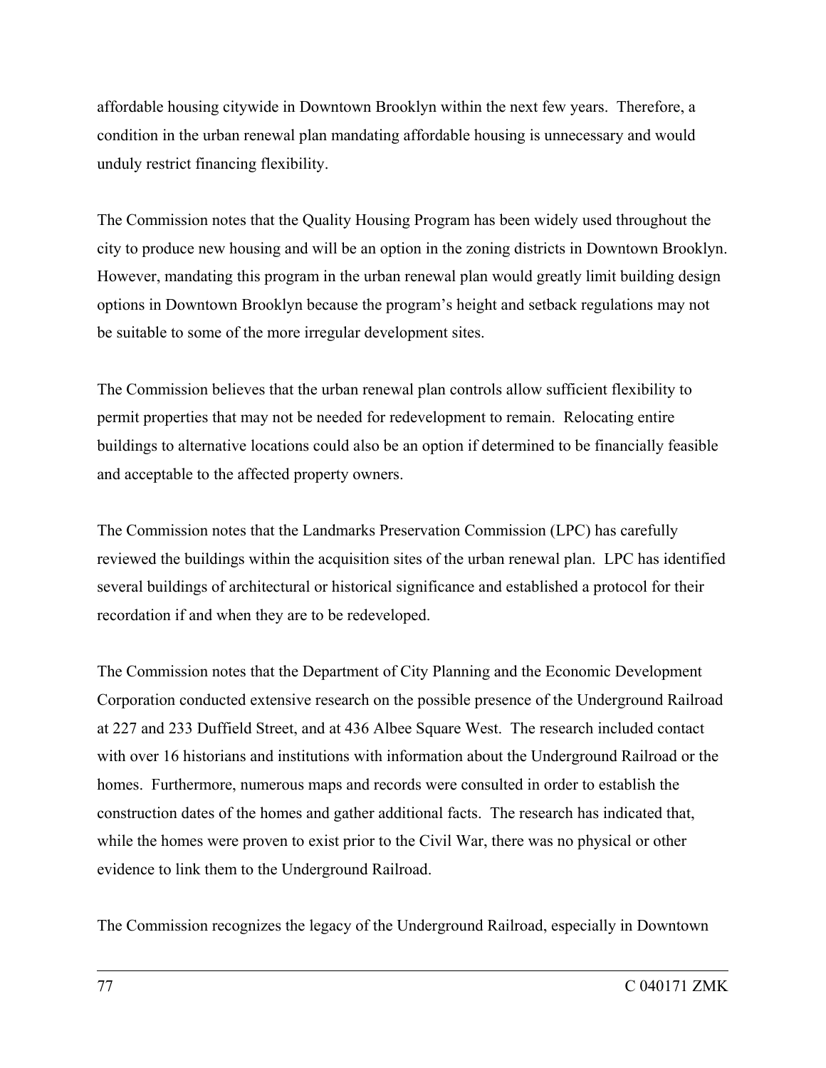affordable housing citywide in Downtown Brooklyn within the next few years. Therefore, a condition in the urban renewal plan mandating affordable housing is unnecessary and would unduly restrict financing flexibility.

The Commission notes that the Quality Housing Program has been widely used throughout the city to produce new housing and will be an option in the zoning districts in Downtown Brooklyn. However, mandating this program in the urban renewal plan would greatly limit building design options in Downtown Brooklyn because the program's height and setback regulations may not be suitable to some of the more irregular development sites.

The Commission believes that the urban renewal plan controls allow sufficient flexibility to permit properties that may not be needed for redevelopment to remain. Relocating entire buildings to alternative locations could also be an option if determined to be financially feasible and acceptable to the affected property owners.

The Commission notes that the Landmarks Preservation Commission (LPC) has carefully reviewed the buildings within the acquisition sites of the urban renewal plan. LPC has identified several buildings of architectural or historical significance and established a protocol for their recordation if and when they are to be redeveloped.

The Commission notes that the Department of City Planning and the Economic Development Corporation conducted extensive research on the possible presence of the Underground Railroad at 227 and 233 Duffield Street, and at 436 Albee Square West. The research included contact with over 16 historians and institutions with information about the Underground Railroad or the homes. Furthermore, numerous maps and records were consulted in order to establish the construction dates of the homes and gather additional facts. The research has indicated that, while the homes were proven to exist prior to the Civil War, there was no physical or other evidence to link them to the Underground Railroad.

The Commission recognizes the legacy of the Underground Railroad, especially in Downtown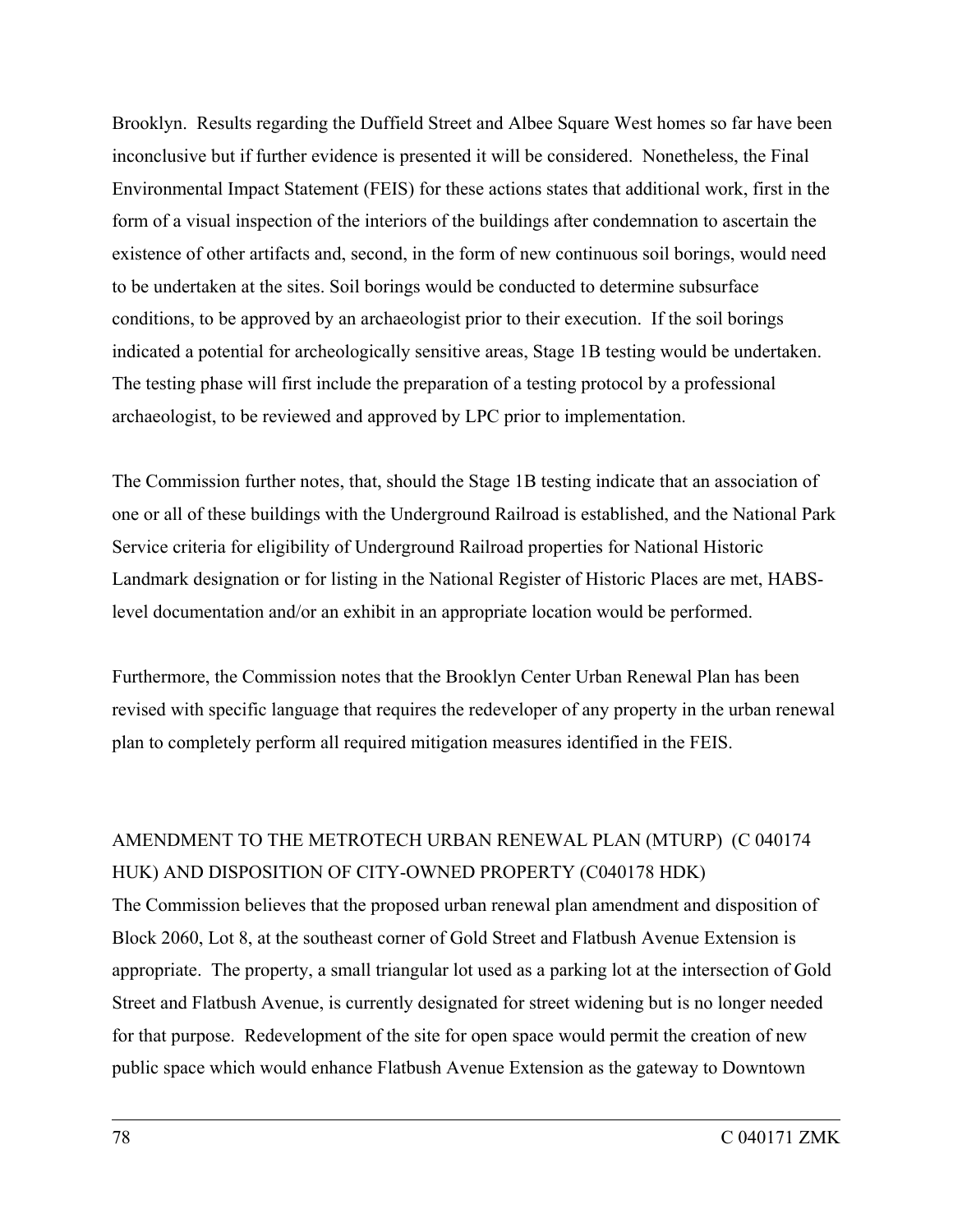Brooklyn. Results regarding the Duffield Street and Albee Square West homes so far have been inconclusive but if further evidence is presented it will be considered. Nonetheless, the Final Environmental Impact Statement (FEIS) for these actions states that additional work, first in the form of a visual inspection of the interiors of the buildings after condemnation to ascertain the existence of other artifacts and, second, in the form of new continuous soil borings, would need to be undertaken at the sites. Soil borings would be conducted to determine subsurface conditions, to be approved by an archaeologist prior to their execution. If the soil borings indicated a potential for archeologically sensitive areas, Stage 1B testing would be undertaken. The testing phase will first include the preparation of a testing protocol by a professional archaeologist, to be reviewed and approved by LPC prior to implementation.

The Commission further notes, that, should the Stage 1B testing indicate that an association of one or all of these buildings with the Underground Railroad is established, and the National Park Service criteria for eligibility of Underground Railroad properties for National Historic Landmark designation or for listing in the National Register of Historic Places are met, HABS-level documentation and/or an exhibit in an appropriate location would be performed.

Furthermore, the Commission notes that the Brooklyn Center Urban Renewal Plan has been revised with specific language that requires the redeveloper of any property in the urban renewal plan to completely perform all required mitigation measures identified in the FEIS.

AMENDMENT TO THE METROTECH URBAN RENEWAL PLAN (MTURP) (C 040174 HUK) AND DISPOSITION OF CITY-OWNED PROPERTY (C040178 HDK)

The Commission believes that the proposed urban renewal plan amendment and disposition of Block 2060, Lot 8, at the southeast corner of Gold Street and Flatbush Avenue Extension is appropriate. The property, a small triangular lot used as a parking lot at the intersection of Gold Street and Flatbush Avenue, is currently designated for street widening but is no longer needed for that purpose. Redevelopment of the site for open space would permit the creation of new public space which would enhance Flatbush Avenue Extension as the gateway to Downtown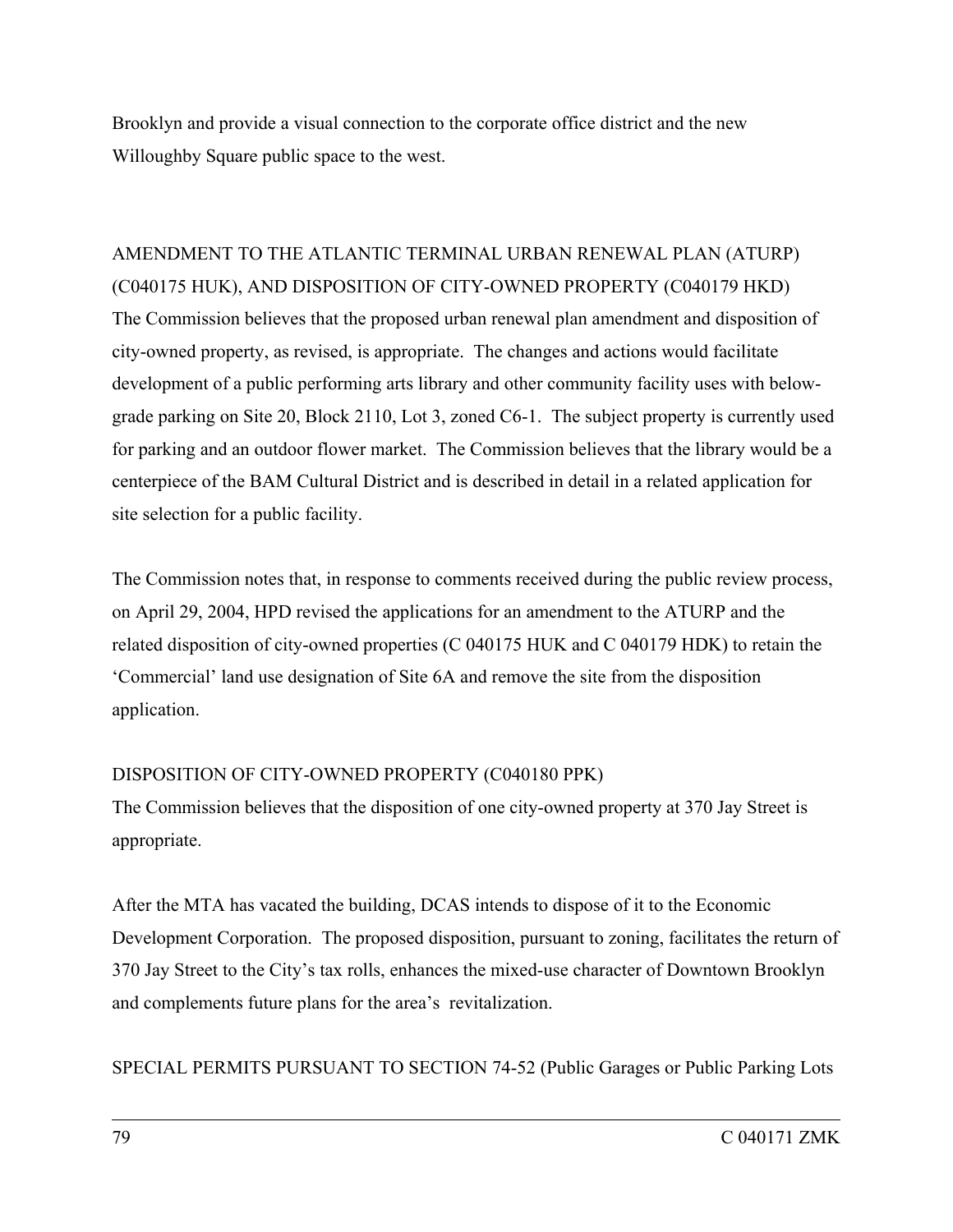Brooklyn and provide a visual connection to the corporate office district and the new Willoughby Square public space to the west.

AMENDMENT TO THE ATLANTIC TERMINAL URBAN RENEWAL PLAN (ATURP) (C040175 HUK), AND DISPOSITION OF CITY-OWNED PROPERTY (C040179 HKD)

The Commission believes that the proposed urban renewal plan amendment and disposition of city-owned property, as revised, is appropriate. The changes and actions would facilitate development of a public performing arts library and other community facility uses with below-grade parking on Site 20, Block 2110, Lot 3, zoned C6-1. The subject property is currently used for parking and an outdoor flower market. The Commission believes that the library would be a centerpiece of the BAM Cultural District and is described in detail in a related application for site selection for a public facility.

The Commission notes that, in response to comments received during the public review process, on April 29, 2004, HPD revised the applications for an amendment to the ATURP and the related disposition of city-owned properties (C 040175 HUK and C 040179 HDK) to retain the 'Commercial' land use designation of Site 6A and remove the site from the disposition application.

DISPOSITION OF CITY-OWNED PROPERTY (C040180 PPK)

The Commission believes that the disposition of one city-owned property at 370 Jay Street is appropriate.

After the MTA has vacated the building, DCAS intends to dispose of it to the Economic Development Corporation. The proposed disposition, pursuant to zoning, facilitates the return of 370 Jay Street to the City's tax rolls, enhances the mixed-use character of Downtown Brooklyn and complements future plans for the area's revitalization.

SPECIAL PERMITS PURSUANT TO SECTION 74-52 (Public Garages or Public Parking Lots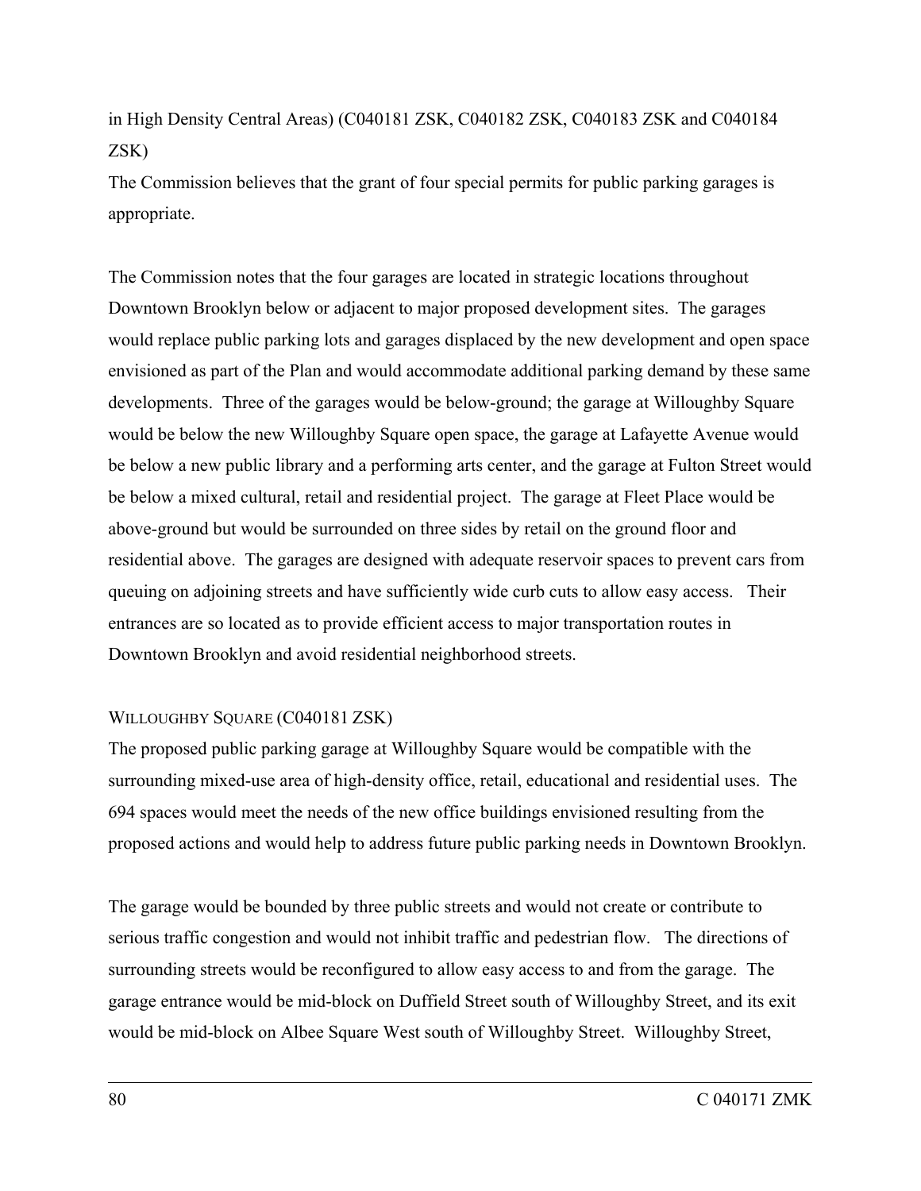in High Density Central Areas) (C040181 ZSK, C040182 ZSK, C040183 ZSK and C040184 ZSK)

The Commission believes that the grant of four special permits for public parking garages is appropriate.

The Commission notes that the four garages are located in strategic locations throughout Downtown Brooklyn below or adjacent to major proposed development sites. The garages would replace public parking lots and garages displaced by the new development and open space envisioned as part of the Plan and would accommodate additional parking demand by these same developments. Three of the garages would be below-ground; the garage at Willoughby Square would be below the new Willoughby Square open space, the garage at Lafayette Avenue would be below a new public library and a performing arts center, and the garage at Fulton Street would be below a mixed cultural, retail and residential project. The garage at Fleet Place would be above-ground but would be surrounded on three sides by retail on the ground floor and residential above. The garages are designed with adequate reservoir spaces to prevent cars from queuing on adjoining streets and have sufficiently wide curb cuts to allow easy access. Their entrances are so located as to provide efficient access to major transportation routes in Downtown Brooklyn and avoid residential neighborhood streets.

WILLOUGHBY SQUARE (C040181 ZSK)

The proposed public parking garage at Willoughby Square would be compatible with the surrounding mixed-use area of high-density office, retail, educational and residential uses. The 694 spaces would meet the needs of the new office buildings envisioned resulting from the proposed actions and would help to address future public parking needs in Downtown Brooklyn.

The garage would be bounded by three public streets and would not create or contribute to serious traffic congestion and would not inhibit traffic and pedestrian flow. The directions of surrounding streets would be reconfigured to allow easy access to and from the garage. The garage entrance would be mid-block on Duffield Street south of Willoughby Street, and its exit would be mid-block on Albee Square West south of Willoughby Street. Willoughby Street,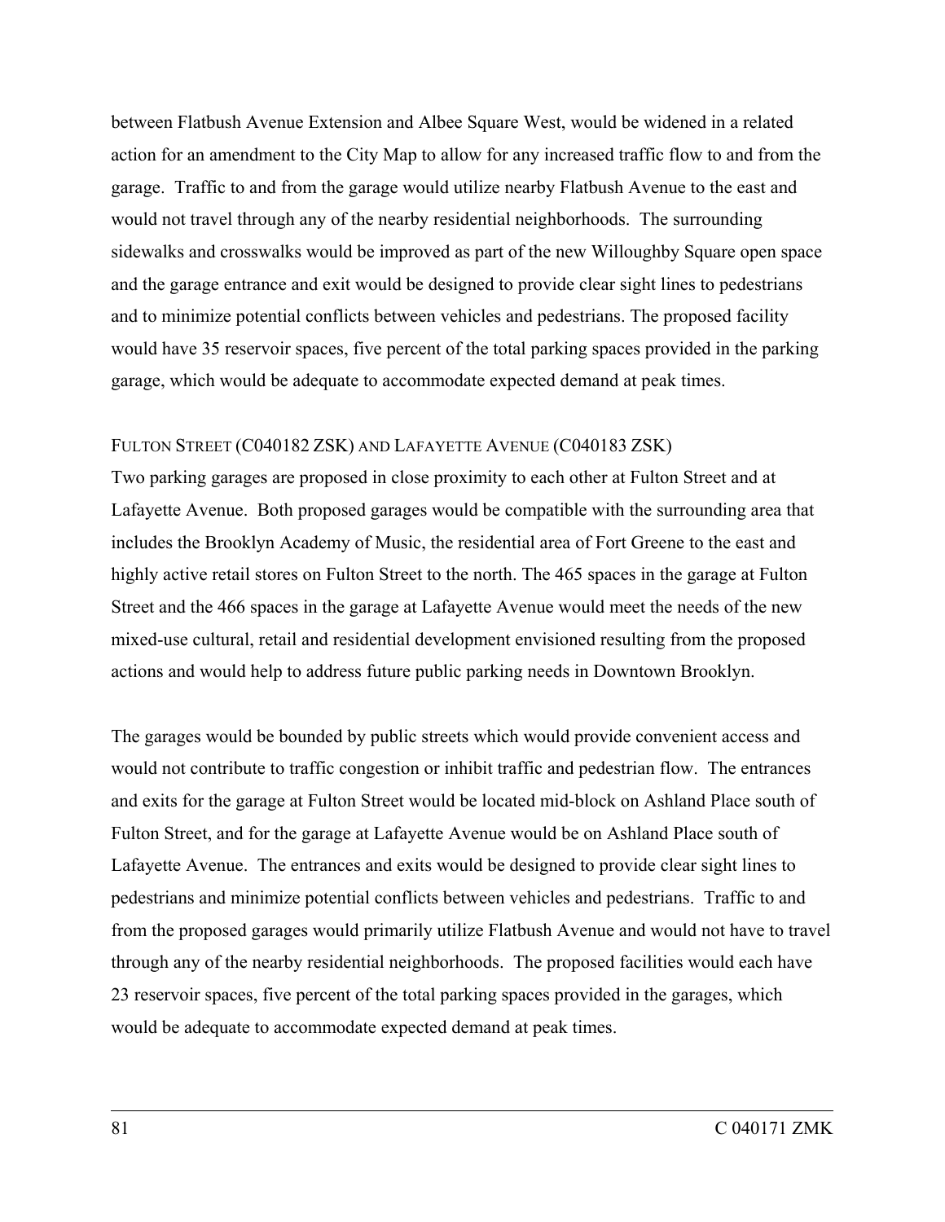between Flatbush Avenue Extension and Albee Square West, would be widened in a related action for an amendment to the City Map to allow for any increased traffic flow to and from the garage. Traffic to and from the garage would utilize nearby Flatbush Avenue to the east and would not travel through any of the nearby residential neighborhoods. The surrounding sidewalks and crosswalks would be improved as part of the new Willoughby Square open space and the garage entrance and exit would be designed to provide clear sight lines to pedestrians and to minimize potential conflicts between vehicles and pedestrians. The proposed facility would have 35 reservoir spaces, five percent of the total parking spaces provided in the parking garage, which would be adequate to accommodate expected demand at peak times.

FULTON STREET (C040182 ZSK) AND LAFAYETTE AVENUE (C040183 ZSK)

Two parking garages are proposed in close proximity to each other at Fulton Street and at Lafayette Avenue. Both proposed garages would be compatible with the surrounding area that includes the Brooklyn Academy of Music, the residential area of Fort Greene to the east and highly active retail stores on Fulton Street to the north. The 465 spaces in the garage at Fulton Street and the 466 spaces in the garage at Lafayette Avenue would meet the needs of the new mixed-use cultural, retail and residential development envisioned resulting from the proposed actions and would help to address future public parking needs in Downtown Brooklyn.

The garages would be bounded by public streets which would provide convenient access and would not contribute to traffic congestion or inhibit traffic and pedestrian flow. The entrances and exits for the garage at Fulton Street would be located mid-block on Ashland Place south of Fulton Street, and for the garage at Lafayette Avenue would be on Ashland Place south of Lafayette Avenue. The entrances and exits would be designed to provide clear sight lines to pedestrians and minimize potential conflicts between vehicles and pedestrians. Traffic to and from the proposed garages would primarily utilize Flatbush Avenue and would not have to travel through any of the nearby residential neighborhoods. The proposed facilities would each have 23 reservoir spaces, five percent of the total parking spaces provided in the garages, which would be adequate to accommodate expected demand at peak times.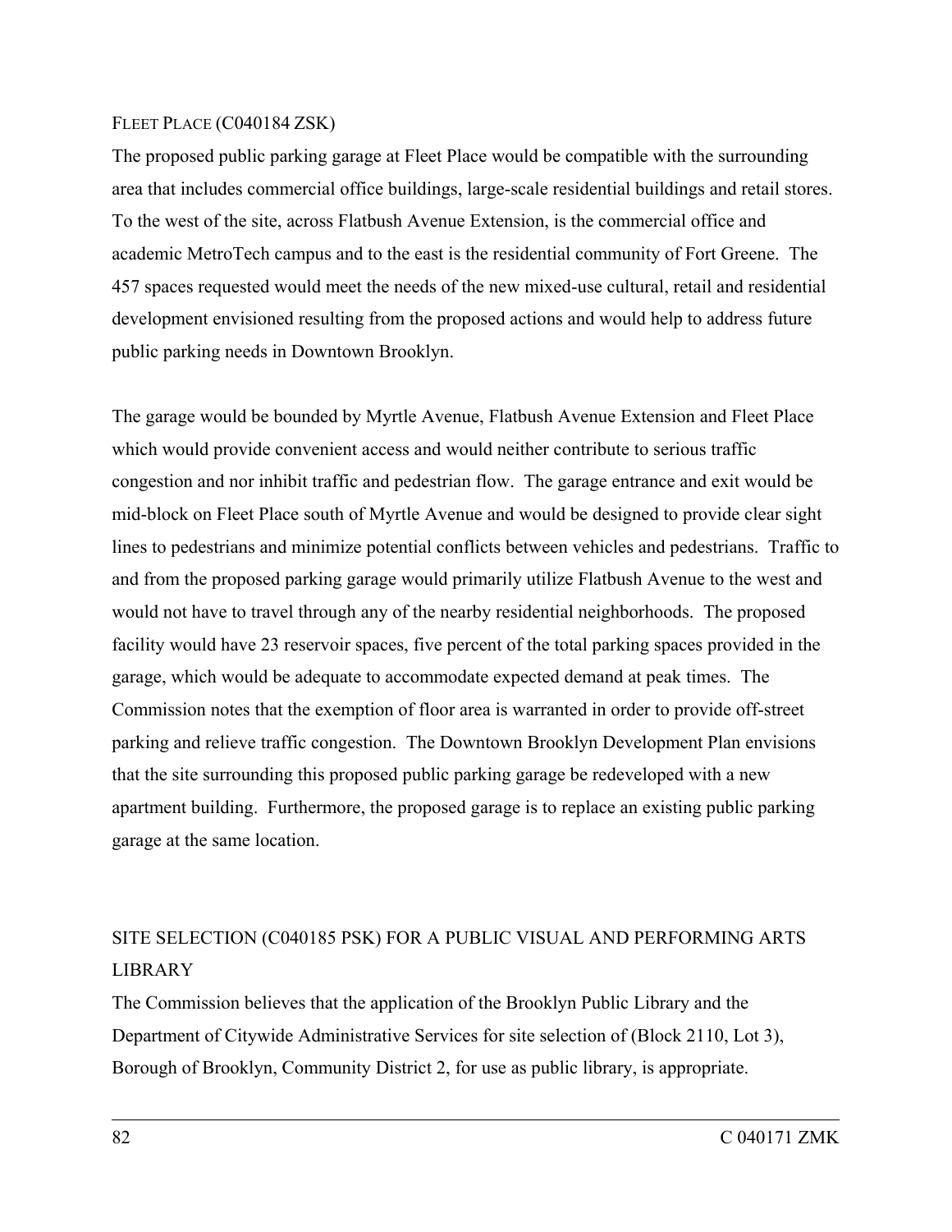FLEET PLACE (C040184 ZSK)

The proposed public parking garage at Fleet Place would be compatible with the surrounding area that includes commercial office buildings, large-scale residential buildings and retail stores. To the west of the site, across Flatbush Avenue Extension, is the commercial office and academic MetroTech campus and to the east is the residential community of Fort Greene. The 457 spaces requested would meet the needs of the new mixed-use cultural, retail and residential development envisioned resulting from the proposed actions and would help to address future public parking needs in Downtown Brooklyn.

The garage would be bounded by Myrtle Avenue, Flatbush Avenue Extension and Fleet Place which would provide convenient access and would neither contribute to serious traffic congestion and nor inhibit traffic and pedestrian flow. The garage entrance and exit would be mid-block on Fleet Place south of Myrtle Avenue and would be designed to provide clear sight lines to pedestrians and minimize potential conflicts between vehicles and pedestrians. Traffic to and from the proposed parking garage would primarily utilize Flatbush Avenue to the west and would not have to travel through any of the nearby residential neighborhoods. The proposed facility would have 23 reservoir spaces, five percent of the total parking spaces provided in the garage, which would be adequate to accommodate expected demand at peak times. The Commission notes that the exemption of floor area is warranted in order to provide off-street parking and relieve traffic congestion. The Downtown Brooklyn Development Plan envisions that the site surrounding this proposed public parking garage be redeveloped with a new apartment building. Furthermore, the proposed garage is to replace an existing public parking garage at the same location.

SITE SELECTION (C040185 PSK) FOR A PUBLIC VISUAL AND PERFORMING ARTS LIBRARY

The Commission believes that the application of the Brooklyn Public Library and the Department of Citywide Administrative Services for site selection of (Block 2110, Lot 3), Borough of Brooklyn, Community District 2, for use as public library, is appropriate.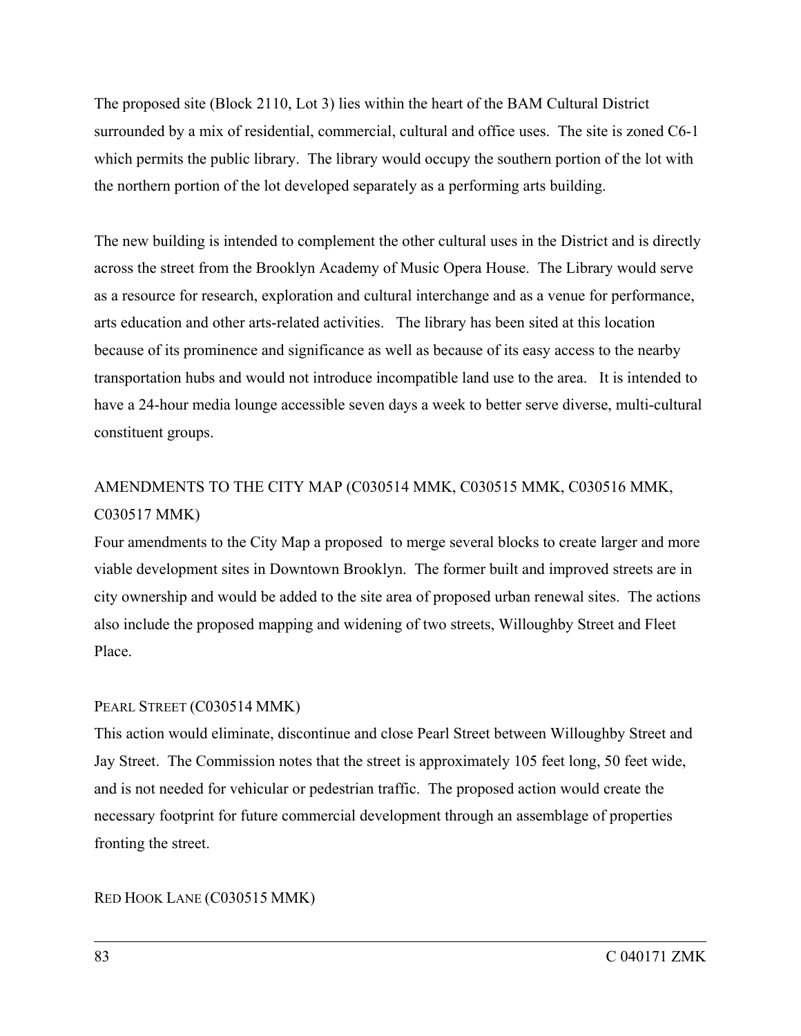The proposed site (Block 2110, Lot 3) lies within the heart of the BAM Cultural District surrounded by a mix of residential, commercial, cultural and office uses. The site is zoned C6-1 which permits the public library. The library would occupy the southern portion of the lot with the northern portion of the lot developed separately as a performing arts building.

The new building is intended to complement the other cultural uses in the District and is directly across the street from the Brooklyn Academy of Music Opera House. The Library would serve as a resource for research, exploration and cultural interchange and as a venue for performance, arts education and other arts-related activities. The library has been sited at this location because of its prominence and significance as well as because of its easy access to the nearby transportation hubs and would not introduce incompatible land use to the area. It is intended to have a 24-hour media lounge accessible seven days a week to better serve diverse, multi-cultural constituent groups.

AMENDMENTS TO THE CITY MAP (C030514 MMK, C030515 MMK, C030516 MMK, C030517 MMK)

Four amendments to the City Map a proposed to merge several blocks to create larger and more viable development sites in Downtown Brooklyn. The former built and improved streets are in city ownership and would be added to the site area of proposed urban renewal sites. The actions also include the proposed mapping and widening of two streets, Willoughby Street and Fleet Place.

PEARL STREET (C030514 MMK)

This action would eliminate, discontinue and close Pearl Street between Willoughby Street and Jay Street. The Commission notes that the street is approximately 105 feet long, 50 feet wide, and is not needed for vehicular or pedestrian traffic. The proposed action would create the necessary footprint for future commercial development through an assemblage of properties fronting the street.

RED HOOK LANE (C030515 MMK)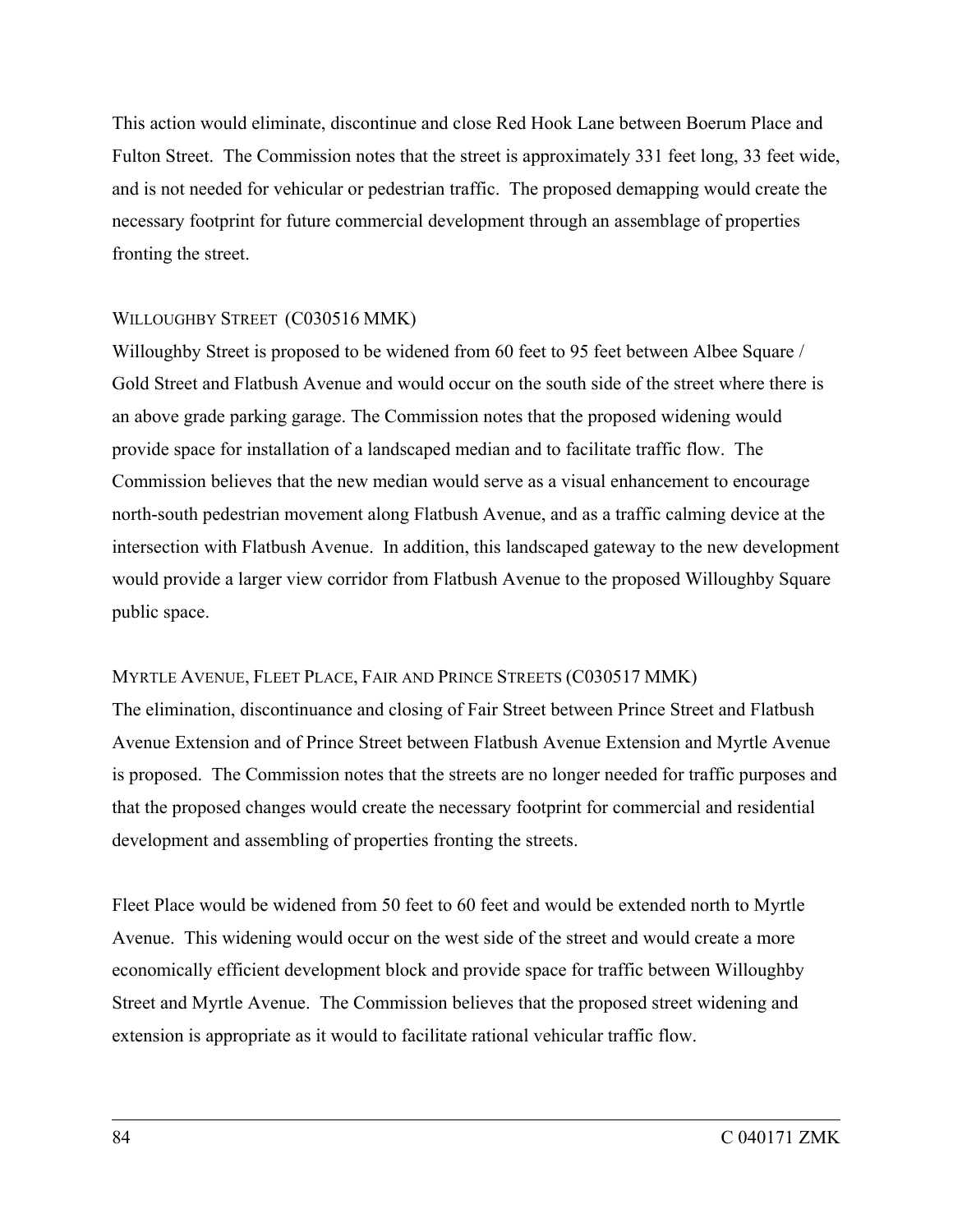This action would eliminate, discontinue and close Red Hook Lane between Boerum Place and Fulton Street. The Commission notes that the street is approximately 331 feet long, 33 feet wide, and is not needed for vehicular or pedestrian traffic. The proposed demapping would create the necessary footprint for future commercial development through an assemblage of properties fronting the street.

WILLOUGHBY STREET (C030516 MMK)

Willoughby Street is proposed to be widened from 60 feet to 95 feet between Albee Square / Gold Street and Flatbush Avenue and would occur on the south side of the street where there is an above grade parking garage. The Commission notes that the proposed widening would provide space for installation of a landscaped median and to facilitate traffic flow. The Commission believes that the new median would serve as a visual enhancement to encourage north-south pedestrian movement along Flatbush Avenue, and as a traffic calming device at the intersection with Flatbush Avenue. In addition, this landscaped gateway to the new development would provide a larger view corridor from Flatbush Avenue to the proposed Willoughby Square public space.

MYRTLE AVENUE, FLEET PLACE, FAIR AND PRINCE STREETS (C030517 MMK)

The elimination, discontinuance and closing of Fair Street between Prince Street and Flatbush Avenue Extension and of Prince Street between Flatbush Avenue Extension and Myrtle Avenue is proposed. The Commission notes that the streets are no longer needed for traffic purposes and that the proposed changes would create the necessary footprint for commercial and residential development and assembling of properties fronting the streets.

Fleet Place would be widened from 50 feet to 60 feet and would be extended north to Myrtle Avenue. This widening would occur on the west side of the street and would create a more economically efficient development block and provide space for traffic between Willoughby Street and Myrtle Avenue. The Commission believes that the proposed street widening and extension is appropriate as it would to facilitate rational vehicular traffic flow.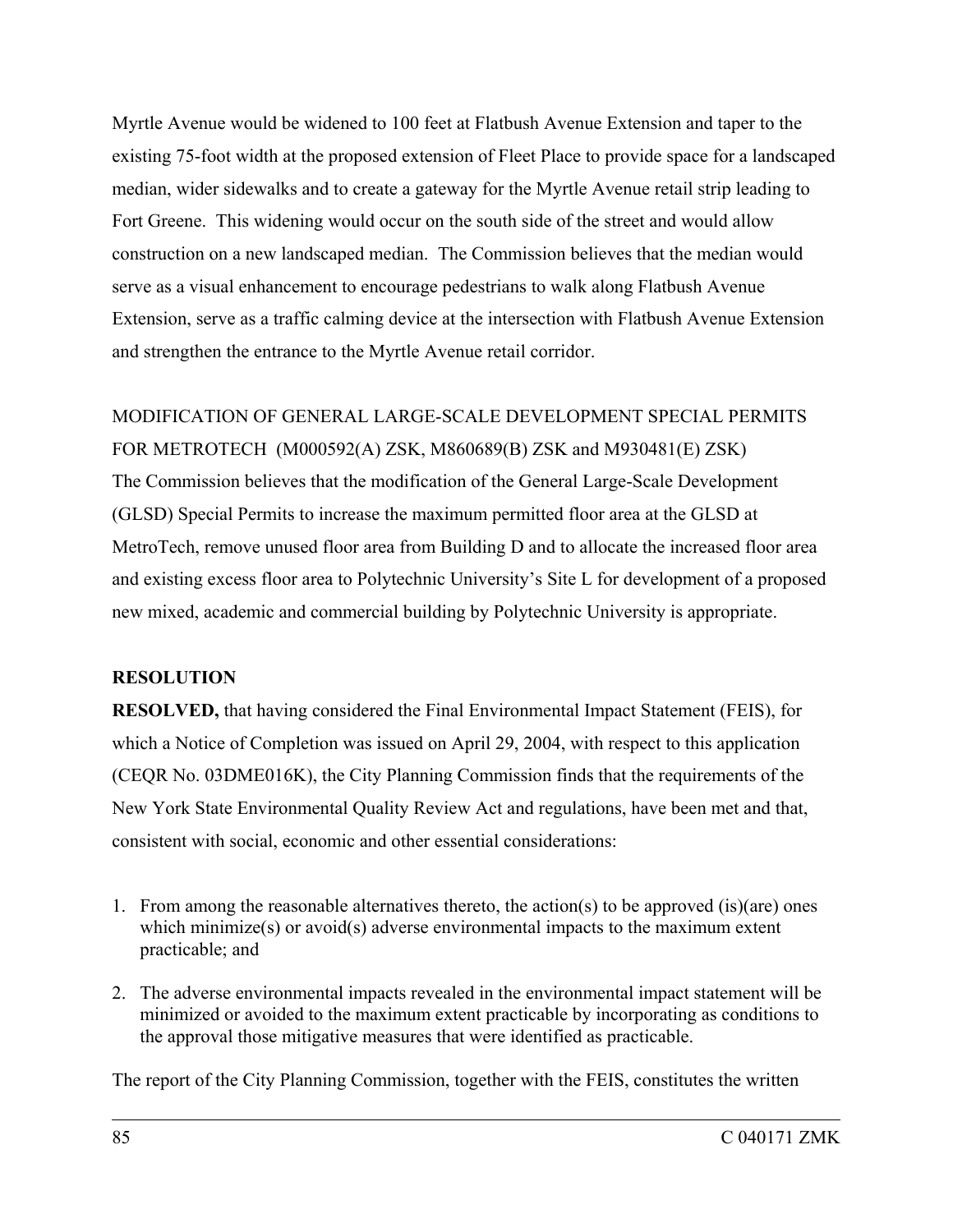Myrtle Avenue would be widened to 100 feet at Flatbush Avenue Extension and taper to the existing 75-foot width at the proposed extension of Fleet Place to provide space for a landscaped median, wider sidewalks and to create a gateway for the Myrtle Avenue retail strip leading to Fort Greene. This widening would occur on the south side of the street and would allow construction on a new landscaped median. The Commission believes that the median would serve as a visual enhancement to encourage pedestrians to walk along Flatbush Avenue Extension, serve as a traffic calming device at the intersection with Flatbush Avenue Extension and strengthen the entrance to the Myrtle Avenue retail corridor.

MODIFICATION OF GENERAL LARGE-SCALE DEVELOPMENT SPECIAL PERMITS FOR METROTECH (M000592(A) ZSK, M860689(B) ZSK and M930481(E) ZSK)

The Commission believes that the modification of the General Large-Scale Development (GLSD) Special Permits to increase the maximum permitted floor area at the GLSD at MetroTech, remove unused floor area from Building D and to allocate the increased floor area and existing excess floor area to Polytechnic University's Site L for development of a proposed new mixed, academic and commercial building by Polytechnic University is appropriate.

**RESOLUTION**

**RESOLVED,** that having considered the Final Environmental Impact Statement (FEIS), for which a Notice of Completion was issued on April 29, 2004, with respect to this application (CEQR No. 03DME016K), the City Planning Commission finds that the requirements of the New York State Environmental Quality Review Act and regulations, have been met and that, consistent with social, economic and other essential considerations:

1. From among the reasonable alternatives thereto, the action(s) to be approved (is)(are) ones which minimize(s) or avoid(s) adverse environmental impacts to the maximum extent practicable; and

2. The adverse environmental impacts revealed in the environmental impact statement will be minimized or avoided to the maximum extent practicable by incorporating as conditions to the approval those mitigative measures that were identified as practicable.

The report of the City Planning Commission, together with the FEIS, constitutes the written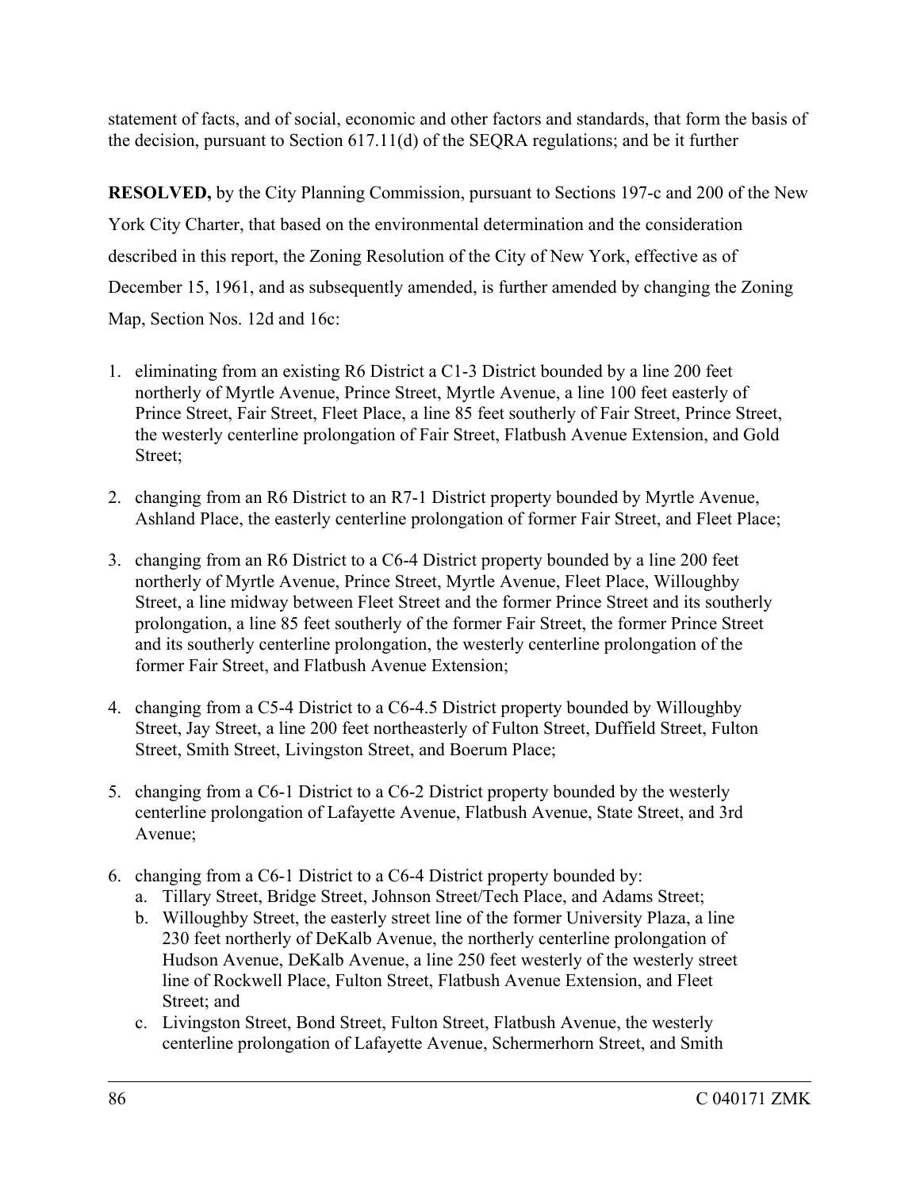statement of facts, and of social, economic and other factors and standards, that form the basis of the decision, pursuant to Section 617.11(d) of the SEQRA regulations; and be it further

**RESOLVED,** by the City Planning Commission, pursuant to Sections 197-c and 200 of the New York City Charter, that based on the environmental determination and the consideration described in this report, the Zoning Resolution of the City of New York, effective as of December 15, 1961, and as subsequently amended, is further amended by changing the Zoning Map, Section Nos. 12d and 16c:

1. eliminating from an existing R6 District a C1-3 District bounded by a line 200 feet northerly of Myrtle Avenue, Prince Street, Myrtle Avenue, a line 100 feet easterly of Prince Street, Fair Street, Fleet Place, a line 85 feet southerly of Fair Street, Prince Street, the westerly centerline prolongation of Fair Street, Flatbush Avenue Extension, and Gold Street;

2. changing from an R6 District to an R7-1 District property bounded by Myrtle Avenue, Ashland Place, the easterly centerline prolongation of former Fair Street, and Fleet Place;

3. changing from an R6 District to a C6-4 District property bounded by a line 200 feet northerly of Myrtle Avenue, Prince Street, Myrtle Avenue, Fleet Place, Willoughby Street, a line midway between Fleet Street and the former Prince Street and its southerly prolongation, a line 85 feet southerly of the former Fair Street, the former Prince Street and its southerly centerline prolongation, the westerly centerline prolongation of the former Fair Street, and Flatbush Avenue Extension;

4. changing from a C5-4 District to a C6-4.5 District property bounded by Willoughby Street, Jay Street, a line 200 feet northeasterly of Fulton Street, Duffield Street, Fulton Street, Smith Street, Livingston Street, and Boerum Place;

5. changing from a C6-1 District to a C6-2 District property bounded by the westerly centerline prolongation of Lafayette Avenue, Flatbush Avenue, State Street, and 3rd Avenue;

6. changing from a C6-1 District to a C6-4 District property bounded by:
   a. Tillary Street, Bridge Street, Johnson Street/Tech Place, and Adams Street;
   b. Willoughby Street, the easterly street line of the former University Plaza, a line 230 feet northerly of DeKalb Avenue, the northerly centerline prolongation of Hudson Avenue, DeKalb Avenue, a line 250 feet westerly of the westerly street line of Rockwell Place, Fulton Street, Flatbush Avenue Extension, and Fleet Street; and
   c. Livingston Street, Bond Street, Fulton Street, Flatbush Avenue, the westerly centerline prolongation of Lafayette Avenue, Schermerhorn Street, and Smith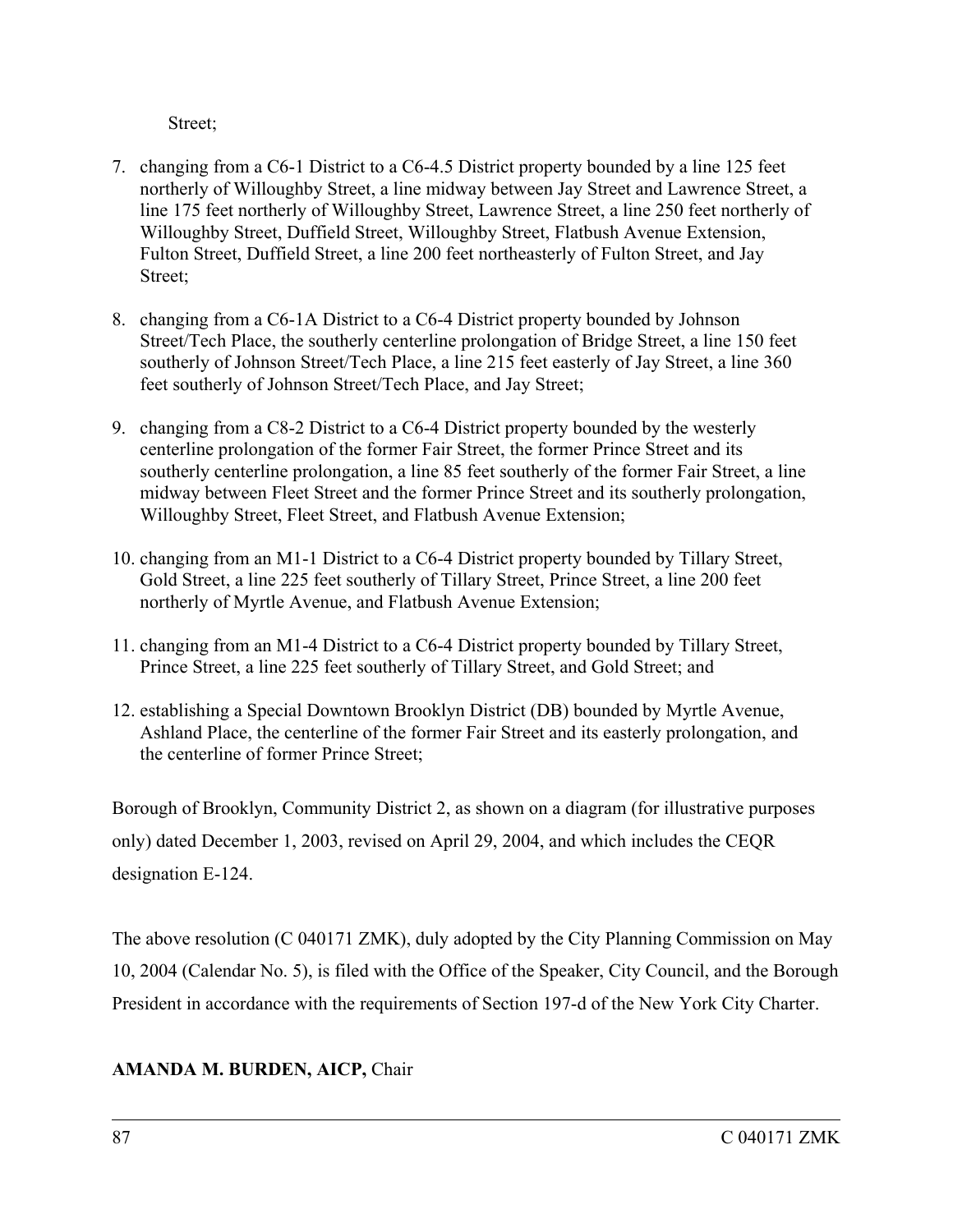Street;

7. changing from a C6-1 District to a C6-4.5 District property bounded by a line 125 feet northerly of Willoughby Street, a line midway between Jay Street and Lawrence Street, a line 175 feet northerly of Willoughby Street, Lawrence Street, a line 250 feet northerly of Willoughby Street, Duffield Street, Willoughby Street, Flatbush Avenue Extension, Fulton Street, Duffield Street, a line 200 feet northeasterly of Fulton Street, and Jay Street;

8. changing from a C6-1A District to a C6-4 District property bounded by Johnson Street/Tech Place, the southerly centerline prolongation of Bridge Street, a line 150 feet southerly of Johnson Street/Tech Place, a line 215 feet easterly of Jay Street, a line 360 feet southerly of Johnson Street/Tech Place, and Jay Street;

9. changing from a C8-2 District to a C6-4 District property bounded by the westerly centerline prolongation of the former Fair Street, the former Prince Street and its southerly centerline prolongation, a line 85 feet southerly of the former Fair Street, a line midway between Fleet Street and the former Prince Street and its southerly prolongation, Willoughby Street, Fleet Street, and Flatbush Avenue Extension;

10. changing from an M1-1 District to a C6-4 District property bounded by Tillary Street, Gold Street, a line 225 feet southerly of Tillary Street, Prince Street, a line 200 feet northerly of Myrtle Avenue, and Flatbush Avenue Extension;

11. changing from an M1-4 District to a C6-4 District property bounded by Tillary Street, Prince Street, a line 225 feet southerly of Tillary Street, and Gold Street; and

12. establishing a Special Downtown Brooklyn District (DB) bounded by Myrtle Avenue, Ashland Place, the centerline of the former Fair Street and its easterly prolongation, and the centerline of former Prince Street;

Borough of Brooklyn, Community District 2, as shown on a diagram (for illustrative purposes only) dated December 1, 2003, revised on April 29, 2004, and which includes the CEQR designation E-124.

The above resolution (C 040171 ZMK), duly adopted by the City Planning Commission on May 10, 2004 (Calendar No. 5), is filed with the Office of the Speaker, City Council, and the Borough President in accordance with the requirements of Section 197-d of the New York City Charter.

**AMANDA M. BURDEN, AICP,** Chair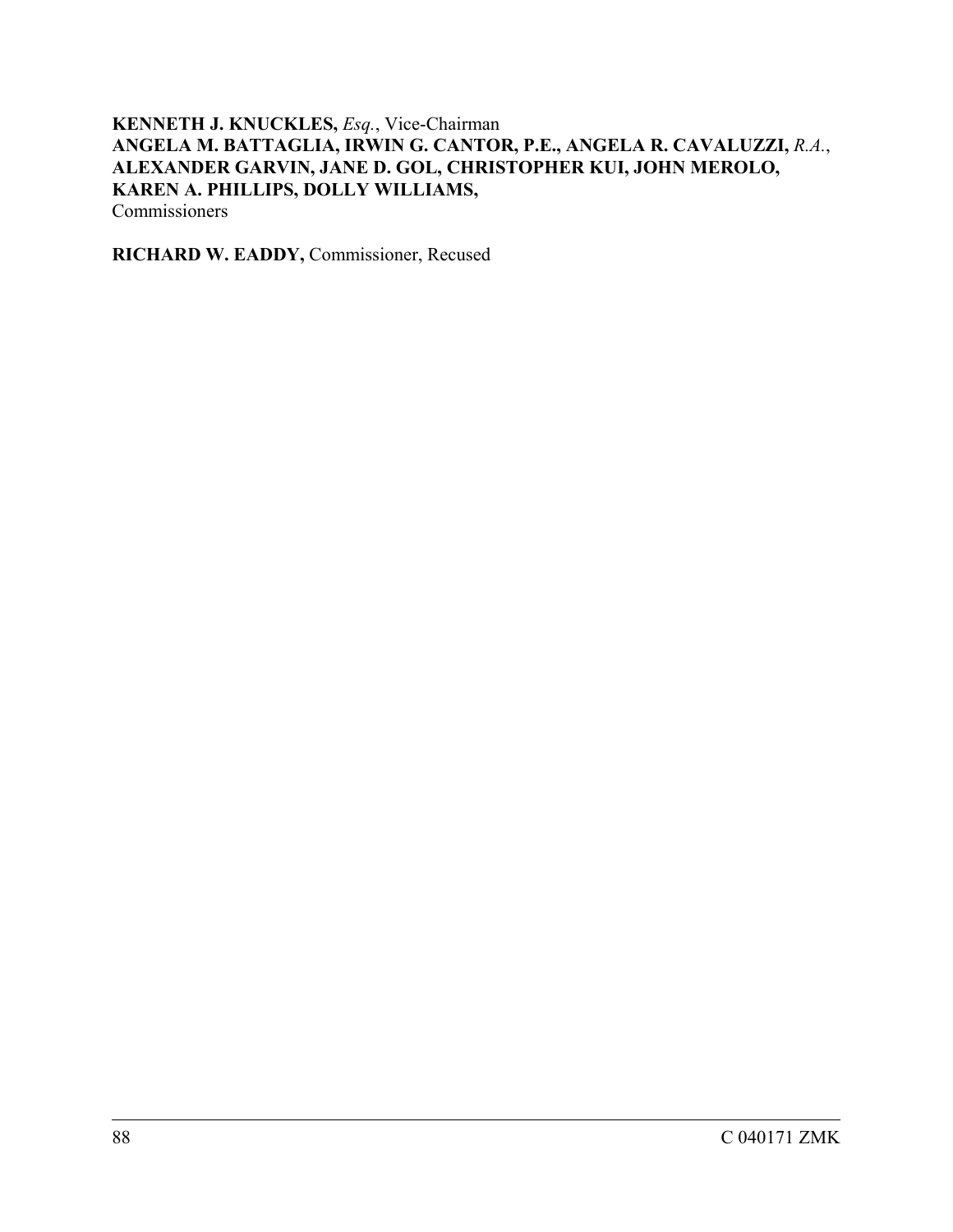**KENNETH J. KNUCKLES,** *Esq.*, Vice-Chairman
**ANGELA M. BATTAGLIA, IRWIN G. CANTOR, P.E., ANGELA R. CAVALUZZI,** *R.A.*,
**ALEXANDER GARVIN, JANE D. GOL, CHRISTOPHER KUI, JOHN MEROLO,**
**KAREN A. PHILLIPS, DOLLY WILLIAMS,**
Commissioners

**RICHARD W. EADDY,** Commissioner, Recused